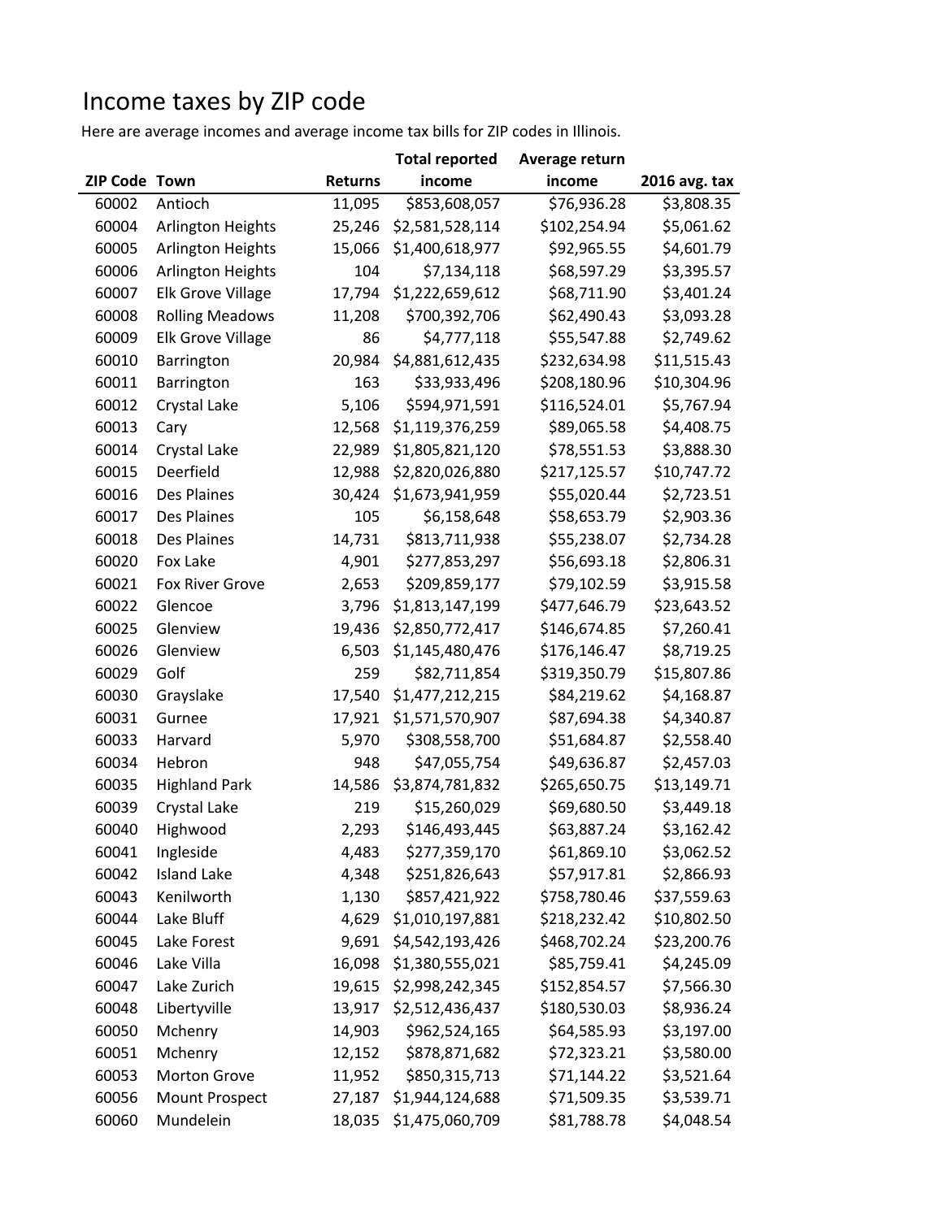# Income taxes by ZIP code

Here are average incomes and average income tax bills for ZIP codes in Illinois.

| ZIP Code | Town | Returns | Total reported income | Average return income | 2016 avg. tax |
|---|---|---|---|---|---|
| 60002 | Antioch | 11,095 | $853,608,057 | $76,936.28 | $3,808.35 |
| 60004 | Arlington Heights | 25,246 | $2,581,528,114 | $102,254.94 | $5,061.62 |
| 60005 | Arlington Heights | 15,066 | $1,400,618,977 | $92,965.55 | $4,601.79 |
| 60006 | Arlington Heights | 104 | $7,134,118 | $68,597.29 | $3,395.57 |
| 60007 | Elk Grove Village | 17,794 | $1,222,659,612 | $68,711.90 | $3,401.24 |
| 60008 | Rolling Meadows | 11,208 | $700,392,706 | $62,490.43 | $3,093.28 |
| 60009 | Elk Grove Village | 86 | $4,777,118 | $55,547.88 | $2,749.62 |
| 60010 | Barrington | 20,984 | $4,881,612,435 | $232,634.98 | $11,515.43 |
| 60011 | Barrington | 163 | $33,933,496 | $208,180.96 | $10,304.96 |
| 60012 | Crystal Lake | 5,106 | $594,971,591 | $116,524.01 | $5,767.94 |
| 60013 | Cary | 12,568 | $1,119,376,259 | $89,065.58 | $4,408.75 |
| 60014 | Crystal Lake | 22,989 | $1,805,821,120 | $78,551.53 | $3,888.30 |
| 60015 | Deerfield | 12,988 | $2,820,026,880 | $217,125.57 | $10,747.72 |
| 60016 | Des Plaines | 30,424 | $1,673,941,959 | $55,020.44 | $2,723.51 |
| 60017 | Des Plaines | 105 | $6,158,648 | $58,653.79 | $2,903.36 |
| 60018 | Des Plaines | 14,731 | $813,711,938 | $55,238.07 | $2,734.28 |
| 60020 | Fox Lake | 4,901 | $277,853,297 | $56,693.18 | $2,806.31 |
| 60021 | Fox River Grove | 2,653 | $209,859,177 | $79,102.59 | $3,915.58 |
| 60022 | Glencoe | 3,796 | $1,813,147,199 | $477,646.79 | $23,643.52 |
| 60025 | Glenview | 19,436 | $2,850,772,417 | $146,674.85 | $7,260.41 |
| 60026 | Glenview | 6,503 | $1,145,480,476 | $176,146.47 | $8,719.25 |
| 60029 | Golf | 259 | $82,711,854 | $319,350.79 | $15,807.86 |
| 60030 | Grayslake | 17,540 | $1,477,212,215 | $84,219.62 | $4,168.87 |
| 60031 | Gurnee | 17,921 | $1,571,570,907 | $87,694.38 | $4,340.87 |
| 60033 | Harvard | 5,970 | $308,558,700 | $51,684.87 | $2,558.40 |
| 60034 | Hebron | 948 | $47,055,754 | $49,636.87 | $2,457.03 |
| 60035 | Highland Park | 14,586 | $3,874,781,832 | $265,650.75 | $13,149.71 |
| 60039 | Crystal Lake | 219 | $15,260,029 | $69,680.50 | $3,449.18 |
| 60040 | Highwood | 2,293 | $146,493,445 | $63,887.24 | $3,162.42 |
| 60041 | Ingleside | 4,483 | $277,359,170 | $61,869.10 | $3,062.52 |
| 60042 | Island Lake | 4,348 | $251,826,643 | $57,917.81 | $2,866.93 |
| 60043 | Kenilworth | 1,130 | $857,421,922 | $758,780.46 | $37,559.63 |
| 60044 | Lake Bluff | 4,629 | $1,010,197,881 | $218,232.42 | $10,802.50 |
| 60045 | Lake Forest | 9,691 | $4,542,193,426 | $468,702.24 | $23,200.76 |
| 60046 | Lake Villa | 16,098 | $1,380,555,021 | $85,759.41 | $4,245.09 |
| 60047 | Lake Zurich | 19,615 | $2,998,242,345 | $152,854.57 | $7,566.30 |
| 60048 | Libertyville | 13,917 | $2,512,436,437 | $180,530.03 | $8,936.24 |
| 60050 | Mchenry | 14,903 | $962,524,165 | $64,585.93 | $3,197.00 |
| 60051 | Mchenry | 12,152 | $878,871,682 | $72,323.21 | $3,580.00 |
| 60053 | Morton Grove | 11,952 | $850,315,713 | $71,144.22 | $3,521.64 |
| 60056 | Mount Prospect | 27,187 | $1,944,124,688 | $71,509.35 | $3,539.71 |
| 60060 | Mundelein | 18,035 | $1,475,060,709 | $81,788.78 | $4,048.54 |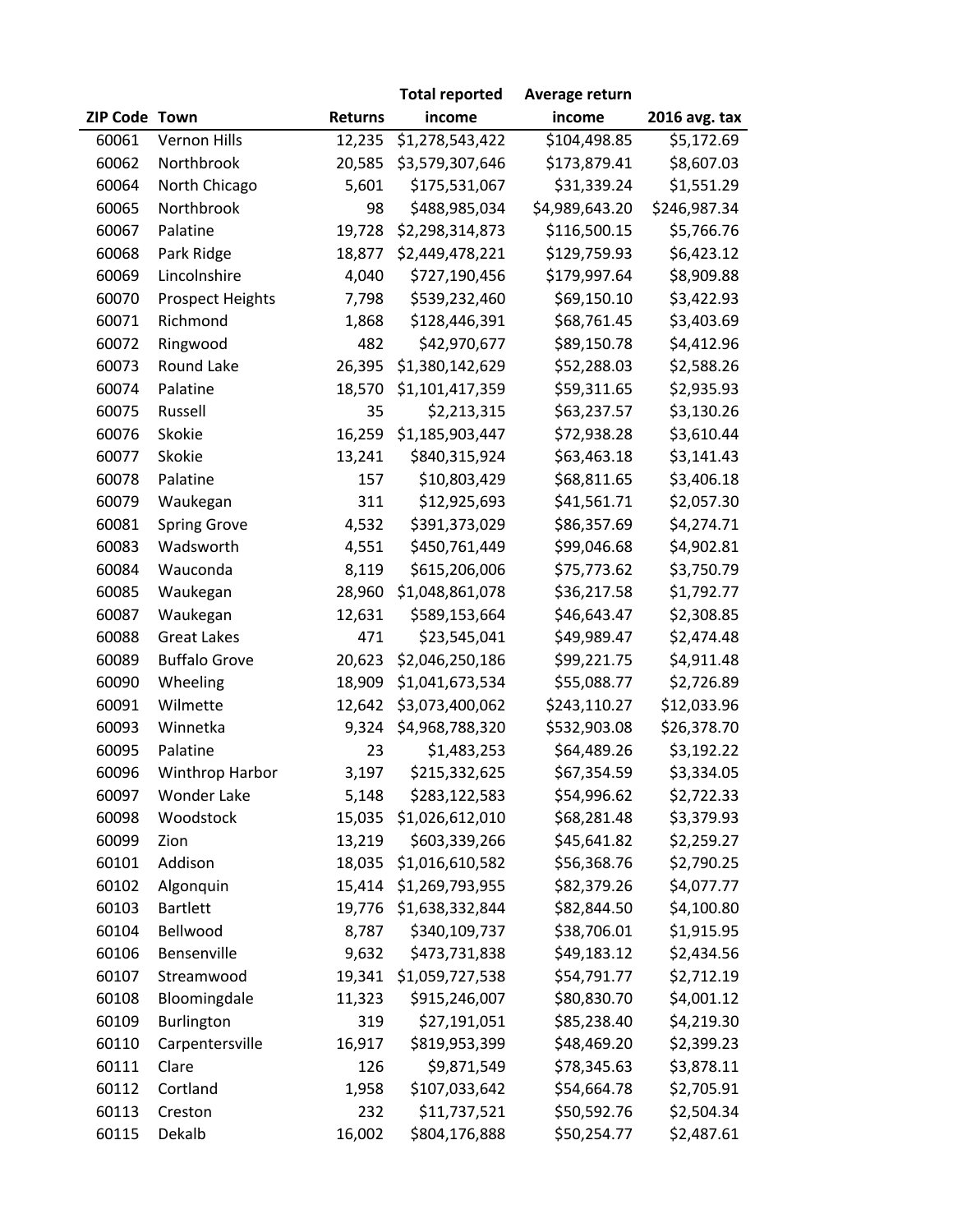| ZIP Code | Town | Returns | Total reported income | Average return income | 2016 avg. tax |
|---|---|---|---|---|---|
| 60061 | Vernon Hills | 12,235 | $1,278,543,422 | $104,498.85 | $5,172.69 |
| 60062 | Northbrook | 20,585 | $3,579,307,646 | $173,879.41 | $8,607.03 |
| 60064 | North Chicago | 5,601 | $175,531,067 | $31,339.24 | $1,551.29 |
| 60065 | Northbrook | 98 | $488,985,034 | $4,989,643.20 | $246,987.34 |
| 60067 | Palatine | 19,728 | $2,298,314,873 | $116,500.15 | $5,766.76 |
| 60068 | Park Ridge | 18,877 | $2,449,478,221 | $129,759.93 | $6,423.12 |
| 60069 | Lincolnshire | 4,040 | $727,190,456 | $179,997.64 | $8,909.88 |
| 60070 | Prospect Heights | 7,798 | $539,232,460 | $69,150.10 | $3,422.93 |
| 60071 | Richmond | 1,868 | $128,446,391 | $68,761.45 | $3,403.69 |
| 60072 | Ringwood | 482 | $42,970,677 | $89,150.78 | $4,412.96 |
| 60073 | Round Lake | 26,395 | $1,380,142,629 | $52,288.03 | $2,588.26 |
| 60074 | Palatine | 18,570 | $1,101,417,359 | $59,311.65 | $2,935.93 |
| 60075 | Russell | 35 | $2,213,315 | $63,237.57 | $3,130.26 |
| 60076 | Skokie | 16,259 | $1,185,903,447 | $72,938.28 | $3,610.44 |
| 60077 | Skokie | 13,241 | $840,315,924 | $63,463.18 | $3,141.43 |
| 60078 | Palatine | 157 | $10,803,429 | $68,811.65 | $3,406.18 |
| 60079 | Waukegan | 311 | $12,925,693 | $41,561.71 | $2,057.30 |
| 60081 | Spring Grove | 4,532 | $391,373,029 | $86,357.69 | $4,274.71 |
| 60083 | Wadsworth | 4,551 | $450,761,449 | $99,046.68 | $4,902.81 |
| 60084 | Wauconda | 8,119 | $615,206,006 | $75,773.62 | $3,750.79 |
| 60085 | Waukegan | 28,960 | $1,048,861,078 | $36,217.58 | $1,792.77 |
| 60087 | Waukegan | 12,631 | $589,153,664 | $46,643.47 | $2,308.85 |
| 60088 | Great Lakes | 471 | $23,545,041 | $49,989.47 | $2,474.48 |
| 60089 | Buffalo Grove | 20,623 | $2,046,250,186 | $99,221.75 | $4,911.48 |
| 60090 | Wheeling | 18,909 | $1,041,673,534 | $55,088.77 | $2,726.89 |
| 60091 | Wilmette | 12,642 | $3,073,400,062 | $243,110.27 | $12,033.96 |
| 60093 | Winnetka | 9,324 | $4,968,788,320 | $532,903.08 | $26,378.70 |
| 60095 | Palatine | 23 | $1,483,253 | $64,489.26 | $3,192.22 |
| 60096 | Winthrop Harbor | 3,197 | $215,332,625 | $67,354.59 | $3,334.05 |
| 60097 | Wonder Lake | 5,148 | $283,122,583 | $54,996.62 | $2,722.33 |
| 60098 | Woodstock | 15,035 | $1,026,612,010 | $68,281.48 | $3,379.93 |
| 60099 | Zion | 13,219 | $603,339,266 | $45,641.82 | $2,259.27 |
| 60101 | Addison | 18,035 | $1,016,610,582 | $56,368.76 | $2,790.25 |
| 60102 | Algonquin | 15,414 | $1,269,793,955 | $82,379.26 | $4,077.77 |
| 60103 | Bartlett | 19,776 | $1,638,332,844 | $82,844.50 | $4,100.80 |
| 60104 | Bellwood | 8,787 | $340,109,737 | $38,706.01 | $1,915.95 |
| 60106 | Bensenville | 9,632 | $473,731,838 | $49,183.12 | $2,434.56 |
| 60107 | Streamwood | 19,341 | $1,059,727,538 | $54,791.77 | $2,712.19 |
| 60108 | Bloomingdale | 11,323 | $915,246,007 | $80,830.70 | $4,001.12 |
| 60109 | Burlington | 319 | $27,191,051 | $85,238.40 | $4,219.30 |
| 60110 | Carpentersville | 16,917 | $819,953,399 | $48,469.20 | $2,399.23 |
| 60111 | Clare | 126 | $9,871,549 | $78,345.63 | $3,878.11 |
| 60112 | Cortland | 1,958 | $107,033,642 | $54,664.78 | $2,705.91 |
| 60113 | Creston | 232 | $11,737,521 | $50,592.76 | $2,504.34 |
| 60115 | Dekalb | 16,002 | $804,176,888 | $50,254.77 | $2,487.61 |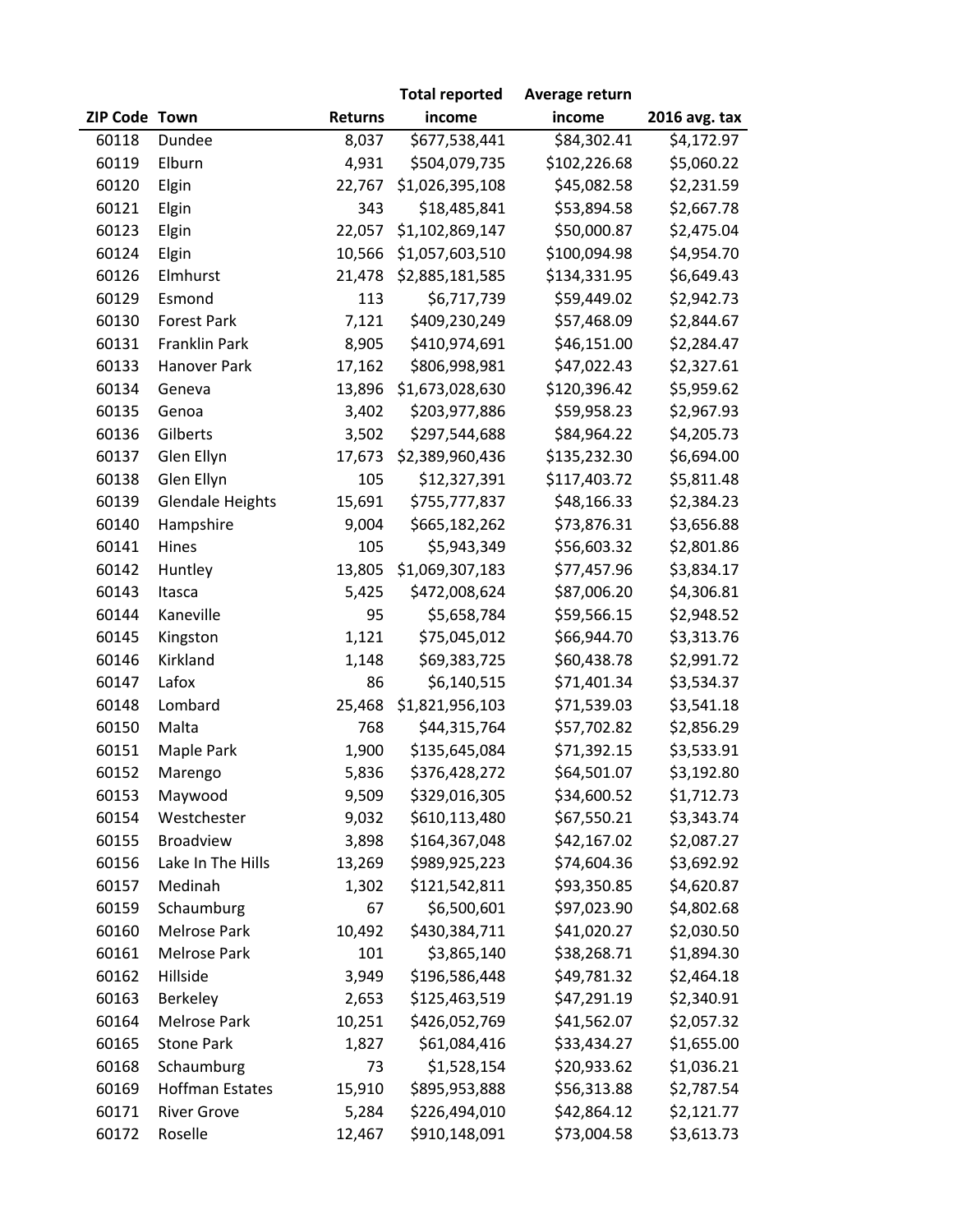| ZIP Code | Town | Returns | Total reported income | Average return income | 2016 avg. tax |
|---|---|---|---|---|---|
| 60118 | Dundee | 8,037 | $677,538,441 | $84,302.41 | $4,172.97 |
| 60119 | Elburn | 4,931 | $504,079,735 | $102,226.68 | $5,060.22 |
| 60120 | Elgin | 22,767 | $1,026,395,108 | $45,082.58 | $2,231.59 |
| 60121 | Elgin | 343 | $18,485,841 | $53,894.58 | $2,667.78 |
| 60123 | Elgin | 22,057 | $1,102,869,147 | $50,000.87 | $2,475.04 |
| 60124 | Elgin | 10,566 | $1,057,603,510 | $100,094.98 | $4,954.70 |
| 60126 | Elmhurst | 21,478 | $2,885,181,585 | $134,331.95 | $6,649.43 |
| 60129 | Esmond | 113 | $6,717,739 | $59,449.02 | $2,942.73 |
| 60130 | Forest Park | 7,121 | $409,230,249 | $57,468.09 | $2,844.67 |
| 60131 | Franklin Park | 8,905 | $410,974,691 | $46,151.00 | $2,284.47 |
| 60133 | Hanover Park | 17,162 | $806,998,981 | $47,022.43 | $2,327.61 |
| 60134 | Geneva | 13,896 | $1,673,028,630 | $120,396.42 | $5,959.62 |
| 60135 | Genoa | 3,402 | $203,977,886 | $59,958.23 | $2,967.93 |
| 60136 | Gilberts | 3,502 | $297,544,688 | $84,964.22 | $4,205.73 |
| 60137 | Glen Ellyn | 17,673 | $2,389,960,436 | $135,232.30 | $6,694.00 |
| 60138 | Glen Ellyn | 105 | $12,327,391 | $117,403.72 | $5,811.48 |
| 60139 | Glendale Heights | 15,691 | $755,777,837 | $48,166.33 | $2,384.23 |
| 60140 | Hampshire | 9,004 | $665,182,262 | $73,876.31 | $3,656.88 |
| 60141 | Hines | 105 | $5,943,349 | $56,603.32 | $2,801.86 |
| 60142 | Huntley | 13,805 | $1,069,307,183 | $77,457.96 | $3,834.17 |
| 60143 | Itasca | 5,425 | $472,008,624 | $87,006.20 | $4,306.81 |
| 60144 | Kaneville | 95 | $5,658,784 | $59,566.15 | $2,948.52 |
| 60145 | Kingston | 1,121 | $75,045,012 | $66,944.70 | $3,313.76 |
| 60146 | Kirkland | 1,148 | $69,383,725 | $60,438.78 | $2,991.72 |
| 60147 | Lafox | 86 | $6,140,515 | $71,401.34 | $3,534.37 |
| 60148 | Lombard | 25,468 | $1,821,956,103 | $71,539.03 | $3,541.18 |
| 60150 | Malta | 768 | $44,315,764 | $57,702.82 | $2,856.29 |
| 60151 | Maple Park | 1,900 | $135,645,084 | $71,392.15 | $3,533.91 |
| 60152 | Marengo | 5,836 | $376,428,272 | $64,501.07 | $3,192.80 |
| 60153 | Maywood | 9,509 | $329,016,305 | $34,600.52 | $1,712.73 |
| 60154 | Westchester | 9,032 | $610,113,480 | $67,550.21 | $3,343.74 |
| 60155 | Broadview | 3,898 | $164,367,048 | $42,167.02 | $2,087.27 |
| 60156 | Lake In The Hills | 13,269 | $989,925,223 | $74,604.36 | $3,692.92 |
| 60157 | Medinah | 1,302 | $121,542,811 | $93,350.85 | $4,620.87 |
| 60159 | Schaumburg | 67 | $6,500,601 | $97,023.90 | $4,802.68 |
| 60160 | Melrose Park | 10,492 | $430,384,711 | $41,020.27 | $2,030.50 |
| 60161 | Melrose Park | 101 | $3,865,140 | $38,268.71 | $1,894.30 |
| 60162 | Hillside | 3,949 | $196,586,448 | $49,781.32 | $2,464.18 |
| 60163 | Berkeley | 2,653 | $125,463,519 | $47,291.19 | $2,340.91 |
| 60164 | Melrose Park | 10,251 | $426,052,769 | $41,562.07 | $2,057.32 |
| 60165 | Stone Park | 1,827 | $61,084,416 | $33,434.27 | $1,655.00 |
| 60168 | Schaumburg | 73 | $1,528,154 | $20,933.62 | $1,036.21 |
| 60169 | Hoffman Estates | 15,910 | $895,953,888 | $56,313.88 | $2,787.54 |
| 60171 | River Grove | 5,284 | $226,494,010 | $42,864.12 | $2,121.77 |
| 60172 | Roselle | 12,467 | $910,148,091 | $73,004.58 | $3,613.73 |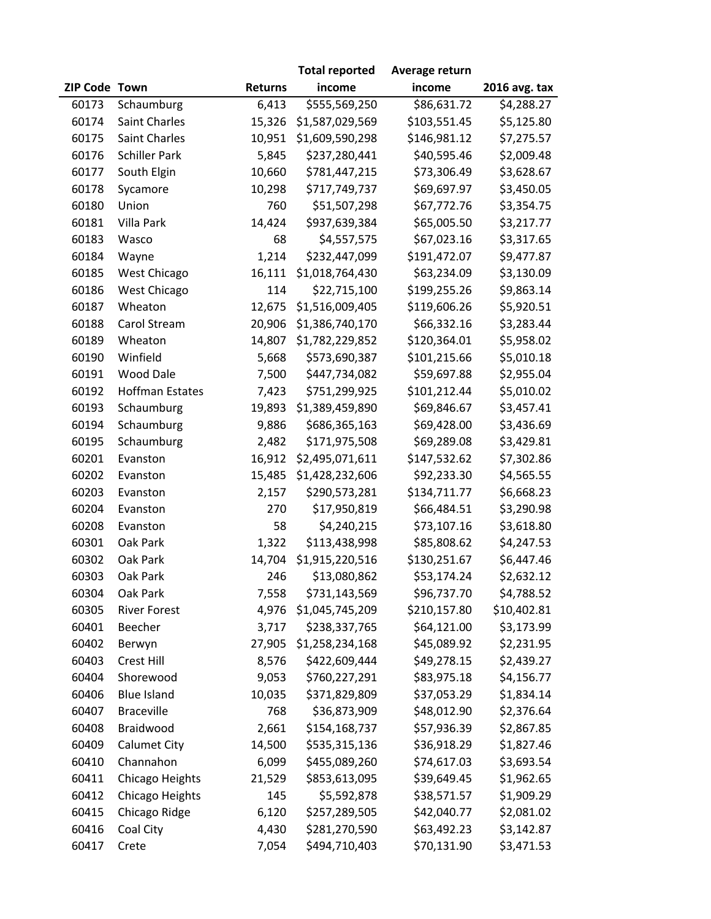| ZIP Code | Town | Returns | Total reported income | Average return income | 2016 avg. tax |
|---|---|---|---|---|---|
| 60173 | Schaumburg | 6,413 | $555,569,250 | $86,631.72 | $4,288.27 |
| 60174 | Saint Charles | 15,326 | $1,587,029,569 | $103,551.45 | $5,125.80 |
| 60175 | Saint Charles | 10,951 | $1,609,590,298 | $146,981.12 | $7,275.57 |
| 60176 | Schiller Park | 5,845 | $237,280,441 | $40,595.46 | $2,009.48 |
| 60177 | South Elgin | 10,660 | $781,447,215 | $73,306.49 | $3,628.67 |
| 60178 | Sycamore | 10,298 | $717,749,737 | $69,697.97 | $3,450.05 |
| 60180 | Union | 760 | $51,507,298 | $67,772.76 | $3,354.75 |
| 60181 | Villa Park | 14,424 | $937,639,384 | $65,005.50 | $3,217.77 |
| 60183 | Wasco | 68 | $4,557,575 | $67,023.16 | $3,317.65 |
| 60184 | Wayne | 1,214 | $232,447,099 | $191,472.07 | $9,477.87 |
| 60185 | West Chicago | 16,111 | $1,018,764,430 | $63,234.09 | $3,130.09 |
| 60186 | West Chicago | 114 | $22,715,100 | $199,255.26 | $9,863.14 |
| 60187 | Wheaton | 12,675 | $1,516,009,405 | $119,606.26 | $5,920.51 |
| 60188 | Carol Stream | 20,906 | $1,386,740,170 | $66,332.16 | $3,283.44 |
| 60189 | Wheaton | 14,807 | $1,782,229,852 | $120,364.01 | $5,958.02 |
| 60190 | Winfield | 5,668 | $573,690,387 | $101,215.66 | $5,010.18 |
| 60191 | Wood Dale | 7,500 | $447,734,082 | $59,697.88 | $2,955.04 |
| 60192 | Hoffman Estates | 7,423 | $751,299,925 | $101,212.44 | $5,010.02 |
| 60193 | Schaumburg | 19,893 | $1,389,459,890 | $69,846.67 | $3,457.41 |
| 60194 | Schaumburg | 9,886 | $686,365,163 | $69,428.00 | $3,436.69 |
| 60195 | Schaumburg | 2,482 | $171,975,508 | $69,289.08 | $3,429.81 |
| 60201 | Evanston | 16,912 | $2,495,071,611 | $147,532.62 | $7,302.86 |
| 60202 | Evanston | 15,485 | $1,428,232,606 | $92,233.30 | $4,565.55 |
| 60203 | Evanston | 2,157 | $290,573,281 | $134,711.77 | $6,668.23 |
| 60204 | Evanston | 270 | $17,950,819 | $66,484.51 | $3,290.98 |
| 60208 | Evanston | 58 | $4,240,215 | $73,107.16 | $3,618.80 |
| 60301 | Oak Park | 1,322 | $113,438,998 | $85,808.62 | $4,247.53 |
| 60302 | Oak Park | 14,704 | $1,915,220,516 | $130,251.67 | $6,447.46 |
| 60303 | Oak Park | 246 | $13,080,862 | $53,174.24 | $2,632.12 |
| 60304 | Oak Park | 7,558 | $731,143,569 | $96,737.70 | $4,788.52 |
| 60305 | River Forest | 4,976 | $1,045,745,209 | $210,157.80 | $10,402.81 |
| 60401 | Beecher | 3,717 | $238,337,765 | $64,121.00 | $3,173.99 |
| 60402 | Berwyn | 27,905 | $1,258,234,168 | $45,089.92 | $2,231.95 |
| 60403 | Crest Hill | 8,576 | $422,609,444 | $49,278.15 | $2,439.27 |
| 60404 | Shorewood | 9,053 | $760,227,291 | $83,975.18 | $4,156.77 |
| 60406 | Blue Island | 10,035 | $371,829,809 | $37,053.29 | $1,834.14 |
| 60407 | Braceville | 768 | $36,873,909 | $48,012.90 | $2,376.64 |
| 60408 | Braidwood | 2,661 | $154,168,737 | $57,936.39 | $2,867.85 |
| 60409 | Calumet City | 14,500 | $535,315,136 | $36,918.29 | $1,827.46 |
| 60410 | Channahon | 6,099 | $455,089,260 | $74,617.03 | $3,693.54 |
| 60411 | Chicago Heights | 21,529 | $853,613,095 | $39,649.45 | $1,962.65 |
| 60412 | Chicago Heights | 145 | $5,592,878 | $38,571.57 | $1,909.29 |
| 60415 | Chicago Ridge | 6,120 | $257,289,505 | $42,040.77 | $2,081.02 |
| 60416 | Coal City | 4,430 | $281,270,590 | $63,492.23 | $3,142.87 |
| 60417 | Crete | 7,054 | $494,710,403 | $70,131.90 | $3,471.53 |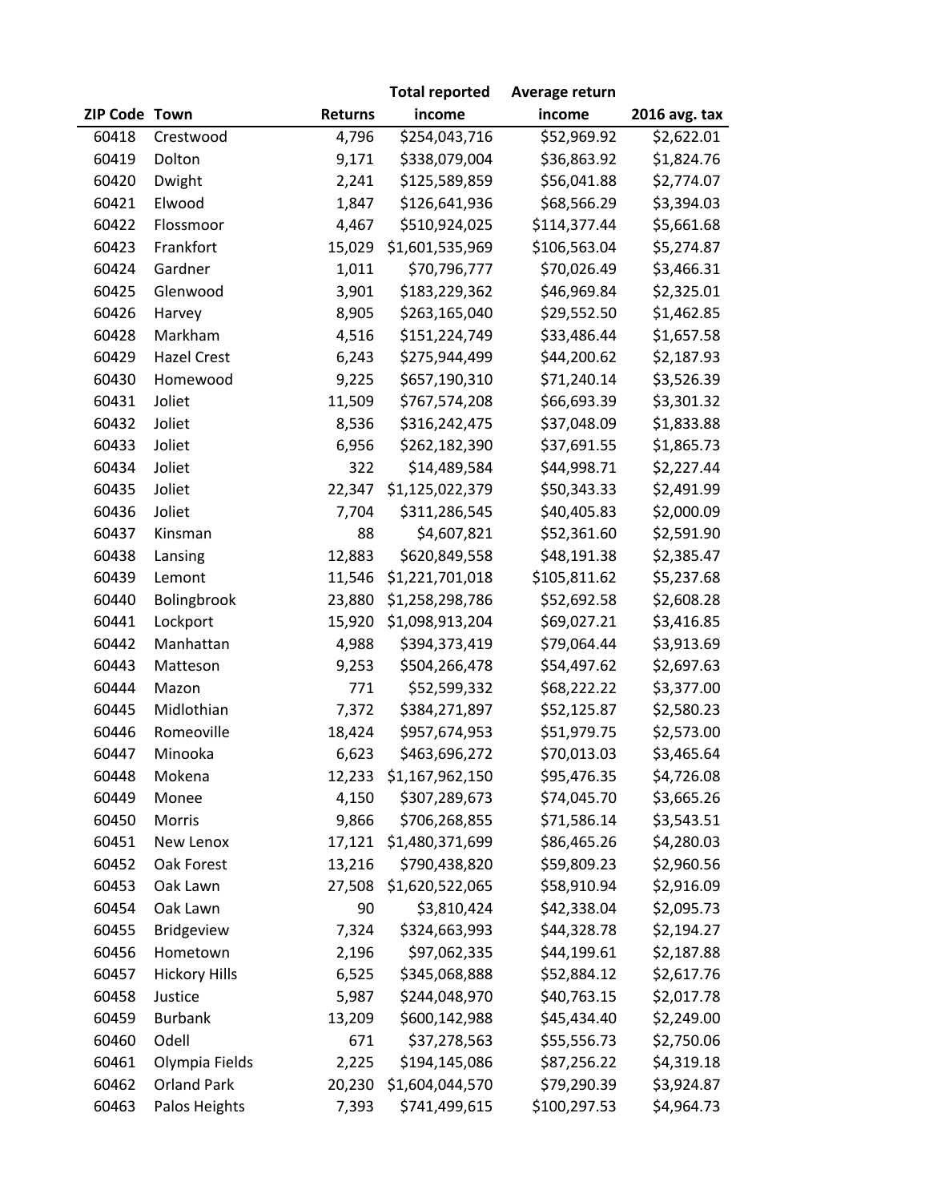| ZIP Code | Town | Returns | Total reported income | Average return income | 2016 avg. tax |
|---|---|---|---|---|---|
| 60418 | Crestwood | 4,796 | $254,043,716 | $52,969.92 | $2,622.01 |
| 60419 | Dolton | 9,171 | $338,079,004 | $36,863.92 | $1,824.76 |
| 60420 | Dwight | 2,241 | $125,589,859 | $56,041.88 | $2,774.07 |
| 60421 | Elwood | 1,847 | $126,641,936 | $68,566.29 | $3,394.03 |
| 60422 | Flossmoor | 4,467 | $510,924,025 | $114,377.44 | $5,661.68 |
| 60423 | Frankfort | 15,029 | $1,601,535,969 | $106,563.04 | $5,274.87 |
| 60424 | Gardner | 1,011 | $70,796,777 | $70,026.49 | $3,466.31 |
| 60425 | Glenwood | 3,901 | $183,229,362 | $46,969.84 | $2,325.01 |
| 60426 | Harvey | 8,905 | $263,165,040 | $29,552.50 | $1,462.85 |
| 60428 | Markham | 4,516 | $151,224,749 | $33,486.44 | $1,657.58 |
| 60429 | Hazel Crest | 6,243 | $275,944,499 | $44,200.62 | $2,187.93 |
| 60430 | Homewood | 9,225 | $657,190,310 | $71,240.14 | $3,526.39 |
| 60431 | Joliet | 11,509 | $767,574,208 | $66,693.39 | $3,301.32 |
| 60432 | Joliet | 8,536 | $316,242,475 | $37,048.09 | $1,833.88 |
| 60433 | Joliet | 6,956 | $262,182,390 | $37,691.55 | $1,865.73 |
| 60434 | Joliet | 322 | $14,489,584 | $44,998.71 | $2,227.44 |
| 60435 | Joliet | 22,347 | $1,125,022,379 | $50,343.33 | $2,491.99 |
| 60436 | Joliet | 7,704 | $311,286,545 | $40,405.83 | $2,000.09 |
| 60437 | Kinsman | 88 | $4,607,821 | $52,361.60 | $2,591.90 |
| 60438 | Lansing | 12,883 | $620,849,558 | $48,191.38 | $2,385.47 |
| 60439 | Lemont | 11,546 | $1,221,701,018 | $105,811.62 | $5,237.68 |
| 60440 | Bolingbrook | 23,880 | $1,258,298,786 | $52,692.58 | $2,608.28 |
| 60441 | Lockport | 15,920 | $1,098,913,204 | $69,027.21 | $3,416.85 |
| 60442 | Manhattan | 4,988 | $394,373,419 | $79,064.44 | $3,913.69 |
| 60443 | Matteson | 9,253 | $504,266,478 | $54,497.62 | $2,697.63 |
| 60444 | Mazon | 771 | $52,599,332 | $68,222.22 | $3,377.00 |
| 60445 | Midlothian | 7,372 | $384,271,897 | $52,125.87 | $2,580.23 |
| 60446 | Romeoville | 18,424 | $957,674,953 | $51,979.75 | $2,573.00 |
| 60447 | Minooka | 6,623 | $463,696,272 | $70,013.03 | $3,465.64 |
| 60448 | Mokena | 12,233 | $1,167,962,150 | $95,476.35 | $4,726.08 |
| 60449 | Monee | 4,150 | $307,289,673 | $74,045.70 | $3,665.26 |
| 60450 | Morris | 9,866 | $706,268,855 | $71,586.14 | $3,543.51 |
| 60451 | New Lenox | 17,121 | $1,480,371,699 | $86,465.26 | $4,280.03 |
| 60452 | Oak Forest | 13,216 | $790,438,820 | $59,809.23 | $2,960.56 |
| 60453 | Oak Lawn | 27,508 | $1,620,522,065 | $58,910.94 | $2,916.09 |
| 60454 | Oak Lawn | 90 | $3,810,424 | $42,338.04 | $2,095.73 |
| 60455 | Bridgeview | 7,324 | $324,663,993 | $44,328.78 | $2,194.27 |
| 60456 | Hometown | 2,196 | $97,062,335 | $44,199.61 | $2,187.88 |
| 60457 | Hickory Hills | 6,525 | $345,068,888 | $52,884.12 | $2,617.76 |
| 60458 | Justice | 5,987 | $244,048,970 | $40,763.15 | $2,017.78 |
| 60459 | Burbank | 13,209 | $600,142,988 | $45,434.40 | $2,249.00 |
| 60460 | Odell | 671 | $37,278,563 | $55,556.73 | $2,750.06 |
| 60461 | Olympia Fields | 2,225 | $194,145,086 | $87,256.22 | $4,319.18 |
| 60462 | Orland Park | 20,230 | $1,604,044,570 | $79,290.39 | $3,924.87 |
| 60463 | Palos Heights | 7,393 | $741,499,615 | $100,297.53 | $4,964.73 |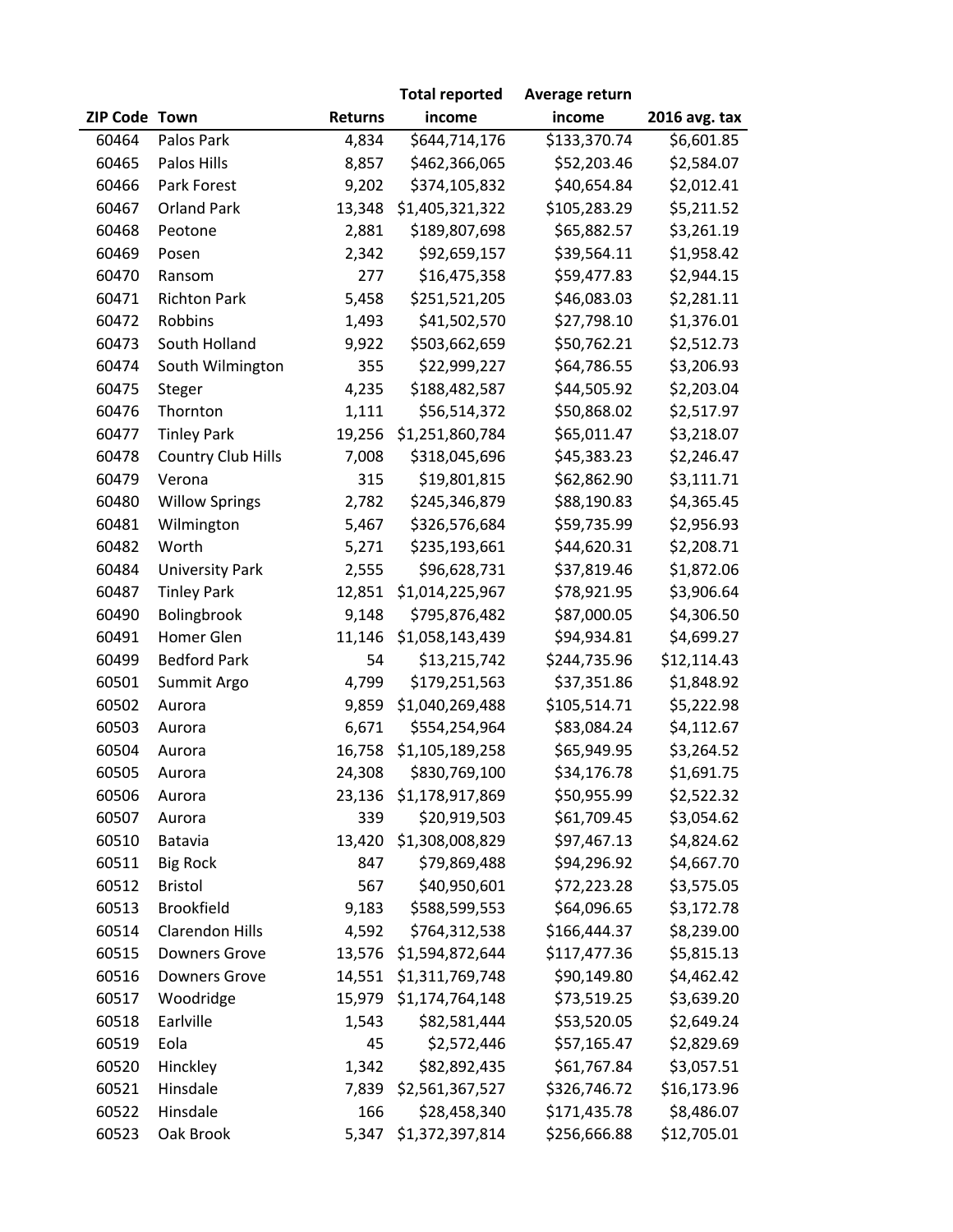| ZIP Code | Town | Returns | Total reported income | Average return income | 2016 avg. tax |
|---|---|---|---|---|---|
| 60464 | Palos Park | 4,834 | $644,714,176 | $133,370.74 | $6,601.85 |
| 60465 | Palos Hills | 8,857 | $462,366,065 | $52,203.46 | $2,584.07 |
| 60466 | Park Forest | 9,202 | $374,105,832 | $40,654.84 | $2,012.41 |
| 60467 | Orland Park | 13,348 | $1,405,321,322 | $105,283.29 | $5,211.52 |
| 60468 | Peotone | 2,881 | $189,807,698 | $65,882.57 | $3,261.19 |
| 60469 | Posen | 2,342 | $92,659,157 | $39,564.11 | $1,958.42 |
| 60470 | Ransom | 277 | $16,475,358 | $59,477.83 | $2,944.15 |
| 60471 | Richton Park | 5,458 | $251,521,205 | $46,083.03 | $2,281.11 |
| 60472 | Robbins | 1,493 | $41,502,570 | $27,798.10 | $1,376.01 |
| 60473 | South Holland | 9,922 | $503,662,659 | $50,762.21 | $2,512.73 |
| 60474 | South Wilmington | 355 | $22,999,227 | $64,786.55 | $3,206.93 |
| 60475 | Steger | 4,235 | $188,482,587 | $44,505.92 | $2,203.04 |
| 60476 | Thornton | 1,111 | $56,514,372 | $50,868.02 | $2,517.97 |
| 60477 | Tinley Park | 19,256 | $1,251,860,784 | $65,011.47 | $3,218.07 |
| 60478 | Country Club Hills | 7,008 | $318,045,696 | $45,383.23 | $2,246.47 |
| 60479 | Verona | 315 | $19,801,815 | $62,862.90 | $3,111.71 |
| 60480 | Willow Springs | 2,782 | $245,346,879 | $88,190.83 | $4,365.45 |
| 60481 | Wilmington | 5,467 | $326,576,684 | $59,735.99 | $2,956.93 |
| 60482 | Worth | 5,271 | $235,193,661 | $44,620.31 | $2,208.71 |
| 60484 | University Park | 2,555 | $96,628,731 | $37,819.46 | $1,872.06 |
| 60487 | Tinley Park | 12,851 | $1,014,225,967 | $78,921.95 | $3,906.64 |
| 60490 | Bolingbrook | 9,148 | $795,876,482 | $87,000.05 | $4,306.50 |
| 60491 | Homer Glen | 11,146 | $1,058,143,439 | $94,934.81 | $4,699.27 |
| 60499 | Bedford Park | 54 | $13,215,742 | $244,735.96 | $12,114.43 |
| 60501 | Summit Argo | 4,799 | $179,251,563 | $37,351.86 | $1,848.92 |
| 60502 | Aurora | 9,859 | $1,040,269,488 | $105,514.71 | $5,222.98 |
| 60503 | Aurora | 6,671 | $554,254,964 | $83,084.24 | $4,112.67 |
| 60504 | Aurora | 16,758 | $1,105,189,258 | $65,949.95 | $3,264.52 |
| 60505 | Aurora | 24,308 | $830,769,100 | $34,176.78 | $1,691.75 |
| 60506 | Aurora | 23,136 | $1,178,917,869 | $50,955.99 | $2,522.32 |
| 60507 | Aurora | 339 | $20,919,503 | $61,709.45 | $3,054.62 |
| 60510 | Batavia | 13,420 | $1,308,008,829 | $97,467.13 | $4,824.62 |
| 60511 | Big Rock | 847 | $79,869,488 | $94,296.92 | $4,667.70 |
| 60512 | Bristol | 567 | $40,950,601 | $72,223.28 | $3,575.05 |
| 60513 | Brookfield | 9,183 | $588,599,553 | $64,096.65 | $3,172.78 |
| 60514 | Clarendon Hills | 4,592 | $764,312,538 | $166,444.37 | $8,239.00 |
| 60515 | Downers Grove | 13,576 | $1,594,872,644 | $117,477.36 | $5,815.13 |
| 60516 | Downers Grove | 14,551 | $1,311,769,748 | $90,149.80 | $4,462.42 |
| 60517 | Woodridge | 15,979 | $1,174,764,148 | $73,519.25 | $3,639.20 |
| 60518 | Earlville | 1,543 | $82,581,444 | $53,520.05 | $2,649.24 |
| 60519 | Eola | 45 | $2,572,446 | $57,165.47 | $2,829.69 |
| 60520 | Hinckley | 1,342 | $82,892,435 | $61,767.84 | $3,057.51 |
| 60521 | Hinsdale | 7,839 | $2,561,367,527 | $326,746.72 | $16,173.96 |
| 60522 | Hinsdale | 166 | $28,458,340 | $171,435.78 | $8,486.07 |
| 60523 | Oak Brook | 5,347 | $1,372,397,814 | $256,666.88 | $12,705.01 |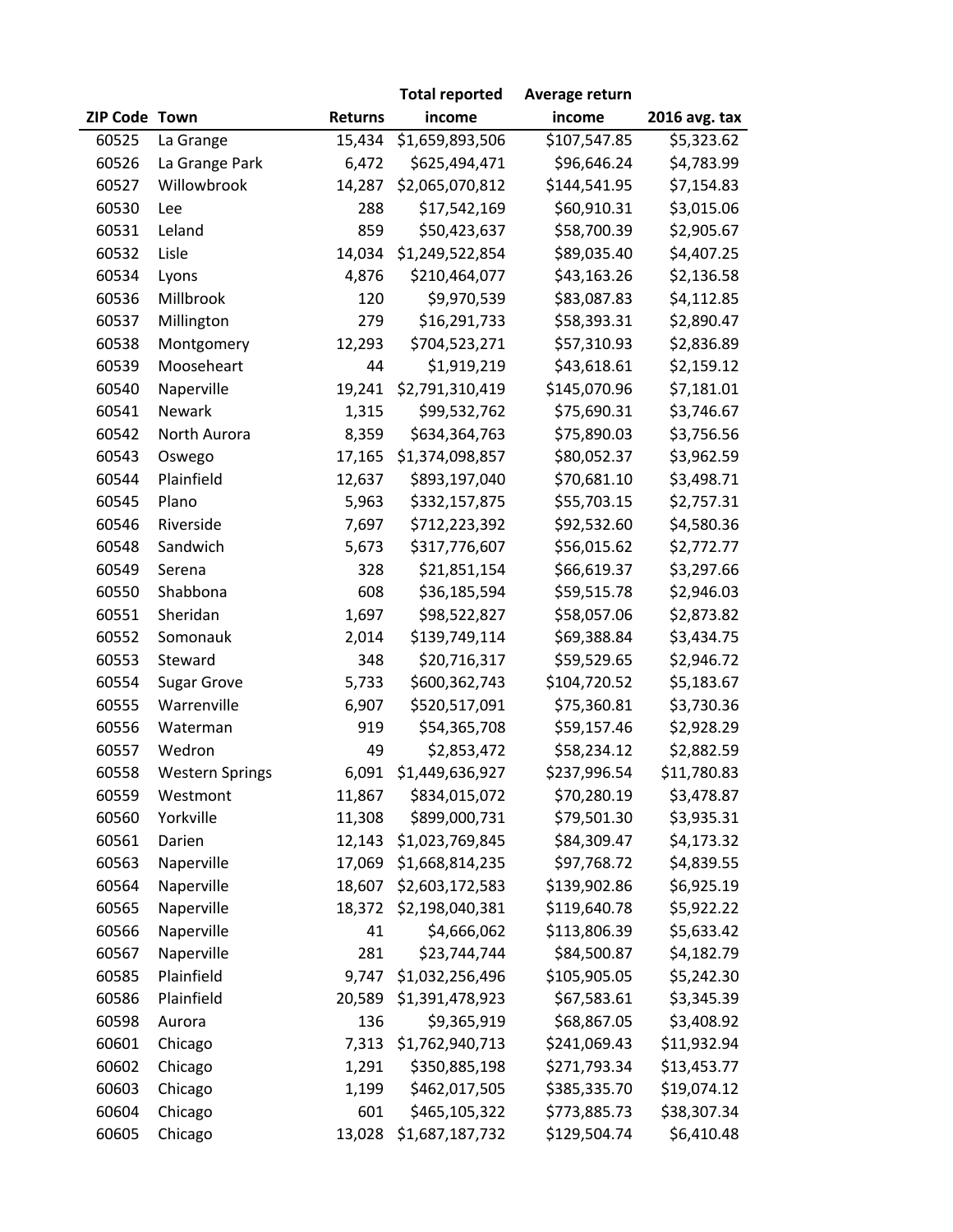| ZIP Code | Town | Returns | Total reported income | Average return income | 2016 avg. tax |
|---|---|---|---|---|---|
| 60525 | La Grange | 15,434 | $1,659,893,506 | $107,547.85 | $5,323.62 |
| 60526 | La Grange Park | 6,472 | $625,494,471 | $96,646.24 | $4,783.99 |
| 60527 | Willowbrook | 14,287 | $2,065,070,812 | $144,541.95 | $7,154.83 |
| 60530 | Lee | 288 | $17,542,169 | $60,910.31 | $3,015.06 |
| 60531 | Leland | 859 | $50,423,637 | $58,700.39 | $2,905.67 |
| 60532 | Lisle | 14,034 | $1,249,522,854 | $89,035.40 | $4,407.25 |
| 60534 | Lyons | 4,876 | $210,464,077 | $43,163.26 | $2,136.58 |
| 60536 | Millbrook | 120 | $9,970,539 | $83,087.83 | $4,112.85 |
| 60537 | Millington | 279 | $16,291,733 | $58,393.31 | $2,890.47 |
| 60538 | Montgomery | 12,293 | $704,523,271 | $57,310.93 | $2,836.89 |
| 60539 | Mooseheart | 44 | $1,919,219 | $43,618.61 | $2,159.12 |
| 60540 | Naperville | 19,241 | $2,791,310,419 | $145,070.96 | $7,181.01 |
| 60541 | Newark | 1,315 | $99,532,762 | $75,690.31 | $3,746.67 |
| 60542 | North Aurora | 8,359 | $634,364,763 | $75,890.03 | $3,756.56 |
| 60543 | Oswego | 17,165 | $1,374,098,857 | $80,052.37 | $3,962.59 |
| 60544 | Plainfield | 12,637 | $893,197,040 | $70,681.10 | $3,498.71 |
| 60545 | Plano | 5,963 | $332,157,875 | $55,703.15 | $2,757.31 |
| 60546 | Riverside | 7,697 | $712,223,392 | $92,532.60 | $4,580.36 |
| 60548 | Sandwich | 5,673 | $317,776,607 | $56,015.62 | $2,772.77 |
| 60549 | Serena | 328 | $21,851,154 | $66,619.37 | $3,297.66 |
| 60550 | Shabbona | 608 | $36,185,594 | $59,515.78 | $2,946.03 |
| 60551 | Sheridan | 1,697 | $98,522,827 | $58,057.06 | $2,873.82 |
| 60552 | Somonauk | 2,014 | $139,749,114 | $69,388.84 | $3,434.75 |
| 60553 | Steward | 348 | $20,716,317 | $59,529.65 | $2,946.72 |
| 60554 | Sugar Grove | 5,733 | $600,362,743 | $104,720.52 | $5,183.67 |
| 60555 | Warrenville | 6,907 | $520,517,091 | $75,360.81 | $3,730.36 |
| 60556 | Waterman | 919 | $54,365,708 | $59,157.46 | $2,928.29 |
| 60557 | Wedron | 49 | $2,853,472 | $58,234.12 | $2,882.59 |
| 60558 | Western Springs | 6,091 | $1,449,636,927 | $237,996.54 | $11,780.83 |
| 60559 | Westmont | 11,867 | $834,015,072 | $70,280.19 | $3,478.87 |
| 60560 | Yorkville | 11,308 | $899,000,731 | $79,501.30 | $3,935.31 |
| 60561 | Darien | 12,143 | $1,023,769,845 | $84,309.47 | $4,173.32 |
| 60563 | Naperville | 17,069 | $1,668,814,235 | $97,768.72 | $4,839.55 |
| 60564 | Naperville | 18,607 | $2,603,172,583 | $139,902.86 | $6,925.19 |
| 60565 | Naperville | 18,372 | $2,198,040,381 | $119,640.78 | $5,922.22 |
| 60566 | Naperville | 41 | $4,666,062 | $113,806.39 | $5,633.42 |
| 60567 | Naperville | 281 | $23,744,744 | $84,500.87 | $4,182.79 |
| 60585 | Plainfield | 9,747 | $1,032,256,496 | $105,905.05 | $5,242.30 |
| 60586 | Plainfield | 20,589 | $1,391,478,923 | $67,583.61 | $3,345.39 |
| 60598 | Aurora | 136 | $9,365,919 | $68,867.05 | $3,408.92 |
| 60601 | Chicago | 7,313 | $1,762,940,713 | $241,069.43 | $11,932.94 |
| 60602 | Chicago | 1,291 | $350,885,198 | $271,793.34 | $13,453.77 |
| 60603 | Chicago | 1,199 | $462,017,505 | $385,335.70 | $19,074.12 |
| 60604 | Chicago | 601 | $465,105,322 | $773,885.73 | $38,307.34 |
| 60605 | Chicago | 13,028 | $1,687,187,732 | $129,504.74 | $6,410.48 |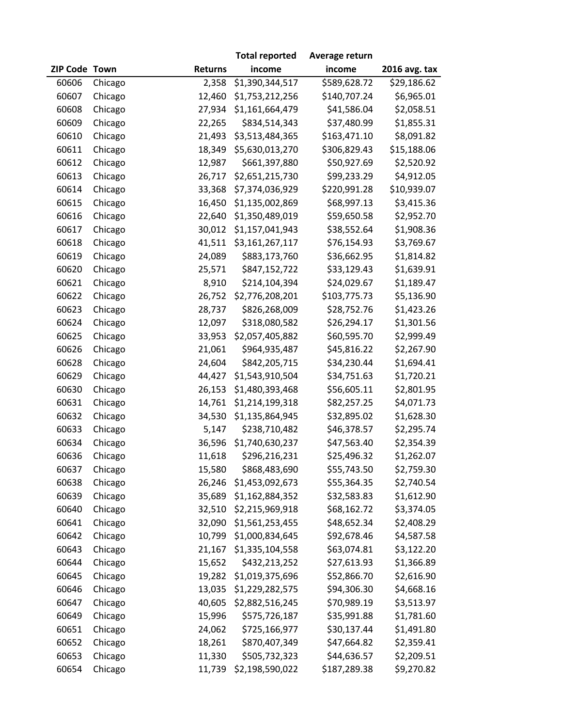| ZIP Code | Town | Returns | Total reported income | Average return income | 2016 avg. tax |
|---|---|---|---|---|---|
| 60606 | Chicago | 2,358 | $1,390,344,517 | $589,628.72 | $29,186.62 |
| 60607 | Chicago | 12,460 | $1,753,212,256 | $140,707.24 | $6,965.01 |
| 60608 | Chicago | 27,934 | $1,161,664,479 | $41,586.04 | $2,058.51 |
| 60609 | Chicago | 22,265 | $834,514,343 | $37,480.99 | $1,855.31 |
| 60610 | Chicago | 21,493 | $3,513,484,365 | $163,471.10 | $8,091.82 |
| 60611 | Chicago | 18,349 | $5,630,013,270 | $306,829.43 | $15,188.06 |
| 60612 | Chicago | 12,987 | $661,397,880 | $50,927.69 | $2,520.92 |
| 60613 | Chicago | 26,717 | $2,651,215,730 | $99,233.29 | $4,912.05 |
| 60614 | Chicago | 33,368 | $7,374,036,929 | $220,991.28 | $10,939.07 |
| 60615 | Chicago | 16,450 | $1,135,002,869 | $68,997.13 | $3,415.36 |
| 60616 | Chicago | 22,640 | $1,350,489,019 | $59,650.58 | $2,952.70 |
| 60617 | Chicago | 30,012 | $1,157,041,943 | $38,552.64 | $1,908.36 |
| 60618 | Chicago | 41,511 | $3,161,267,117 | $76,154.93 | $3,769.67 |
| 60619 | Chicago | 24,089 | $883,173,760 | $36,662.95 | $1,814.82 |
| 60620 | Chicago | 25,571 | $847,152,722 | $33,129.43 | $1,639.91 |
| 60621 | Chicago | 8,910 | $214,104,394 | $24,029.67 | $1,189.47 |
| 60622 | Chicago | 26,752 | $2,776,208,201 | $103,775.73 | $5,136.90 |
| 60623 | Chicago | 28,737 | $826,268,009 | $28,752.76 | $1,423.26 |
| 60624 | Chicago | 12,097 | $318,080,582 | $26,294.17 | $1,301.56 |
| 60625 | Chicago | 33,953 | $2,057,405,882 | $60,595.70 | $2,999.49 |
| 60626 | Chicago | 21,061 | $964,935,487 | $45,816.22 | $2,267.90 |
| 60628 | Chicago | 24,604 | $842,205,715 | $34,230.44 | $1,694.41 |
| 60629 | Chicago | 44,427 | $1,543,910,504 | $34,751.63 | $1,720.21 |
| 60630 | Chicago | 26,153 | $1,480,393,468 | $56,605.11 | $2,801.95 |
| 60631 | Chicago | 14,761 | $1,214,199,318 | $82,257.25 | $4,071.73 |
| 60632 | Chicago | 34,530 | $1,135,864,945 | $32,895.02 | $1,628.30 |
| 60633 | Chicago | 5,147 | $238,710,482 | $46,378.57 | $2,295.74 |
| 60634 | Chicago | 36,596 | $1,740,630,237 | $47,563.40 | $2,354.39 |
| 60636 | Chicago | 11,618 | $296,216,231 | $25,496.32 | $1,262.07 |
| 60637 | Chicago | 15,580 | $868,483,690 | $55,743.50 | $2,759.30 |
| 60638 | Chicago | 26,246 | $1,453,092,673 | $55,364.35 | $2,740.54 |
| 60639 | Chicago | 35,689 | $1,162,884,352 | $32,583.83 | $1,612.90 |
| 60640 | Chicago | 32,510 | $2,215,969,918 | $68,162.72 | $3,374.05 |
| 60641 | Chicago | 32,090 | $1,561,253,455 | $48,652.34 | $2,408.29 |
| 60642 | Chicago | 10,799 | $1,000,834,645 | $92,678.46 | $4,587.58 |
| 60643 | Chicago | 21,167 | $1,335,104,558 | $63,074.81 | $3,122.20 |
| 60644 | Chicago | 15,652 | $432,213,252 | $27,613.93 | $1,366.89 |
| 60645 | Chicago | 19,282 | $1,019,375,696 | $52,866.70 | $2,616.90 |
| 60646 | Chicago | 13,035 | $1,229,282,575 | $94,306.30 | $4,668.16 |
| 60647 | Chicago | 40,605 | $2,882,516,245 | $70,989.19 | $3,513.97 |
| 60649 | Chicago | 15,996 | $575,726,187 | $35,991.88 | $1,781.60 |
| 60651 | Chicago | 24,062 | $725,166,977 | $30,137.44 | $1,491.80 |
| 60652 | Chicago | 18,261 | $870,407,349 | $47,664.82 | $2,359.41 |
| 60653 | Chicago | 11,330 | $505,732,323 | $44,636.57 | $2,209.51 |
| 60654 | Chicago | 11,739 | $2,198,590,022 | $187,289.38 | $9,270.82 |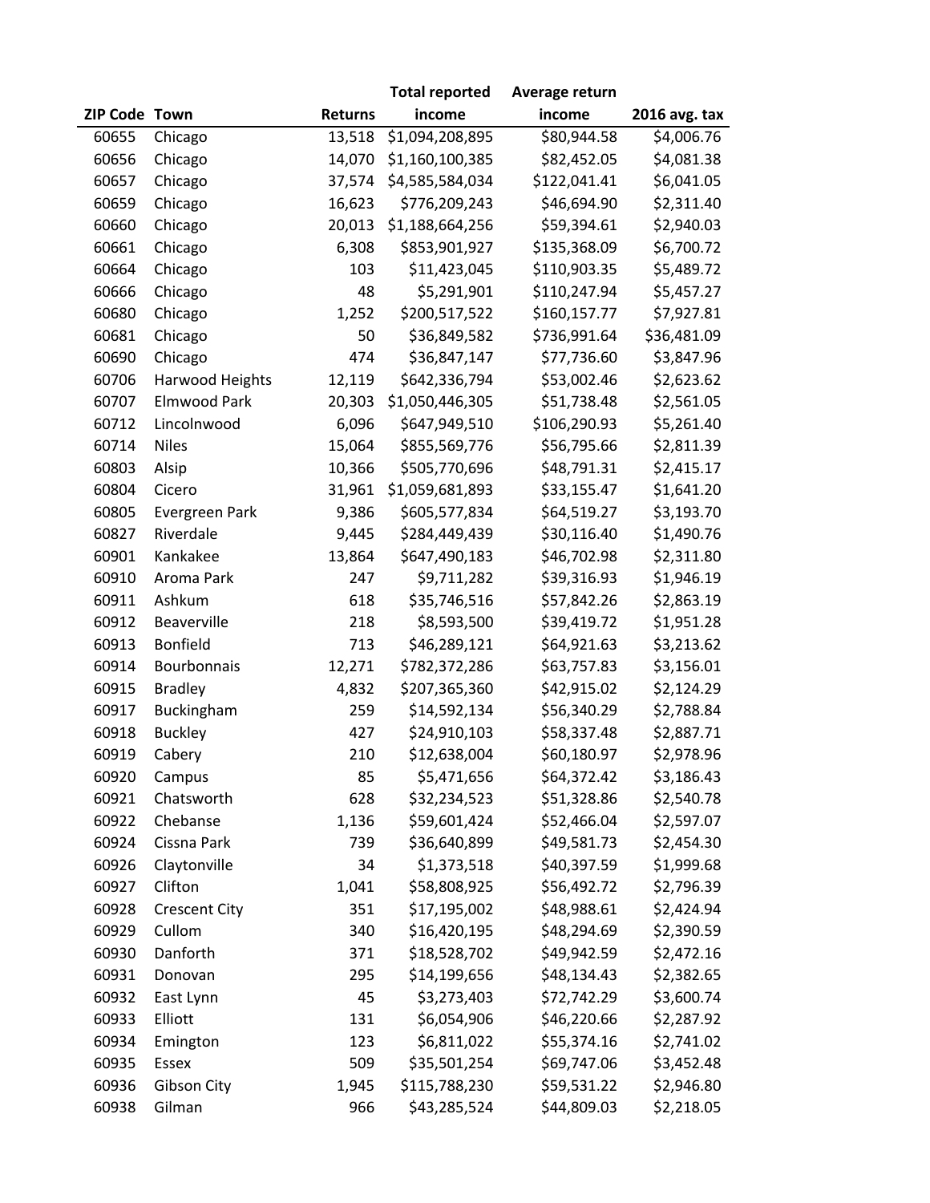| ZIP Code | Town | Returns | Total reported income | Average return income | 2016 avg. tax |
|---|---|---|---|---|---|
| 60655 | Chicago | 13,518 | $1,094,208,895 | $80,944.58 | $4,006.76 |
| 60656 | Chicago | 14,070 | $1,160,100,385 | $82,452.05 | $4,081.38 |
| 60657 | Chicago | 37,574 | $4,585,584,034 | $122,041.41 | $6,041.05 |
| 60659 | Chicago | 16,623 | $776,209,243 | $46,694.90 | $2,311.40 |
| 60660 | Chicago | 20,013 | $1,188,664,256 | $59,394.61 | $2,940.03 |
| 60661 | Chicago | 6,308 | $853,901,927 | $135,368.09 | $6,700.72 |
| 60664 | Chicago | 103 | $11,423,045 | $110,903.35 | $5,489.72 |
| 60666 | Chicago | 48 | $5,291,901 | $110,247.94 | $5,457.27 |
| 60680 | Chicago | 1,252 | $200,517,522 | $160,157.77 | $7,927.81 |
| 60681 | Chicago | 50 | $36,849,582 | $736,991.64 | $36,481.09 |
| 60690 | Chicago | 474 | $36,847,147 | $77,736.60 | $3,847.96 |
| 60706 | Harwood Heights | 12,119 | $642,336,794 | $53,002.46 | $2,623.62 |
| 60707 | Elmwood Park | 20,303 | $1,050,446,305 | $51,738.48 | $2,561.05 |
| 60712 | Lincolnwood | 6,096 | $647,949,510 | $106,290.93 | $5,261.40 |
| 60714 | Niles | 15,064 | $855,569,776 | $56,795.66 | $2,811.39 |
| 60803 | Alsip | 10,366 | $505,770,696 | $48,791.31 | $2,415.17 |
| 60804 | Cicero | 31,961 | $1,059,681,893 | $33,155.47 | $1,641.20 |
| 60805 | Evergreen Park | 9,386 | $605,577,834 | $64,519.27 | $3,193.70 |
| 60827 | Riverdale | 9,445 | $284,449,439 | $30,116.40 | $1,490.76 |
| 60901 | Kankakee | 13,864 | $647,490,183 | $46,702.98 | $2,311.80 |
| 60910 | Aroma Park | 247 | $9,711,282 | $39,316.93 | $1,946.19 |
| 60911 | Ashkum | 618 | $35,746,516 | $57,842.26 | $2,863.19 |
| 60912 | Beaverville | 218 | $8,593,500 | $39,419.72 | $1,951.28 |
| 60913 | Bonfield | 713 | $46,289,121 | $64,921.63 | $3,213.62 |
| 60914 | Bourbonnais | 12,271 | $782,372,286 | $63,757.83 | $3,156.01 |
| 60915 | Bradley | 4,832 | $207,365,360 | $42,915.02 | $2,124.29 |
| 60917 | Buckingham | 259 | $14,592,134 | $56,340.29 | $2,788.84 |
| 60918 | Buckley | 427 | $24,910,103 | $58,337.48 | $2,887.71 |
| 60919 | Cabery | 210 | $12,638,004 | $60,180.97 | $2,978.96 |
| 60920 | Campus | 85 | $5,471,656 | $64,372.42 | $3,186.43 |
| 60921 | Chatsworth | 628 | $32,234,523 | $51,328.86 | $2,540.78 |
| 60922 | Chebanse | 1,136 | $59,601,424 | $52,466.04 | $2,597.07 |
| 60924 | Cissna Park | 739 | $36,640,899 | $49,581.73 | $2,454.30 |
| 60926 | Claytonville | 34 | $1,373,518 | $40,397.59 | $1,999.68 |
| 60927 | Clifton | 1,041 | $58,808,925 | $56,492.72 | $2,796.39 |
| 60928 | Crescent City | 351 | $17,195,002 | $48,988.61 | $2,424.94 |
| 60929 | Cullom | 340 | $16,420,195 | $48,294.69 | $2,390.59 |
| 60930 | Danforth | 371 | $18,528,702 | $49,942.59 | $2,472.16 |
| 60931 | Donovan | 295 | $14,199,656 | $48,134.43 | $2,382.65 |
| 60932 | East Lynn | 45 | $3,273,403 | $72,742.29 | $3,600.74 |
| 60933 | Elliott | 131 | $6,054,906 | $46,220.66 | $2,287.92 |
| 60934 | Emington | 123 | $6,811,022 | $55,374.16 | $2,741.02 |
| 60935 | Essex | 509 | $35,501,254 | $69,747.06 | $3,452.48 |
| 60936 | Gibson City | 1,945 | $115,788,230 | $59,531.22 | $2,946.80 |
| 60938 | Gilman | 966 | $43,285,524 | $44,809.03 | $2,218.05 |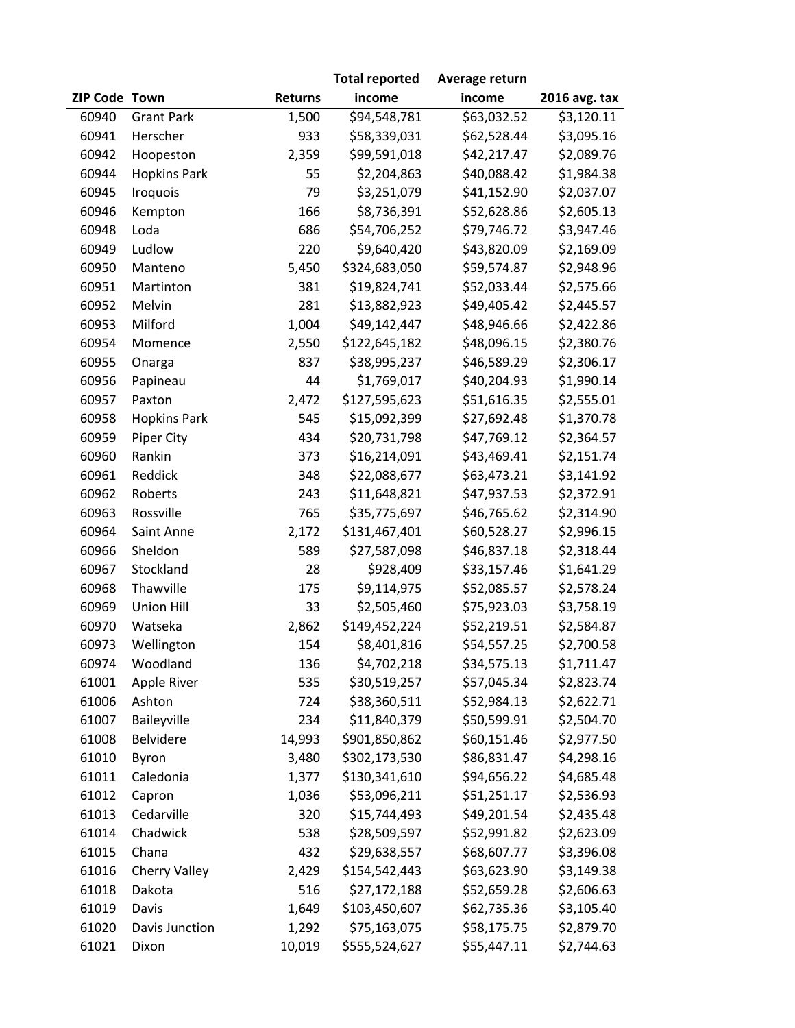| ZIP Code | Town | Returns | Total reported income | Average return income | 2016 avg. tax |
|---|---|---|---|---|---|
| 60940 | Grant Park | 1,500 | $94,548,781 | $63,032.52 | $3,120.11 |
| 60941 | Herscher | 933 | $58,339,031 | $62,528.44 | $3,095.16 |
| 60942 | Hoopeston | 2,359 | $99,591,018 | $42,217.47 | $2,089.76 |
| 60944 | Hopkins Park | 55 | $2,204,863 | $40,088.42 | $1,984.38 |
| 60945 | Iroquois | 79 | $3,251,079 | $41,152.90 | $2,037.07 |
| 60946 | Kempton | 166 | $8,736,391 | $52,628.86 | $2,605.13 |
| 60948 | Loda | 686 | $54,706,252 | $79,746.72 | $3,947.46 |
| 60949 | Ludlow | 220 | $9,640,420 | $43,820.09 | $2,169.09 |
| 60950 | Manteno | 5,450 | $324,683,050 | $59,574.87 | $2,948.96 |
| 60951 | Martinton | 381 | $19,824,741 | $52,033.44 | $2,575.66 |
| 60952 | Melvin | 281 | $13,882,923 | $49,405.42 | $2,445.57 |
| 60953 | Milford | 1,004 | $49,142,447 | $48,946.66 | $2,422.86 |
| 60954 | Momence | 2,550 | $122,645,182 | $48,096.15 | $2,380.76 |
| 60955 | Onarga | 837 | $38,995,237 | $46,589.29 | $2,306.17 |
| 60956 | Papineau | 44 | $1,769,017 | $40,204.93 | $1,990.14 |
| 60957 | Paxton | 2,472 | $127,595,623 | $51,616.35 | $2,555.01 |
| 60958 | Hopkins Park | 545 | $15,092,399 | $27,692.48 | $1,370.78 |
| 60959 | Piper City | 434 | $20,731,798 | $47,769.12 | $2,364.57 |
| 60960 | Rankin | 373 | $16,214,091 | $43,469.41 | $2,151.74 |
| 60961 | Reddick | 348 | $22,088,677 | $63,473.21 | $3,141.92 |
| 60962 | Roberts | 243 | $11,648,821 | $47,937.53 | $2,372.91 |
| 60963 | Rossville | 765 | $35,775,697 | $46,765.62 | $2,314.90 |
| 60964 | Saint Anne | 2,172 | $131,467,401 | $60,528.27 | $2,996.15 |
| 60966 | Sheldon | 589 | $27,587,098 | $46,837.18 | $2,318.44 |
| 60967 | Stockland | 28 | $928,409 | $33,157.46 | $1,641.29 |
| 60968 | Thawville | 175 | $9,114,975 | $52,085.57 | $2,578.24 |
| 60969 | Union Hill | 33 | $2,505,460 | $75,923.03 | $3,758.19 |
| 60970 | Watseka | 2,862 | $149,452,224 | $52,219.51 | $2,584.87 |
| 60973 | Wellington | 154 | $8,401,816 | $54,557.25 | $2,700.58 |
| 60974 | Woodland | 136 | $4,702,218 | $34,575.13 | $1,711.47 |
| 61001 | Apple River | 535 | $30,519,257 | $57,045.34 | $2,823.74 |
| 61006 | Ashton | 724 | $38,360,511 | $52,984.13 | $2,622.71 |
| 61007 | Baileyville | 234 | $11,840,379 | $50,599.91 | $2,504.70 |
| 61008 | Belvidere | 14,993 | $901,850,862 | $60,151.46 | $2,977.50 |
| 61010 | Byron | 3,480 | $302,173,530 | $86,831.47 | $4,298.16 |
| 61011 | Caledonia | 1,377 | $130,341,610 | $94,656.22 | $4,685.48 |
| 61012 | Capron | 1,036 | $53,096,211 | $51,251.17 | $2,536.93 |
| 61013 | Cedarville | 320 | $15,744,493 | $49,201.54 | $2,435.48 |
| 61014 | Chadwick | 538 | $28,509,597 | $52,991.82 | $2,623.09 |
| 61015 | Chana | 432 | $29,638,557 | $68,607.77 | $3,396.08 |
| 61016 | Cherry Valley | 2,429 | $154,542,443 | $63,623.90 | $3,149.38 |
| 61018 | Dakota | 516 | $27,172,188 | $52,659.28 | $2,606.63 |
| 61019 | Davis | 1,649 | $103,450,607 | $62,735.36 | $3,105.40 |
| 61020 | Davis Junction | 1,292 | $75,163,075 | $58,175.75 | $2,879.70 |
| 61021 | Dixon | 10,019 | $555,524,627 | $55,447.11 | $2,744.63 |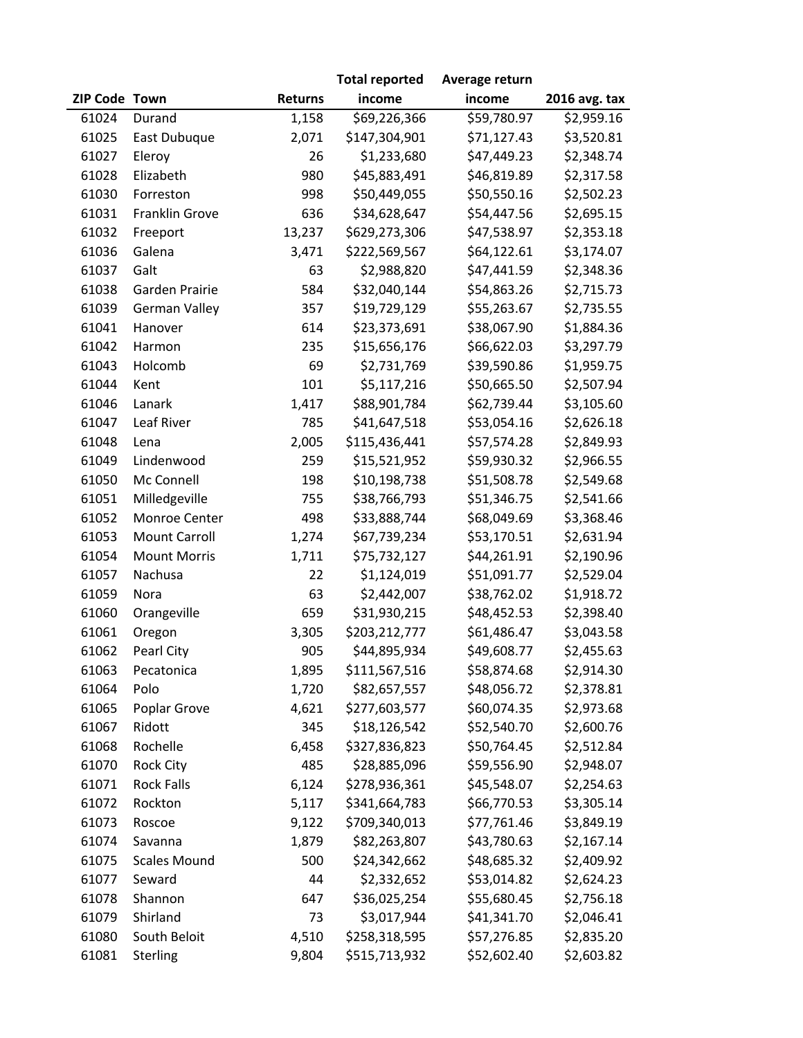| ZIP Code | Town | Returns | Total reported income | Average return income | 2016 avg. tax |
|---|---|---|---|---|---|
| 61024 | Durand | 1,158 | $69,226,366 | $59,780.97 | $2,959.16 |
| 61025 | East Dubuque | 2,071 | $147,304,901 | $71,127.43 | $3,520.81 |
| 61027 | Eleroy | 26 | $1,233,680 | $47,449.23 | $2,348.74 |
| 61028 | Elizabeth | 980 | $45,883,491 | $46,819.89 | $2,317.58 |
| 61030 | Forreston | 998 | $50,449,055 | $50,550.16 | $2,502.23 |
| 61031 | Franklin Grove | 636 | $34,628,647 | $54,447.56 | $2,695.15 |
| 61032 | Freeport | 13,237 | $629,273,306 | $47,538.97 | $2,353.18 |
| 61036 | Galena | 3,471 | $222,569,567 | $64,122.61 | $3,174.07 |
| 61037 | Galt | 63 | $2,988,820 | $47,441.59 | $2,348.36 |
| 61038 | Garden Prairie | 584 | $32,040,144 | $54,863.26 | $2,715.73 |
| 61039 | German Valley | 357 | $19,729,129 | $55,263.67 | $2,735.55 |
| 61041 | Hanover | 614 | $23,373,691 | $38,067.90 | $1,884.36 |
| 61042 | Harmon | 235 | $15,656,176 | $66,622.03 | $3,297.79 |
| 61043 | Holcomb | 69 | $2,731,769 | $39,590.86 | $1,959.75 |
| 61044 | Kent | 101 | $5,117,216 | $50,665.50 | $2,507.94 |
| 61046 | Lanark | 1,417 | $88,901,784 | $62,739.44 | $3,105.60 |
| 61047 | Leaf River | 785 | $41,647,518 | $53,054.16 | $2,626.18 |
| 61048 | Lena | 2,005 | $115,436,441 | $57,574.28 | $2,849.93 |
| 61049 | Lindenwood | 259 | $15,521,952 | $59,930.32 | $2,966.55 |
| 61050 | Mc Connell | 198 | $10,198,738 | $51,508.78 | $2,549.68 |
| 61051 | Milledgeville | 755 | $38,766,793 | $51,346.75 | $2,541.66 |
| 61052 | Monroe Center | 498 | $33,888,744 | $68,049.69 | $3,368.46 |
| 61053 | Mount Carroll | 1,274 | $67,739,234 | $53,170.51 | $2,631.94 |
| 61054 | Mount Morris | 1,711 | $75,732,127 | $44,261.91 | $2,190.96 |
| 61057 | Nachusa | 22 | $1,124,019 | $51,091.77 | $2,529.04 |
| 61059 | Nora | 63 | $2,442,007 | $38,762.02 | $1,918.72 |
| 61060 | Orangeville | 659 | $31,930,215 | $48,452.53 | $2,398.40 |
| 61061 | Oregon | 3,305 | $203,212,777 | $61,486.47 | $3,043.58 |
| 61062 | Pearl City | 905 | $44,895,934 | $49,608.77 | $2,455.63 |
| 61063 | Pecatonica | 1,895 | $111,567,516 | $58,874.68 | $2,914.30 |
| 61064 | Polo | 1,720 | $82,657,557 | $48,056.72 | $2,378.81 |
| 61065 | Poplar Grove | 4,621 | $277,603,577 | $60,074.35 | $2,973.68 |
| 61067 | Ridott | 345 | $18,126,542 | $52,540.70 | $2,600.76 |
| 61068 | Rochelle | 6,458 | $327,836,823 | $50,764.45 | $2,512.84 |
| 61070 | Rock City | 485 | $28,885,096 | $59,556.90 | $2,948.07 |
| 61071 | Rock Falls | 6,124 | $278,936,361 | $45,548.07 | $2,254.63 |
| 61072 | Rockton | 5,117 | $341,664,783 | $66,770.53 | $3,305.14 |
| 61073 | Roscoe | 9,122 | $709,340,013 | $77,761.46 | $3,849.19 |
| 61074 | Savanna | 1,879 | $82,263,807 | $43,780.63 | $2,167.14 |
| 61075 | Scales Mound | 500 | $24,342,662 | $48,685.32 | $2,409.92 |
| 61077 | Seward | 44 | $2,332,652 | $53,014.82 | $2,624.23 |
| 61078 | Shannon | 647 | $36,025,254 | $55,680.45 | $2,756.18 |
| 61079 | Shirland | 73 | $3,017,944 | $41,341.70 | $2,046.41 |
| 61080 | South Beloit | 4,510 | $258,318,595 | $57,276.85 | $2,835.20 |
| 61081 | Sterling | 9,804 | $515,713,932 | $52,602.40 | $2,603.82 |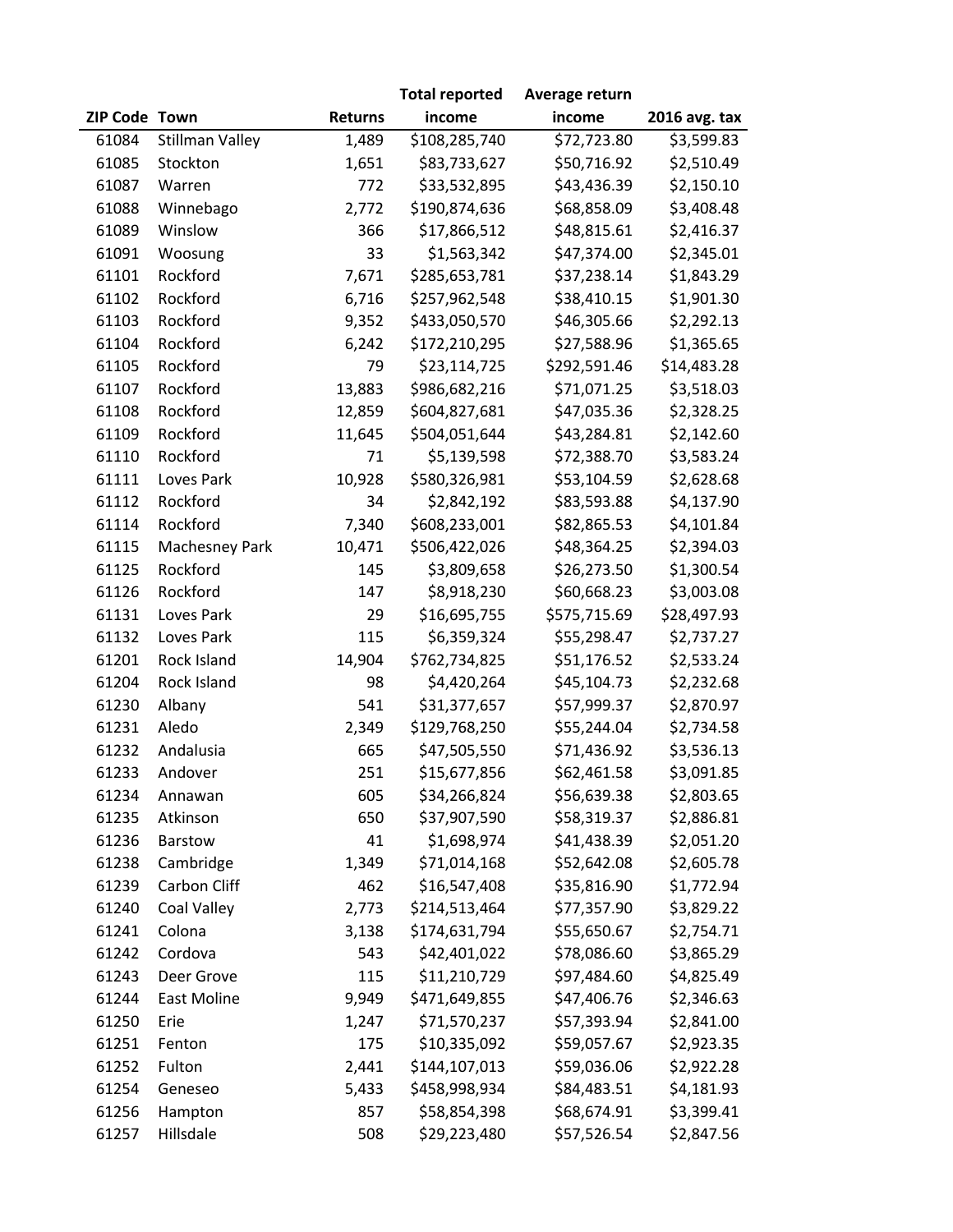| ZIP Code | Town | Returns | Total reported income | Average return income | 2016 avg. tax |
|---|---|---|---|---|---|
| 61084 | Stillman Valley | 1,489 | $108,285,740 | $72,723.80 | $3,599.83 |
| 61085 | Stockton | 1,651 | $83,733,627 | $50,716.92 | $2,510.49 |
| 61087 | Warren | 772 | $33,532,895 | $43,436.39 | $2,150.10 |
| 61088 | Winnebago | 2,772 | $190,874,636 | $68,858.09 | $3,408.48 |
| 61089 | Winslow | 366 | $17,866,512 | $48,815.61 | $2,416.37 |
| 61091 | Woosung | 33 | $1,563,342 | $47,374.00 | $2,345.01 |
| 61101 | Rockford | 7,671 | $285,653,781 | $37,238.14 | $1,843.29 |
| 61102 | Rockford | 6,716 | $257,962,548 | $38,410.15 | $1,901.30 |
| 61103 | Rockford | 9,352 | $433,050,570 | $46,305.66 | $2,292.13 |
| 61104 | Rockford | 6,242 | $172,210,295 | $27,588.96 | $1,365.65 |
| 61105 | Rockford | 79 | $23,114,725 | $292,591.46 | $14,483.28 |
| 61107 | Rockford | 13,883 | $986,682,216 | $71,071.25 | $3,518.03 |
| 61108 | Rockford | 12,859 | $604,827,681 | $47,035.36 | $2,328.25 |
| 61109 | Rockford | 11,645 | $504,051,644 | $43,284.81 | $2,142.60 |
| 61110 | Rockford | 71 | $5,139,598 | $72,388.70 | $3,583.24 |
| 61111 | Loves Park | 10,928 | $580,326,981 | $53,104.59 | $2,628.68 |
| 61112 | Rockford | 34 | $2,842,192 | $83,593.88 | $4,137.90 |
| 61114 | Rockford | 7,340 | $608,233,001 | $82,865.53 | $4,101.84 |
| 61115 | Machesney Park | 10,471 | $506,422,026 | $48,364.25 | $2,394.03 |
| 61125 | Rockford | 145 | $3,809,658 | $26,273.50 | $1,300.54 |
| 61126 | Rockford | 147 | $8,918,230 | $60,668.23 | $3,003.08 |
| 61131 | Loves Park | 29 | $16,695,755 | $575,715.69 | $28,497.93 |
| 61132 | Loves Park | 115 | $6,359,324 | $55,298.47 | $2,737.27 |
| 61201 | Rock Island | 14,904 | $762,734,825 | $51,176.52 | $2,533.24 |
| 61204 | Rock Island | 98 | $4,420,264 | $45,104.73 | $2,232.68 |
| 61230 | Albany | 541 | $31,377,657 | $57,999.37 | $2,870.97 |
| 61231 | Aledo | 2,349 | $129,768,250 | $55,244.04 | $2,734.58 |
| 61232 | Andalusia | 665 | $47,505,550 | $71,436.92 | $3,536.13 |
| 61233 | Andover | 251 | $15,677,856 | $62,461.58 | $3,091.85 |
| 61234 | Annawan | 605 | $34,266,824 | $56,639.38 | $2,803.65 |
| 61235 | Atkinson | 650 | $37,907,590 | $58,319.37 | $2,886.81 |
| 61236 | Barstow | 41 | $1,698,974 | $41,438.39 | $2,051.20 |
| 61238 | Cambridge | 1,349 | $71,014,168 | $52,642.08 | $2,605.78 |
| 61239 | Carbon Cliff | 462 | $16,547,408 | $35,816.90 | $1,772.94 |
| 61240 | Coal Valley | 2,773 | $214,513,464 | $77,357.90 | $3,829.22 |
| 61241 | Colona | 3,138 | $174,631,794 | $55,650.67 | $2,754.71 |
| 61242 | Cordova | 543 | $42,401,022 | $78,086.60 | $3,865.29 |
| 61243 | Deer Grove | 115 | $11,210,729 | $97,484.60 | $4,825.49 |
| 61244 | East Moline | 9,949 | $471,649,855 | $47,406.76 | $2,346.63 |
| 61250 | Erie | 1,247 | $71,570,237 | $57,393.94 | $2,841.00 |
| 61251 | Fenton | 175 | $10,335,092 | $59,057.67 | $2,923.35 |
| 61252 | Fulton | 2,441 | $144,107,013 | $59,036.06 | $2,922.28 |
| 61254 | Geneseo | 5,433 | $458,998,934 | $84,483.51 | $4,181.93 |
| 61256 | Hampton | 857 | $58,854,398 | $68,674.91 | $3,399.41 |
| 61257 | Hillsdale | 508 | $29,223,480 | $57,526.54 | $2,847.56 |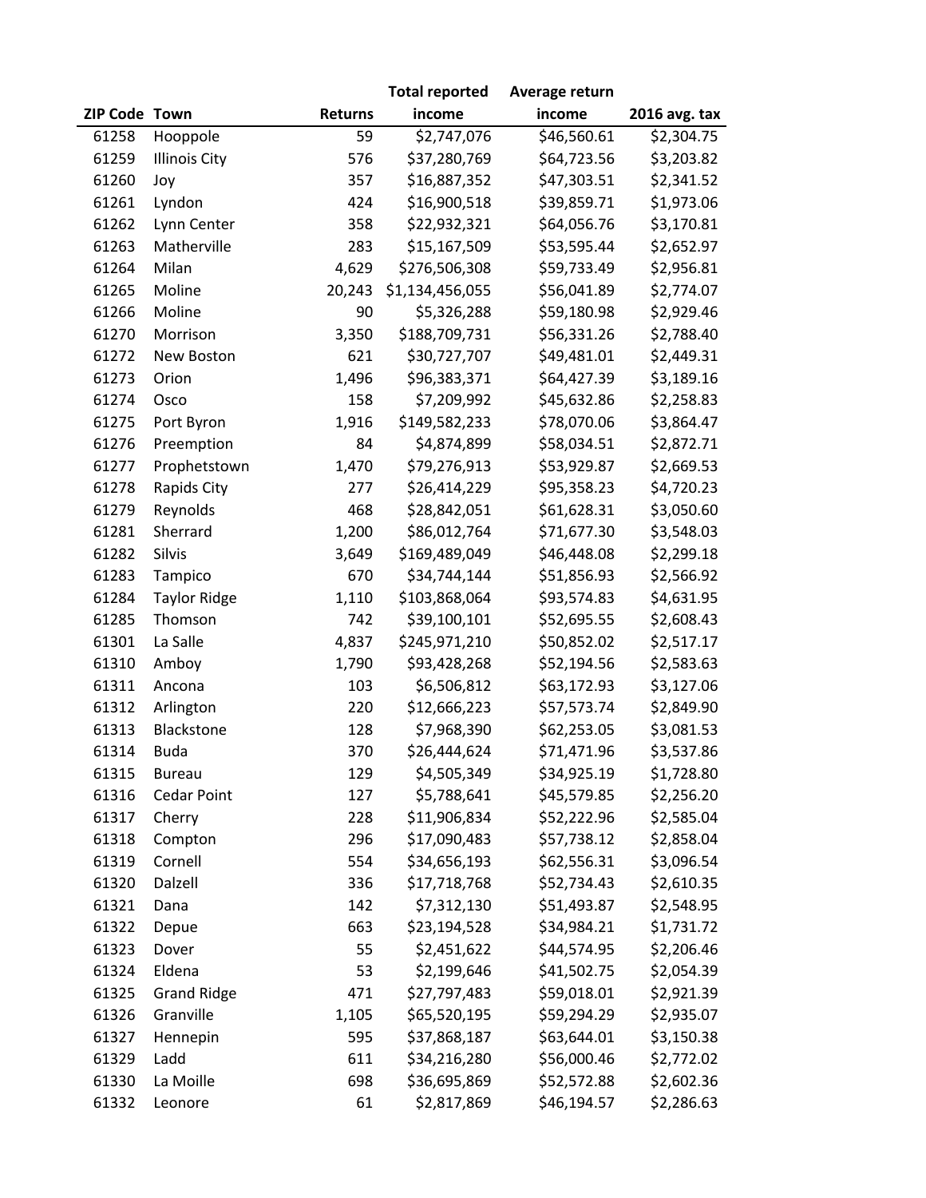| ZIP Code | Town | Returns | Total reported income | Average return income | 2016 avg. tax |
|---|---|---|---|---|---|
| 61258 | Hooppole | 59 | $2,747,076 | $46,560.61 | $2,304.75 |
| 61259 | Illinois City | 576 | $37,280,769 | $64,723.56 | $3,203.82 |
| 61260 | Joy | 357 | $16,887,352 | $47,303.51 | $2,341.52 |
| 61261 | Lyndon | 424 | $16,900,518 | $39,859.71 | $1,973.06 |
| 61262 | Lynn Center | 358 | $22,932,321 | $64,056.76 | $3,170.81 |
| 61263 | Matherville | 283 | $15,167,509 | $53,595.44 | $2,652.97 |
| 61264 | Milan | 4,629 | $276,506,308 | $59,733.49 | $2,956.81 |
| 61265 | Moline | 20,243 | $1,134,456,055 | $56,041.89 | $2,774.07 |
| 61266 | Moline | 90 | $5,326,288 | $59,180.98 | $2,929.46 |
| 61270 | Morrison | 3,350 | $188,709,731 | $56,331.26 | $2,788.40 |
| 61272 | New Boston | 621 | $30,727,707 | $49,481.01 | $2,449.31 |
| 61273 | Orion | 1,496 | $96,383,371 | $64,427.39 | $3,189.16 |
| 61274 | Osco | 158 | $7,209,992 | $45,632.86 | $2,258.83 |
| 61275 | Port Byron | 1,916 | $149,582,233 | $78,070.06 | $3,864.47 |
| 61276 | Preemption | 84 | $4,874,899 | $58,034.51 | $2,872.71 |
| 61277 | Prophetstown | 1,470 | $79,276,913 | $53,929.87 | $2,669.53 |
| 61278 | Rapids City | 277 | $26,414,229 | $95,358.23 | $4,720.23 |
| 61279 | Reynolds | 468 | $28,842,051 | $61,628.31 | $3,050.60 |
| 61281 | Sherrard | 1,200 | $86,012,764 | $71,677.30 | $3,548.03 |
| 61282 | Silvis | 3,649 | $169,489,049 | $46,448.08 | $2,299.18 |
| 61283 | Tampico | 670 | $34,744,144 | $51,856.93 | $2,566.92 |
| 61284 | Taylor Ridge | 1,110 | $103,868,064 | $93,574.83 | $4,631.95 |
| 61285 | Thomson | 742 | $39,100,101 | $52,695.55 | $2,608.43 |
| 61301 | La Salle | 4,837 | $245,971,210 | $50,852.02 | $2,517.17 |
| 61310 | Amboy | 1,790 | $93,428,268 | $52,194.56 | $2,583.63 |
| 61311 | Ancona | 103 | $6,506,812 | $63,172.93 | $3,127.06 |
| 61312 | Arlington | 220 | $12,666,223 | $57,573.74 | $2,849.90 |
| 61313 | Blackstone | 128 | $7,968,390 | $62,253.05 | $3,081.53 |
| 61314 | Buda | 370 | $26,444,624 | $71,471.96 | $3,537.86 |
| 61315 | Bureau | 129 | $4,505,349 | $34,925.19 | $1,728.80 |
| 61316 | Cedar Point | 127 | $5,788,641 | $45,579.85 | $2,256.20 |
| 61317 | Cherry | 228 | $11,906,834 | $52,222.96 | $2,585.04 |
| 61318 | Compton | 296 | $17,090,483 | $57,738.12 | $2,858.04 |
| 61319 | Cornell | 554 | $34,656,193 | $62,556.31 | $3,096.54 |
| 61320 | Dalzell | 336 | $17,718,768 | $52,734.43 | $2,610.35 |
| 61321 | Dana | 142 | $7,312,130 | $51,493.87 | $2,548.95 |
| 61322 | Depue | 663 | $23,194,528 | $34,984.21 | $1,731.72 |
| 61323 | Dover | 55 | $2,451,622 | $44,574.95 | $2,206.46 |
| 61324 | Eldena | 53 | $2,199,646 | $41,502.75 | $2,054.39 |
| 61325 | Grand Ridge | 471 | $27,797,483 | $59,018.01 | $2,921.39 |
| 61326 | Granville | 1,105 | $65,520,195 | $59,294.29 | $2,935.07 |
| 61327 | Hennepin | 595 | $37,868,187 | $63,644.01 | $3,150.38 |
| 61329 | Ladd | 611 | $34,216,280 | $56,000.46 | $2,772.02 |
| 61330 | La Moille | 698 | $36,695,869 | $52,572.88 | $2,602.36 |
| 61332 | Leonore | 61 | $2,817,869 | $46,194.57 | $2,286.63 |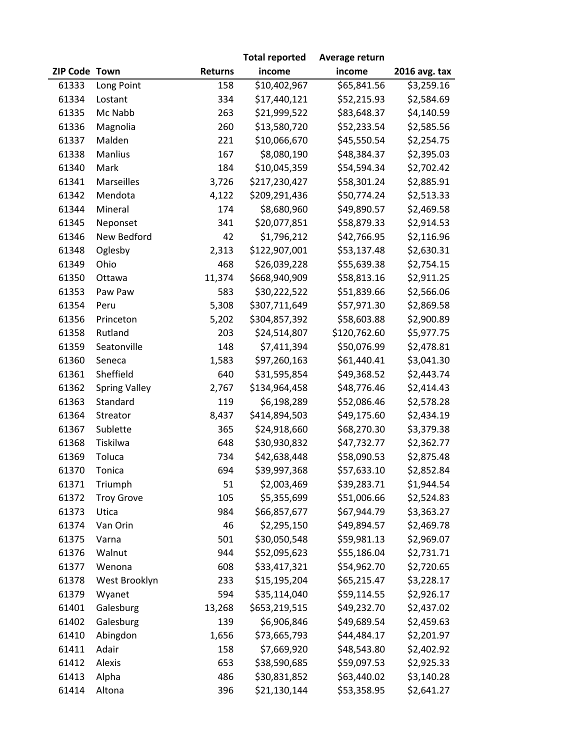| ZIP Code | Town | Returns | Total reported income | Average return income | 2016 avg. tax |
|---|---|---|---|---|---|
| 61333 | Long Point | 158 | $10,402,967 | $65,841.56 | $3,259.16 |
| 61334 | Lostant | 334 | $17,440,121 | $52,215.93 | $2,584.69 |
| 61335 | Mc Nabb | 263 | $21,999,522 | $83,648.37 | $4,140.59 |
| 61336 | Magnolia | 260 | $13,580,720 | $52,233.54 | $2,585.56 |
| 61337 | Malden | 221 | $10,066,670 | $45,550.54 | $2,254.75 |
| 61338 | Manlius | 167 | $8,080,190 | $48,384.37 | $2,395.03 |
| 61340 | Mark | 184 | $10,045,359 | $54,594.34 | $2,702.42 |
| 61341 | Marseilles | 3,726 | $217,230,427 | $58,301.24 | $2,885.91 |
| 61342 | Mendota | 4,122 | $209,291,436 | $50,774.24 | $2,513.33 |
| 61344 | Mineral | 174 | $8,680,960 | $49,890.57 | $2,469.58 |
| 61345 | Neponset | 341 | $20,077,851 | $58,879.33 | $2,914.53 |
| 61346 | New Bedford | 42 | $1,796,212 | $42,766.95 | $2,116.96 |
| 61348 | Oglesby | 2,313 | $122,907,001 | $53,137.48 | $2,630.31 |
| 61349 | Ohio | 468 | $26,039,228 | $55,639.38 | $2,754.15 |
| 61350 | Ottawa | 11,374 | $668,940,909 | $58,813.16 | $2,911.25 |
| 61353 | Paw Paw | 583 | $30,222,522 | $51,839.66 | $2,566.06 |
| 61354 | Peru | 5,308 | $307,711,649 | $57,971.30 | $2,869.58 |
| 61356 | Princeton | 5,202 | $304,857,392 | $58,603.88 | $2,900.89 |
| 61358 | Rutland | 203 | $24,514,807 | $120,762.60 | $5,977.75 |
| 61359 | Seatonville | 148 | $7,411,394 | $50,076.99 | $2,478.81 |
| 61360 | Seneca | 1,583 | $97,260,163 | $61,440.41 | $3,041.30 |
| 61361 | Sheffield | 640 | $31,595,854 | $49,368.52 | $2,443.74 |
| 61362 | Spring Valley | 2,767 | $134,964,458 | $48,776.46 | $2,414.43 |
| 61363 | Standard | 119 | $6,198,289 | $52,086.46 | $2,578.28 |
| 61364 | Streator | 8,437 | $414,894,503 | $49,175.60 | $2,434.19 |
| 61367 | Sublette | 365 | $24,918,660 | $68,270.30 | $3,379.38 |
| 61368 | Tiskilwa | 648 | $30,930,832 | $47,732.77 | $2,362.77 |
| 61369 | Toluca | 734 | $42,638,448 | $58,090.53 | $2,875.48 |
| 61370 | Tonica | 694 | $39,997,368 | $57,633.10 | $2,852.84 |
| 61371 | Triumph | 51 | $2,003,469 | $39,283.71 | $1,944.54 |
| 61372 | Troy Grove | 105 | $5,355,699 | $51,006.66 | $2,524.83 |
| 61373 | Utica | 984 | $66,857,677 | $67,944.79 | $3,363.27 |
| 61374 | Van Orin | 46 | $2,295,150 | $49,894.57 | $2,469.78 |
| 61375 | Varna | 501 | $30,050,548 | $59,981.13 | $2,969.07 |
| 61376 | Walnut | 944 | $52,095,623 | $55,186.04 | $2,731.71 |
| 61377 | Wenona | 608 | $33,417,321 | $54,962.70 | $2,720.65 |
| 61378 | West Brooklyn | 233 | $15,195,204 | $65,215.47 | $3,228.17 |
| 61379 | Wyanet | 594 | $35,114,040 | $59,114.55 | $2,926.17 |
| 61401 | Galesburg | 13,268 | $653,219,515 | $49,232.70 | $2,437.02 |
| 61402 | Galesburg | 139 | $6,906,846 | $49,689.54 | $2,459.63 |
| 61410 | Abingdon | 1,656 | $73,665,793 | $44,484.17 | $2,201.97 |
| 61411 | Adair | 158 | $7,669,920 | $48,543.80 | $2,402.92 |
| 61412 | Alexis | 653 | $38,590,685 | $59,097.53 | $2,925.33 |
| 61413 | Alpha | 486 | $30,831,852 | $63,440.02 | $3,140.28 |
| 61414 | Altona | 396 | $21,130,144 | $53,358.95 | $2,641.27 |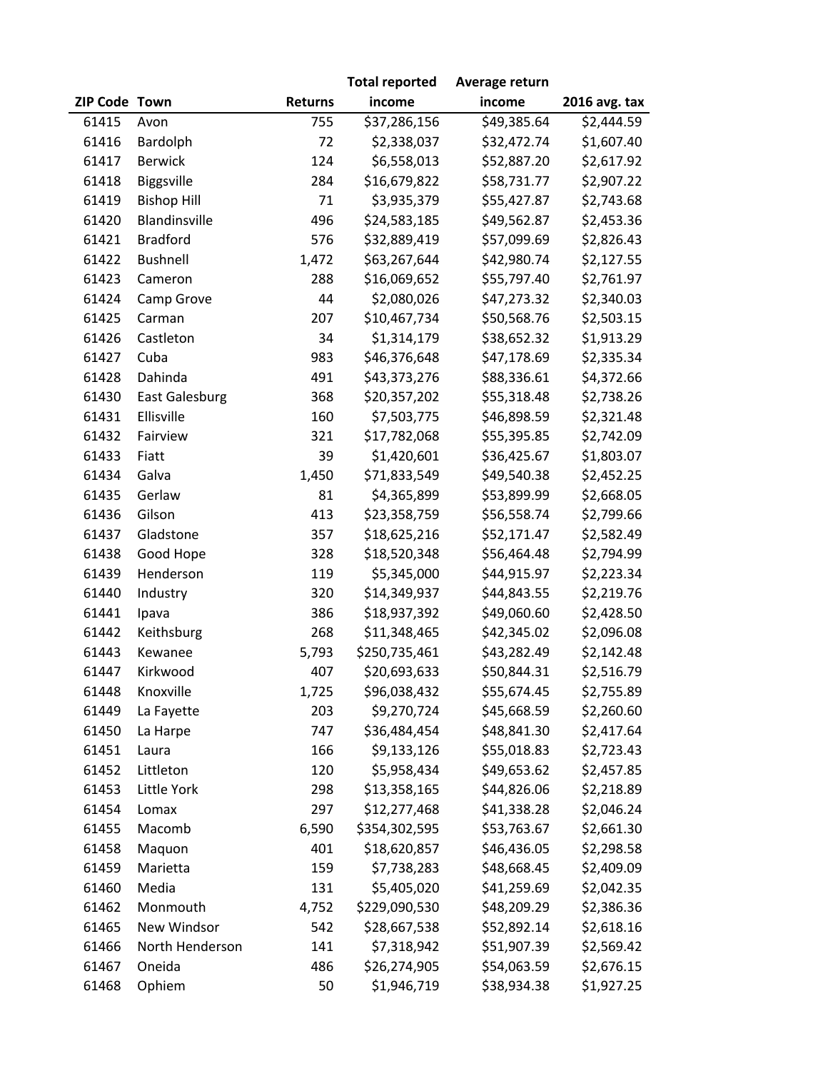| ZIP Code | Town | Returns | Total reported income | Average return income | 2016 avg. tax |
|---|---|---|---|---|---|
| 61415 | Avon | 755 | $37,286,156 | $49,385.64 | $2,444.59 |
| 61416 | Bardolph | 72 | $2,338,037 | $32,472.74 | $1,607.40 |
| 61417 | Berwick | 124 | $6,558,013 | $52,887.20 | $2,617.92 |
| 61418 | Biggsville | 284 | $16,679,822 | $58,731.77 | $2,907.22 |
| 61419 | Bishop Hill | 71 | $3,935,379 | $55,427.87 | $2,743.68 |
| 61420 | Blandinsville | 496 | $24,583,185 | $49,562.87 | $2,453.36 |
| 61421 | Bradford | 576 | $32,889,419 | $57,099.69 | $2,826.43 |
| 61422 | Bushnell | 1,472 | $63,267,644 | $42,980.74 | $2,127.55 |
| 61423 | Cameron | 288 | $16,069,652 | $55,797.40 | $2,761.97 |
| 61424 | Camp Grove | 44 | $2,080,026 | $47,273.32 | $2,340.03 |
| 61425 | Carman | 207 | $10,467,734 | $50,568.76 | $2,503.15 |
| 61426 | Castleton | 34 | $1,314,179 | $38,652.32 | $1,913.29 |
| 61427 | Cuba | 983 | $46,376,648 | $47,178.69 | $2,335.34 |
| 61428 | Dahinda | 491 | $43,373,276 | $88,336.61 | $4,372.66 |
| 61430 | East Galesburg | 368 | $20,357,202 | $55,318.48 | $2,738.26 |
| 61431 | Ellisville | 160 | $7,503,775 | $46,898.59 | $2,321.48 |
| 61432 | Fairview | 321 | $17,782,068 | $55,395.85 | $2,742.09 |
| 61433 | Fiatt | 39 | $1,420,601 | $36,425.67 | $1,803.07 |
| 61434 | Galva | 1,450 | $71,833,549 | $49,540.38 | $2,452.25 |
| 61435 | Gerlaw | 81 | $4,365,899 | $53,899.99 | $2,668.05 |
| 61436 | Gilson | 413 | $23,358,759 | $56,558.74 | $2,799.66 |
| 61437 | Gladstone | 357 | $18,625,216 | $52,171.47 | $2,582.49 |
| 61438 | Good Hope | 328 | $18,520,348 | $56,464.48 | $2,794.99 |
| 61439 | Henderson | 119 | $5,345,000 | $44,915.97 | $2,223.34 |
| 61440 | Industry | 320 | $14,349,937 | $44,843.55 | $2,219.76 |
| 61441 | Ipava | 386 | $18,937,392 | $49,060.60 | $2,428.50 |
| 61442 | Keithsburg | 268 | $11,348,465 | $42,345.02 | $2,096.08 |
| 61443 | Kewanee | 5,793 | $250,735,461 | $43,282.49 | $2,142.48 |
| 61447 | Kirkwood | 407 | $20,693,633 | $50,844.31 | $2,516.79 |
| 61448 | Knoxville | 1,725 | $96,038,432 | $55,674.45 | $2,755.89 |
| 61449 | La Fayette | 203 | $9,270,724 | $45,668.59 | $2,260.60 |
| 61450 | La Harpe | 747 | $36,484,454 | $48,841.30 | $2,417.64 |
| 61451 | Laura | 166 | $9,133,126 | $55,018.83 | $2,723.43 |
| 61452 | Littleton | 120 | $5,958,434 | $49,653.62 | $2,457.85 |
| 61453 | Little York | 298 | $13,358,165 | $44,826.06 | $2,218.89 |
| 61454 | Lomax | 297 | $12,277,468 | $41,338.28 | $2,046.24 |
| 61455 | Macomb | 6,590 | $354,302,595 | $53,763.67 | $2,661.30 |
| 61458 | Maquon | 401 | $18,620,857 | $46,436.05 | $2,298.58 |
| 61459 | Marietta | 159 | $7,738,283 | $48,668.45 | $2,409.09 |
| 61460 | Media | 131 | $5,405,020 | $41,259.69 | $2,042.35 |
| 61462 | Monmouth | 4,752 | $229,090,530 | $48,209.29 | $2,386.36 |
| 61465 | New Windsor | 542 | $28,667,538 | $52,892.14 | $2,618.16 |
| 61466 | North Henderson | 141 | $7,318,942 | $51,907.39 | $2,569.42 |
| 61467 | Oneida | 486 | $26,274,905 | $54,063.59 | $2,676.15 |
| 61468 | Ophiem | 50 | $1,946,719 | $38,934.38 | $1,927.25 |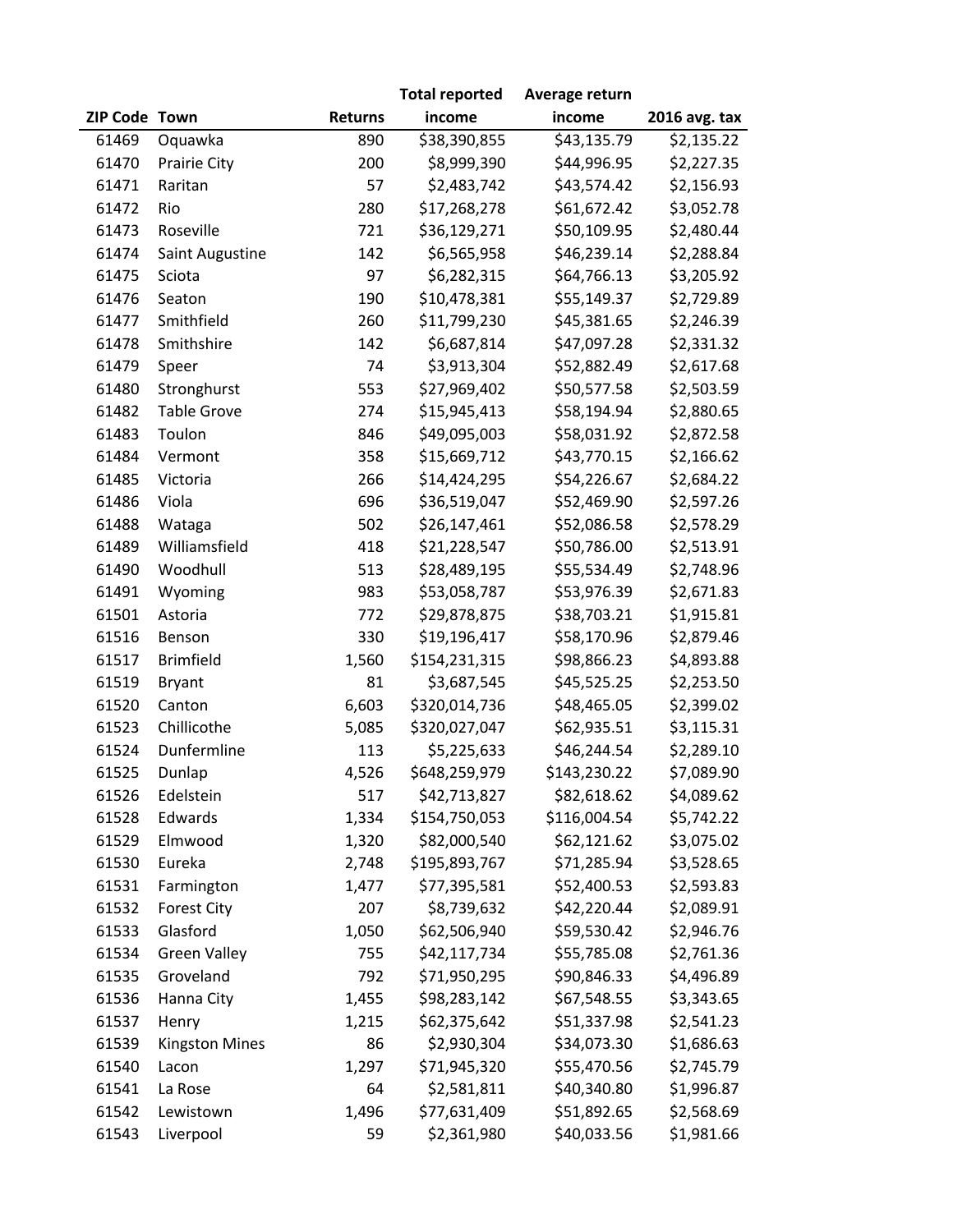| ZIP Code | Town | Returns | Total reported income | Average return income | 2016 avg. tax |
|---|---|---|---|---|---|
| 61469 | Oquawka | 890 | $38,390,855 | $43,135.79 | $2,135.22 |
| 61470 | Prairie City | 200 | $8,999,390 | $44,996.95 | $2,227.35 |
| 61471 | Raritan | 57 | $2,483,742 | $43,574.42 | $2,156.93 |
| 61472 | Rio | 280 | $17,268,278 | $61,672.42 | $3,052.78 |
| 61473 | Roseville | 721 | $36,129,271 | $50,109.95 | $2,480.44 |
| 61474 | Saint Augustine | 142 | $6,565,958 | $46,239.14 | $2,288.84 |
| 61475 | Sciota | 97 | $6,282,315 | $64,766.13 | $3,205.92 |
| 61476 | Seaton | 190 | $10,478,381 | $55,149.37 | $2,729.89 |
| 61477 | Smithfield | 260 | $11,799,230 | $45,381.65 | $2,246.39 |
| 61478 | Smithshire | 142 | $6,687,814 | $47,097.28 | $2,331.32 |
| 61479 | Speer | 74 | $3,913,304 | $52,882.49 | $2,617.68 |
| 61480 | Stronghurst | 553 | $27,969,402 | $50,577.58 | $2,503.59 |
| 61482 | Table Grove | 274 | $15,945,413 | $58,194.94 | $2,880.65 |
| 61483 | Toulon | 846 | $49,095,003 | $58,031.92 | $2,872.58 |
| 61484 | Vermont | 358 | $15,669,712 | $43,770.15 | $2,166.62 |
| 61485 | Victoria | 266 | $14,424,295 | $54,226.67 | $2,684.22 |
| 61486 | Viola | 696 | $36,519,047 | $52,469.90 | $2,597.26 |
| 61488 | Wataga | 502 | $26,147,461 | $52,086.58 | $2,578.29 |
| 61489 | Williamsfield | 418 | $21,228,547 | $50,786.00 | $2,513.91 |
| 61490 | Woodhull | 513 | $28,489,195 | $55,534.49 | $2,748.96 |
| 61491 | Wyoming | 983 | $53,058,787 | $53,976.39 | $2,671.83 |
| 61501 | Astoria | 772 | $29,878,875 | $38,703.21 | $1,915.81 |
| 61516 | Benson | 330 | $19,196,417 | $58,170.96 | $2,879.46 |
| 61517 | Brimfield | 1,560 | $154,231,315 | $98,866.23 | $4,893.88 |
| 61519 | Bryant | 81 | $3,687,545 | $45,525.25 | $2,253.50 |
| 61520 | Canton | 6,603 | $320,014,736 | $48,465.05 | $2,399.02 |
| 61523 | Chillicothe | 5,085 | $320,027,047 | $62,935.51 | $3,115.31 |
| 61524 | Dunfermline | 113 | $5,225,633 | $46,244.54 | $2,289.10 |
| 61525 | Dunlap | 4,526 | $648,259,979 | $143,230.22 | $7,089.90 |
| 61526 | Edelstein | 517 | $42,713,827 | $82,618.62 | $4,089.62 |
| 61528 | Edwards | 1,334 | $154,750,053 | $116,004.54 | $5,742.22 |
| 61529 | Elmwood | 1,320 | $82,000,540 | $62,121.62 | $3,075.02 |
| 61530 | Eureka | 2,748 | $195,893,767 | $71,285.94 | $3,528.65 |
| 61531 | Farmington | 1,477 | $77,395,581 | $52,400.53 | $2,593.83 |
| 61532 | Forest City | 207 | $8,739,632 | $42,220.44 | $2,089.91 |
| 61533 | Glasford | 1,050 | $62,506,940 | $59,530.42 | $2,946.76 |
| 61534 | Green Valley | 755 | $42,117,734 | $55,785.08 | $2,761.36 |
| 61535 | Groveland | 792 | $71,950,295 | $90,846.33 | $4,496.89 |
| 61536 | Hanna City | 1,455 | $98,283,142 | $67,548.55 | $3,343.65 |
| 61537 | Henry | 1,215 | $62,375,642 | $51,337.98 | $2,541.23 |
| 61539 | Kingston Mines | 86 | $2,930,304 | $34,073.30 | $1,686.63 |
| 61540 | Lacon | 1,297 | $71,945,320 | $55,470.56 | $2,745.79 |
| 61541 | La Rose | 64 | $2,581,811 | $40,340.80 | $1,996.87 |
| 61542 | Lewistown | 1,496 | $77,631,409 | $51,892.65 | $2,568.69 |
| 61543 | Liverpool | 59 | $2,361,980 | $40,033.56 | $1,981.66 |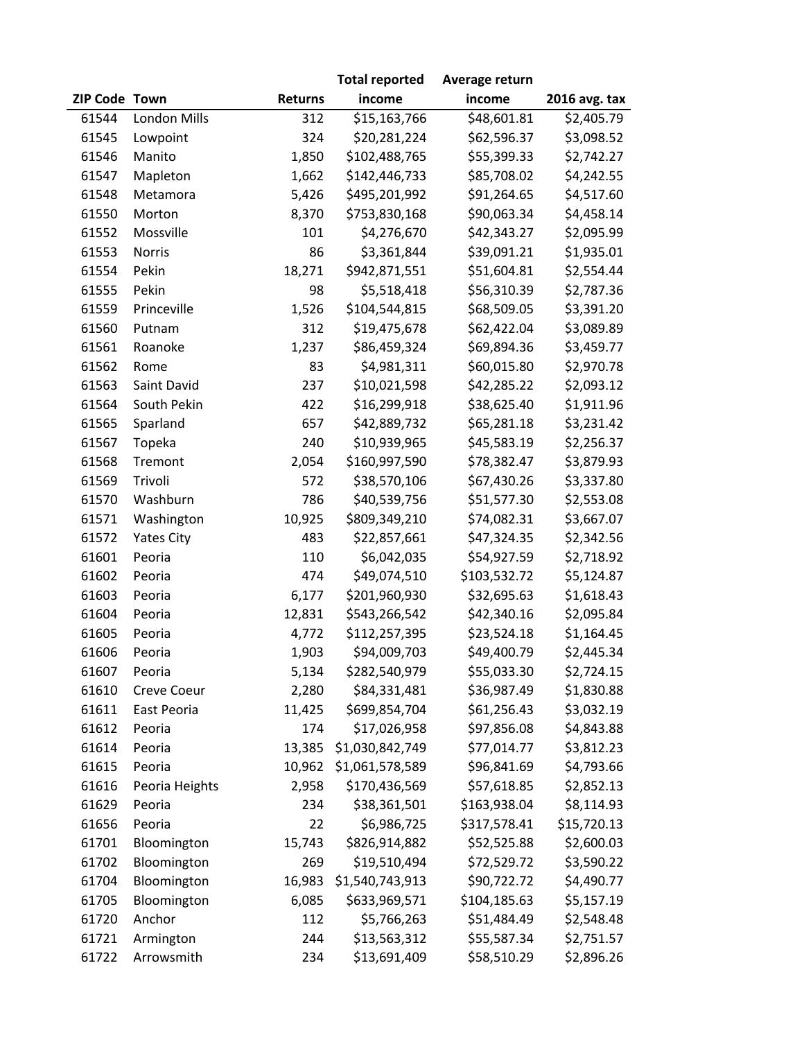| ZIP Code | Town | Returns | Total reported income | Average return income | 2016 avg. tax |
|---|---|---|---|---|---|
| 61544 | London Mills | 312 | $15,163,766 | $48,601.81 | $2,405.79 |
| 61545 | Lowpoint | 324 | $20,281,224 | $62,596.37 | $3,098.52 |
| 61546 | Manito | 1,850 | $102,488,765 | $55,399.33 | $2,742.27 |
| 61547 | Mapleton | 1,662 | $142,446,733 | $85,708.02 | $4,242.55 |
| 61548 | Metamora | 5,426 | $495,201,992 | $91,264.65 | $4,517.60 |
| 61550 | Morton | 8,370 | $753,830,168 | $90,063.34 | $4,458.14 |
| 61552 | Mossville | 101 | $4,276,670 | $42,343.27 | $2,095.99 |
| 61553 | Norris | 86 | $3,361,844 | $39,091.21 | $1,935.01 |
| 61554 | Pekin | 18,271 | $942,871,551 | $51,604.81 | $2,554.44 |
| 61555 | Pekin | 98 | $5,518,418 | $56,310.39 | $2,787.36 |
| 61559 | Princeville | 1,526 | $104,544,815 | $68,509.05 | $3,391.20 |
| 61560 | Putnam | 312 | $19,475,678 | $62,422.04 | $3,089.89 |
| 61561 | Roanoke | 1,237 | $86,459,324 | $69,894.36 | $3,459.77 |
| 61562 | Rome | 83 | $4,981,311 | $60,015.80 | $2,970.78 |
| 61563 | Saint David | 237 | $10,021,598 | $42,285.22 | $2,093.12 |
| 61564 | South Pekin | 422 | $16,299,918 | $38,625.40 | $1,911.96 |
| 61565 | Sparland | 657 | $42,889,732 | $65,281.18 | $3,231.42 |
| 61567 | Topeka | 240 | $10,939,965 | $45,583.19 | $2,256.37 |
| 61568 | Tremont | 2,054 | $160,997,590 | $78,382.47 | $3,879.93 |
| 61569 | Trivoli | 572 | $38,570,106 | $67,430.26 | $3,337.80 |
| 61570 | Washburn | 786 | $40,539,756 | $51,577.30 | $2,553.08 |
| 61571 | Washington | 10,925 | $809,349,210 | $74,082.31 | $3,667.07 |
| 61572 | Yates City | 483 | $22,857,661 | $47,324.35 | $2,342.56 |
| 61601 | Peoria | 110 | $6,042,035 | $54,927.59 | $2,718.92 |
| 61602 | Peoria | 474 | $49,074,510 | $103,532.72 | $5,124.87 |
| 61603 | Peoria | 6,177 | $201,960,930 | $32,695.63 | $1,618.43 |
| 61604 | Peoria | 12,831 | $543,266,542 | $42,340.16 | $2,095.84 |
| 61605 | Peoria | 4,772 | $112,257,395 | $23,524.18 | $1,164.45 |
| 61606 | Peoria | 1,903 | $94,009,703 | $49,400.79 | $2,445.34 |
| 61607 | Peoria | 5,134 | $282,540,979 | $55,033.30 | $2,724.15 |
| 61610 | Creve Coeur | 2,280 | $84,331,481 | $36,987.49 | $1,830.88 |
| 61611 | East Peoria | 11,425 | $699,854,704 | $61,256.43 | $3,032.19 |
| 61612 | Peoria | 174 | $17,026,958 | $97,856.08 | $4,843.88 |
| 61614 | Peoria | 13,385 | $1,030,842,749 | $77,014.77 | $3,812.23 |
| 61615 | Peoria | 10,962 | $1,061,578,589 | $96,841.69 | $4,793.66 |
| 61616 | Peoria Heights | 2,958 | $170,436,569 | $57,618.85 | $2,852.13 |
| 61629 | Peoria | 234 | $38,361,501 | $163,938.04 | $8,114.93 |
| 61656 | Peoria | 22 | $6,986,725 | $317,578.41 | $15,720.13 |
| 61701 | Bloomington | 15,743 | $826,914,882 | $52,525.88 | $2,600.03 |
| 61702 | Bloomington | 269 | $19,510,494 | $72,529.72 | $3,590.22 |
| 61704 | Bloomington | 16,983 | $1,540,743,913 | $90,722.72 | $4,490.77 |
| 61705 | Bloomington | 6,085 | $633,969,571 | $104,185.63 | $5,157.19 |
| 61720 | Anchor | 112 | $5,766,263 | $51,484.49 | $2,548.48 |
| 61721 | Armington | 244 | $13,563,312 | $55,587.34 | $2,751.57 |
| 61722 | Arrowsmith | 234 | $13,691,409 | $58,510.29 | $2,896.26 |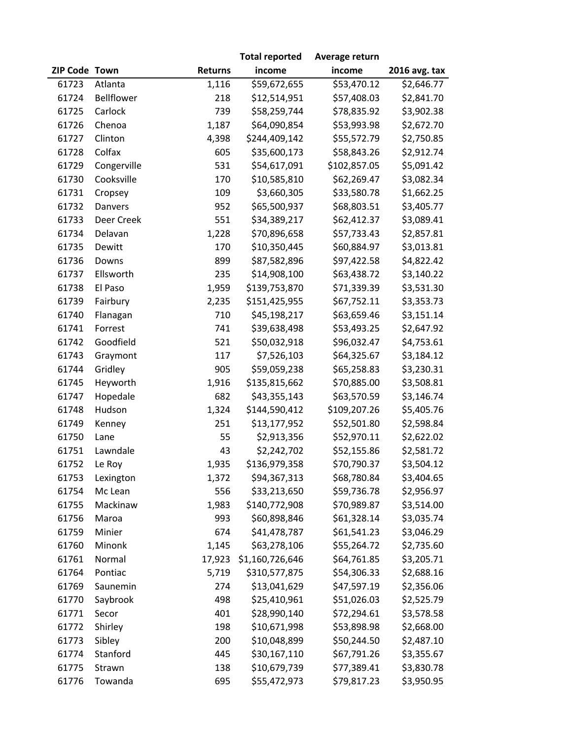| ZIP Code | Town | Returns | Total reported income | Average return income | 2016 avg. tax |
|---|---|---|---|---|---|
| 61723 | Atlanta | 1,116 | $59,672,655 | $53,470.12 | $2,646.77 |
| 61724 | Bellflower | 218 | $12,514,951 | $57,408.03 | $2,841.70 |
| 61725 | Carlock | 739 | $58,259,744 | $78,835.92 | $3,902.38 |
| 61726 | Chenoa | 1,187 | $64,090,854 | $53,993.98 | $2,672.70 |
| 61727 | Clinton | 4,398 | $244,409,142 | $55,572.79 | $2,750.85 |
| 61728 | Colfax | 605 | $35,600,173 | $58,843.26 | $2,912.74 |
| 61729 | Congerville | 531 | $54,617,091 | $102,857.05 | $5,091.42 |
| 61730 | Cooksville | 170 | $10,585,810 | $62,269.47 | $3,082.34 |
| 61731 | Cropsey | 109 | $3,660,305 | $33,580.78 | $1,662.25 |
| 61732 | Danvers | 952 | $65,500,937 | $68,803.51 | $3,405.77 |
| 61733 | Deer Creek | 551 | $34,389,217 | $62,412.37 | $3,089.41 |
| 61734 | Delavan | 1,228 | $70,896,658 | $57,733.43 | $2,857.81 |
| 61735 | Dewitt | 170 | $10,350,445 | $60,884.97 | $3,013.81 |
| 61736 | Downs | 899 | $87,582,896 | $97,422.58 | $4,822.42 |
| 61737 | Ellsworth | 235 | $14,908,100 | $63,438.72 | $3,140.22 |
| 61738 | El Paso | 1,959 | $139,753,870 | $71,339.39 | $3,531.30 |
| 61739 | Fairbury | 2,235 | $151,425,955 | $67,752.11 | $3,353.73 |
| 61740 | Flanagan | 710 | $45,198,217 | $63,659.46 | $3,151.14 |
| 61741 | Forrest | 741 | $39,638,498 | $53,493.25 | $2,647.92 |
| 61742 | Goodfield | 521 | $50,032,918 | $96,032.47 | $4,753.61 |
| 61743 | Graymont | 117 | $7,526,103 | $64,325.67 | $3,184.12 |
| 61744 | Gridley | 905 | $59,059,238 | $65,258.83 | $3,230.31 |
| 61745 | Heyworth | 1,916 | $135,815,662 | $70,885.00 | $3,508.81 |
| 61747 | Hopedale | 682 | $43,355,143 | $63,570.59 | $3,146.74 |
| 61748 | Hudson | 1,324 | $144,590,412 | $109,207.26 | $5,405.76 |
| 61749 | Kenney | 251 | $13,177,952 | $52,501.80 | $2,598.84 |
| 61750 | Lane | 55 | $2,913,356 | $52,970.11 | $2,622.02 |
| 61751 | Lawndale | 43 | $2,242,702 | $52,155.86 | $2,581.72 |
| 61752 | Le Roy | 1,935 | $136,979,358 | $70,790.37 | $3,504.12 |
| 61753 | Lexington | 1,372 | $94,367,313 | $68,780.84 | $3,404.65 |
| 61754 | Mc Lean | 556 | $33,213,650 | $59,736.78 | $2,956.97 |
| 61755 | Mackinaw | 1,983 | $140,772,908 | $70,989.87 | $3,514.00 |
| 61756 | Maroa | 993 | $60,898,846 | $61,328.14 | $3,035.74 |
| 61759 | Minier | 674 | $41,478,787 | $61,541.23 | $3,046.29 |
| 61760 | Minonk | 1,145 | $63,278,106 | $55,264.72 | $2,735.60 |
| 61761 | Normal | 17,923 | $1,160,726,646 | $64,761.85 | $3,205.71 |
| 61764 | Pontiac | 5,719 | $310,577,875 | $54,306.33 | $2,688.16 |
| 61769 | Saunemin | 274 | $13,041,629 | $47,597.19 | $2,356.06 |
| 61770 | Saybrook | 498 | $25,410,961 | $51,026.03 | $2,525.79 |
| 61771 | Secor | 401 | $28,990,140 | $72,294.61 | $3,578.58 |
| 61772 | Shirley | 198 | $10,671,998 | $53,898.98 | $2,668.00 |
| 61773 | Sibley | 200 | $10,048,899 | $50,244.50 | $2,487.10 |
| 61774 | Stanford | 445 | $30,167,110 | $67,791.26 | $3,355.67 |
| 61775 | Strawn | 138 | $10,679,739 | $77,389.41 | $3,830.78 |
| 61776 | Towanda | 695 | $55,472,973 | $79,817.23 | $3,950.95 |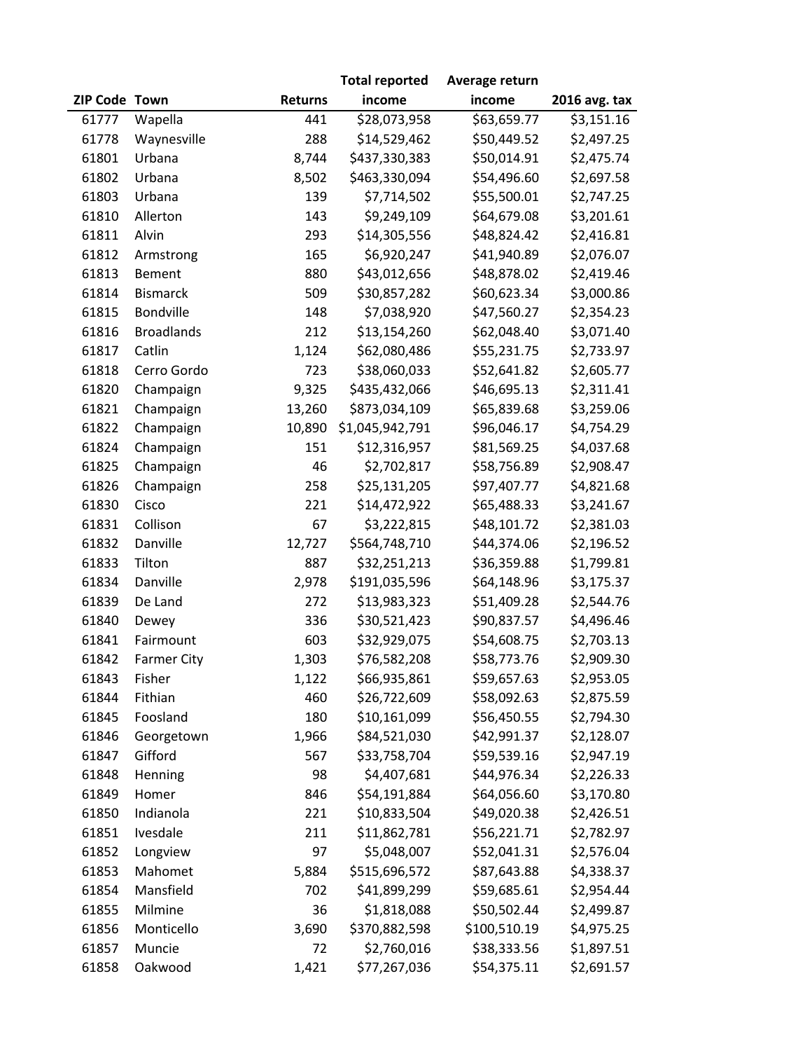| ZIP Code | Town | Returns | Total reported income | Average return income | 2016 avg. tax |
|---|---|---|---|---|---|
| 61777 | Wapella | 441 | $28,073,958 | $63,659.77 | $3,151.16 |
| 61778 | Waynesville | 288 | $14,529,462 | $50,449.52 | $2,497.25 |
| 61801 | Urbana | 8,744 | $437,330,383 | $50,014.91 | $2,475.74 |
| 61802 | Urbana | 8,502 | $463,330,094 | $54,496.60 | $2,697.58 |
| 61803 | Urbana | 139 | $7,714,502 | $55,500.01 | $2,747.25 |
| 61810 | Allerton | 143 | $9,249,109 | $64,679.08 | $3,201.61 |
| 61811 | Alvin | 293 | $14,305,556 | $48,824.42 | $2,416.81 |
| 61812 | Armstrong | 165 | $6,920,247 | $41,940.89 | $2,076.07 |
| 61813 | Bement | 880 | $43,012,656 | $48,878.02 | $2,419.46 |
| 61814 | Bismarck | 509 | $30,857,282 | $60,623.34 | $3,000.86 |
| 61815 | Bondville | 148 | $7,038,920 | $47,560.27 | $2,354.23 |
| 61816 | Broadlands | 212 | $13,154,260 | $62,048.40 | $3,071.40 |
| 61817 | Catlin | 1,124 | $62,080,486 | $55,231.75 | $2,733.97 |
| 61818 | Cerro Gordo | 723 | $38,060,033 | $52,641.82 | $2,605.77 |
| 61820 | Champaign | 9,325 | $435,432,066 | $46,695.13 | $2,311.41 |
| 61821 | Champaign | 13,260 | $873,034,109 | $65,839.68 | $3,259.06 |
| 61822 | Champaign | 10,890 | $1,045,942,791 | $96,046.17 | $4,754.29 |
| 61824 | Champaign | 151 | $12,316,957 | $81,569.25 | $4,037.68 |
| 61825 | Champaign | 46 | $2,702,817 | $58,756.89 | $2,908.47 |
| 61826 | Champaign | 258 | $25,131,205 | $97,407.77 | $4,821.68 |
| 61830 | Cisco | 221 | $14,472,922 | $65,488.33 | $3,241.67 |
| 61831 | Collison | 67 | $3,222,815 | $48,101.72 | $2,381.03 |
| 61832 | Danville | 12,727 | $564,748,710 | $44,374.06 | $2,196.52 |
| 61833 | Tilton | 887 | $32,251,213 | $36,359.88 | $1,799.81 |
| 61834 | Danville | 2,978 | $191,035,596 | $64,148.96 | $3,175.37 |
| 61839 | De Land | 272 | $13,983,323 | $51,409.28 | $2,544.76 |
| 61840 | Dewey | 336 | $30,521,423 | $90,837.57 | $4,496.46 |
| 61841 | Fairmount | 603 | $32,929,075 | $54,608.75 | $2,703.13 |
| 61842 | Farmer City | 1,303 | $76,582,208 | $58,773.76 | $2,909.30 |
| 61843 | Fisher | 1,122 | $66,935,861 | $59,657.63 | $2,953.05 |
| 61844 | Fithian | 460 | $26,722,609 | $58,092.63 | $2,875.59 |
| 61845 | Foosland | 180 | $10,161,099 | $56,450.55 | $2,794.30 |
| 61846 | Georgetown | 1,966 | $84,521,030 | $42,991.37 | $2,128.07 |
| 61847 | Gifford | 567 | $33,758,704 | $59,539.16 | $2,947.19 |
| 61848 | Henning | 98 | $4,407,681 | $44,976.34 | $2,226.33 |
| 61849 | Homer | 846 | $54,191,884 | $64,056.60 | $3,170.80 |
| 61850 | Indianola | 221 | $10,833,504 | $49,020.38 | $2,426.51 |
| 61851 | Ivesdale | 211 | $11,862,781 | $56,221.71 | $2,782.97 |
| 61852 | Longview | 97 | $5,048,007 | $52,041.31 | $2,576.04 |
| 61853 | Mahomet | 5,884 | $515,696,572 | $87,643.88 | $4,338.37 |
| 61854 | Mansfield | 702 | $41,899,299 | $59,685.61 | $2,954.44 |
| 61855 | Milmine | 36 | $1,818,088 | $50,502.44 | $2,499.87 |
| 61856 | Monticello | 3,690 | $370,882,598 | $100,510.19 | $4,975.25 |
| 61857 | Muncie | 72 | $2,760,016 | $38,333.56 | $1,897.51 |
| 61858 | Oakwood | 1,421 | $77,267,036 | $54,375.11 | $2,691.57 |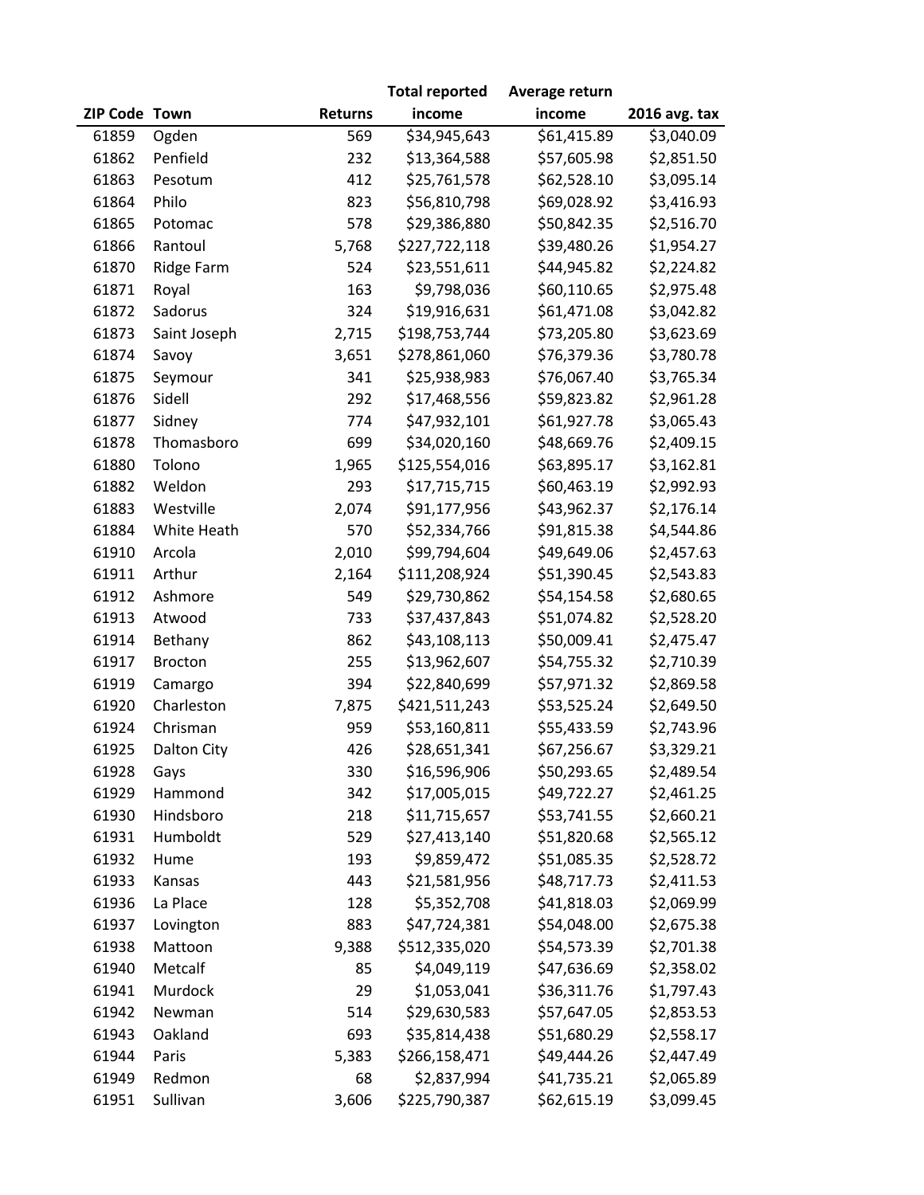| ZIP Code | Town | Returns | Total reported income | Average return income | 2016 avg. tax |
|---|---|---|---|---|---|
| 61859 | Ogden | 569 | $34,945,643 | $61,415.89 | $3,040.09 |
| 61862 | Penfield | 232 | $13,364,588 | $57,605.98 | $2,851.50 |
| 61863 | Pesotum | 412 | $25,761,578 | $62,528.10 | $3,095.14 |
| 61864 | Philo | 823 | $56,810,798 | $69,028.92 | $3,416.93 |
| 61865 | Potomac | 578 | $29,386,880 | $50,842.35 | $2,516.70 |
| 61866 | Rantoul | 5,768 | $227,722,118 | $39,480.26 | $1,954.27 |
| 61870 | Ridge Farm | 524 | $23,551,611 | $44,945.82 | $2,224.82 |
| 61871 | Royal | 163 | $9,798,036 | $60,110.65 | $2,975.48 |
| 61872 | Sadorus | 324 | $19,916,631 | $61,471.08 | $3,042.82 |
| 61873 | Saint Joseph | 2,715 | $198,753,744 | $73,205.80 | $3,623.69 |
| 61874 | Savoy | 3,651 | $278,861,060 | $76,379.36 | $3,780.78 |
| 61875 | Seymour | 341 | $25,938,983 | $76,067.40 | $3,765.34 |
| 61876 | Sidell | 292 | $17,468,556 | $59,823.82 | $2,961.28 |
| 61877 | Sidney | 774 | $47,932,101 | $61,927.78 | $3,065.43 |
| 61878 | Thomasboro | 699 | $34,020,160 | $48,669.76 | $2,409.15 |
| 61880 | Tolono | 1,965 | $125,554,016 | $63,895.17 | $3,162.81 |
| 61882 | Weldon | 293 | $17,715,715 | $60,463.19 | $2,992.93 |
| 61883 | Westville | 2,074 | $91,177,956 | $43,962.37 | $2,176.14 |
| 61884 | White Heath | 570 | $52,334,766 | $91,815.38 | $4,544.86 |
| 61910 | Arcola | 2,010 | $99,794,604 | $49,649.06 | $2,457.63 |
| 61911 | Arthur | 2,164 | $111,208,924 | $51,390.45 | $2,543.83 |
| 61912 | Ashmore | 549 | $29,730,862 | $54,154.58 | $2,680.65 |
| 61913 | Atwood | 733 | $37,437,843 | $51,074.82 | $2,528.20 |
| 61914 | Bethany | 862 | $43,108,113 | $50,009.41 | $2,475.47 |
| 61917 | Brocton | 255 | $13,962,607 | $54,755.32 | $2,710.39 |
| 61919 | Camargo | 394 | $22,840,699 | $57,971.32 | $2,869.58 |
| 61920 | Charleston | 7,875 | $421,511,243 | $53,525.24 | $2,649.50 |
| 61924 | Chrisman | 959 | $53,160,811 | $55,433.59 | $2,743.96 |
| 61925 | Dalton City | 426 | $28,651,341 | $67,256.67 | $3,329.21 |
| 61928 | Gays | 330 | $16,596,906 | $50,293.65 | $2,489.54 |
| 61929 | Hammond | 342 | $17,005,015 | $49,722.27 | $2,461.25 |
| 61930 | Hindsboro | 218 | $11,715,657 | $53,741.55 | $2,660.21 |
| 61931 | Humboldt | 529 | $27,413,140 | $51,820.68 | $2,565.12 |
| 61932 | Hume | 193 | $9,859,472 | $51,085.35 | $2,528.72 |
| 61933 | Kansas | 443 | $21,581,956 | $48,717.73 | $2,411.53 |
| 61936 | La Place | 128 | $5,352,708 | $41,818.03 | $2,069.99 |
| 61937 | Lovington | 883 | $47,724,381 | $54,048.00 | $2,675.38 |
| 61938 | Mattoon | 9,388 | $512,335,020 | $54,573.39 | $2,701.38 |
| 61940 | Metcalf | 85 | $4,049,119 | $47,636.69 | $2,358.02 |
| 61941 | Murdock | 29 | $1,053,041 | $36,311.76 | $1,797.43 |
| 61942 | Newman | 514 | $29,630,583 | $57,647.05 | $2,853.53 |
| 61943 | Oakland | 693 | $35,814,438 | $51,680.29 | $2,558.17 |
| 61944 | Paris | 5,383 | $266,158,471 | $49,444.26 | $2,447.49 |
| 61949 | Redmon | 68 | $2,837,994 | $41,735.21 | $2,065.89 |
| 61951 | Sullivan | 3,606 | $225,790,387 | $62,615.19 | $3,099.45 |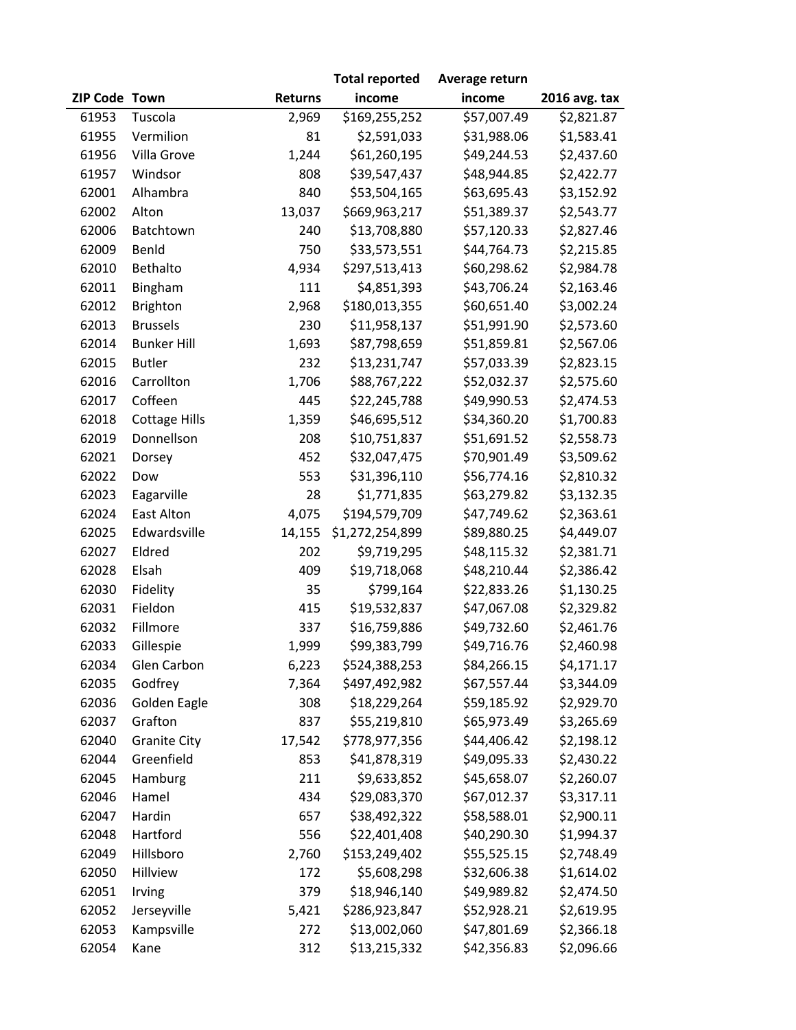| ZIP Code | Town | Returns | Total reported income | Average return income | 2016 avg. tax |
|---|---|---|---|---|---|
| 61953 | Tuscola | 2,969 | $169,255,252 | $57,007.49 | $2,821.87 |
| 61955 | Vermilion | 81 | $2,591,033 | $31,988.06 | $1,583.41 |
| 61956 | Villa Grove | 1,244 | $61,260,195 | $49,244.53 | $2,437.60 |
| 61957 | Windsor | 808 | $39,547,437 | $48,944.85 | $2,422.77 |
| 62001 | Alhambra | 840 | $53,504,165 | $63,695.43 | $3,152.92 |
| 62002 | Alton | 13,037 | $669,963,217 | $51,389.37 | $2,543.77 |
| 62006 | Batchtown | 240 | $13,708,880 | $57,120.33 | $2,827.46 |
| 62009 | Benld | 750 | $33,573,551 | $44,764.73 | $2,215.85 |
| 62010 | Bethalto | 4,934 | $297,513,413 | $60,298.62 | $2,984.78 |
| 62011 | Bingham | 111 | $4,851,393 | $43,706.24 | $2,163.46 |
| 62012 | Brighton | 2,968 | $180,013,355 | $60,651.40 | $3,002.24 |
| 62013 | Brussels | 230 | $11,958,137 | $51,991.90 | $2,573.60 |
| 62014 | Bunker Hill | 1,693 | $87,798,659 | $51,859.81 | $2,567.06 |
| 62015 | Butler | 232 | $13,231,747 | $57,033.39 | $2,823.15 |
| 62016 | Carrollton | 1,706 | $88,767,222 | $52,032.37 | $2,575.60 |
| 62017 | Coffeen | 445 | $22,245,788 | $49,990.53 | $2,474.53 |
| 62018 | Cottage Hills | 1,359 | $46,695,512 | $34,360.20 | $1,700.83 |
| 62019 | Donnellson | 208 | $10,751,837 | $51,691.52 | $2,558.73 |
| 62021 | Dorsey | 452 | $32,047,475 | $70,901.49 | $3,509.62 |
| 62022 | Dow | 553 | $31,396,110 | $56,774.16 | $2,810.32 |
| 62023 | Eagarville | 28 | $1,771,835 | $63,279.82 | $3,132.35 |
| 62024 | East Alton | 4,075 | $194,579,709 | $47,749.62 | $2,363.61 |
| 62025 | Edwardsville | 14,155 | $1,272,254,899 | $89,880.25 | $4,449.07 |
| 62027 | Eldred | 202 | $9,719,295 | $48,115.32 | $2,381.71 |
| 62028 | Elsah | 409 | $19,718,068 | $48,210.44 | $2,386.42 |
| 62030 | Fidelity | 35 | $799,164 | $22,833.26 | $1,130.25 |
| 62031 | Fieldon | 415 | $19,532,837 | $47,067.08 | $2,329.82 |
| 62032 | Fillmore | 337 | $16,759,886 | $49,732.60 | $2,461.76 |
| 62033 | Gillespie | 1,999 | $99,383,799 | $49,716.76 | $2,460.98 |
| 62034 | Glen Carbon | 6,223 | $524,388,253 | $84,266.15 | $4,171.17 |
| 62035 | Godfrey | 7,364 | $497,492,982 | $67,557.44 | $3,344.09 |
| 62036 | Golden Eagle | 308 | $18,229,264 | $59,185.92 | $2,929.70 |
| 62037 | Grafton | 837 | $55,219,810 | $65,973.49 | $3,265.69 |
| 62040 | Granite City | 17,542 | $778,977,356 | $44,406.42 | $2,198.12 |
| 62044 | Greenfield | 853 | $41,878,319 | $49,095.33 | $2,430.22 |
| 62045 | Hamburg | 211 | $9,633,852 | $45,658.07 | $2,260.07 |
| 62046 | Hamel | 434 | $29,083,370 | $67,012.37 | $3,317.11 |
| 62047 | Hardin | 657 | $38,492,322 | $58,588.01 | $2,900.11 |
| 62048 | Hartford | 556 | $22,401,408 | $40,290.30 | $1,994.37 |
| 62049 | Hillsboro | 2,760 | $153,249,402 | $55,525.15 | $2,748.49 |
| 62050 | Hillview | 172 | $5,608,298 | $32,606.38 | $1,614.02 |
| 62051 | Irving | 379 | $18,946,140 | $49,989.82 | $2,474.50 |
| 62052 | Jerseyville | 5,421 | $286,923,847 | $52,928.21 | $2,619.95 |
| 62053 | Kampsville | 272 | $13,002,060 | $47,801.69 | $2,366.18 |
| 62054 | Kane | 312 | $13,215,332 | $42,356.83 | $2,096.66 |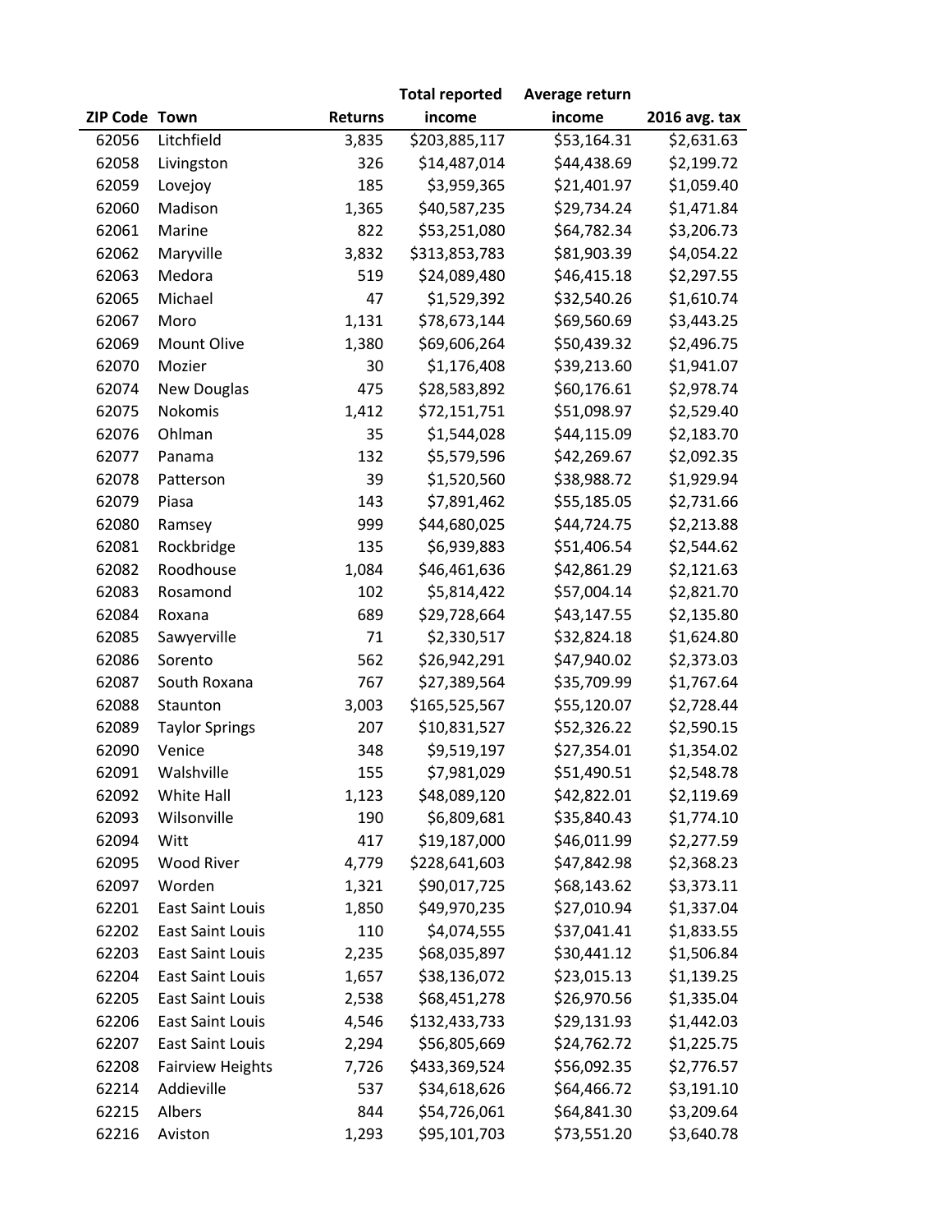| ZIP Code | Town | Returns | Total reported income | Average return income | 2016 avg. tax |
|---|---|---|---|---|---|
| 62056 | Litchfield | 3,835 | $203,885,117 | $53,164.31 | $2,631.63 |
| 62058 | Livingston | 326 | $14,487,014 | $44,438.69 | $2,199.72 |
| 62059 | Lovejoy | 185 | $3,959,365 | $21,401.97 | $1,059.40 |
| 62060 | Madison | 1,365 | $40,587,235 | $29,734.24 | $1,471.84 |
| 62061 | Marine | 822 | $53,251,080 | $64,782.34 | $3,206.73 |
| 62062 | Maryville | 3,832 | $313,853,783 | $81,903.39 | $4,054.22 |
| 62063 | Medora | 519 | $24,089,480 | $46,415.18 | $2,297.55 |
| 62065 | Michael | 47 | $1,529,392 | $32,540.26 | $1,610.74 |
| 62067 | Moro | 1,131 | $78,673,144 | $69,560.69 | $3,443.25 |
| 62069 | Mount Olive | 1,380 | $69,606,264 | $50,439.32 | $2,496.75 |
| 62070 | Mozier | 30 | $1,176,408 | $39,213.60 | $1,941.07 |
| 62074 | New Douglas | 475 | $28,583,892 | $60,176.61 | $2,978.74 |
| 62075 | Nokomis | 1,412 | $72,151,751 | $51,098.97 | $2,529.40 |
| 62076 | Ohlman | 35 | $1,544,028 | $44,115.09 | $2,183.70 |
| 62077 | Panama | 132 | $5,579,596 | $42,269.67 | $2,092.35 |
| 62078 | Patterson | 39 | $1,520,560 | $38,988.72 | $1,929.94 |
| 62079 | Piasa | 143 | $7,891,462 | $55,185.05 | $2,731.66 |
| 62080 | Ramsey | 999 | $44,680,025 | $44,724.75 | $2,213.88 |
| 62081 | Rockbridge | 135 | $6,939,883 | $51,406.54 | $2,544.62 |
| 62082 | Roodhouse | 1,084 | $46,461,636 | $42,861.29 | $2,121.63 |
| 62083 | Rosamond | 102 | $5,814,422 | $57,004.14 | $2,821.70 |
| 62084 | Roxana | 689 | $29,728,664 | $43,147.55 | $2,135.80 |
| 62085 | Sawyerville | 71 | $2,330,517 | $32,824.18 | $1,624.80 |
| 62086 | Sorento | 562 | $26,942,291 | $47,940.02 | $2,373.03 |
| 62087 | South Roxana | 767 | $27,389,564 | $35,709.99 | $1,767.64 |
| 62088 | Staunton | 3,003 | $165,525,567 | $55,120.07 | $2,728.44 |
| 62089 | Taylor Springs | 207 | $10,831,527 | $52,326.22 | $2,590.15 |
| 62090 | Venice | 348 | $9,519,197 | $27,354.01 | $1,354.02 |
| 62091 | Walshville | 155 | $7,981,029 | $51,490.51 | $2,548.78 |
| 62092 | White Hall | 1,123 | $48,089,120 | $42,822.01 | $2,119.69 |
| 62093 | Wilsonville | 190 | $6,809,681 | $35,840.43 | $1,774.10 |
| 62094 | Witt | 417 | $19,187,000 | $46,011.99 | $2,277.59 |
| 62095 | Wood River | 4,779 | $228,641,603 | $47,842.98 | $2,368.23 |
| 62097 | Worden | 1,321 | $90,017,725 | $68,143.62 | $3,373.11 |
| 62201 | East Saint Louis | 1,850 | $49,970,235 | $27,010.94 | $1,337.04 |
| 62202 | East Saint Louis | 110 | $4,074,555 | $37,041.41 | $1,833.55 |
| 62203 | East Saint Louis | 2,235 | $68,035,897 | $30,441.12 | $1,506.84 |
| 62204 | East Saint Louis | 1,657 | $38,136,072 | $23,015.13 | $1,139.25 |
| 62205 | East Saint Louis | 2,538 | $68,451,278 | $26,970.56 | $1,335.04 |
| 62206 | East Saint Louis | 4,546 | $132,433,733 | $29,131.93 | $1,442.03 |
| 62207 | East Saint Louis | 2,294 | $56,805,669 | $24,762.72 | $1,225.75 |
| 62208 | Fairview Heights | 7,726 | $433,369,524 | $56,092.35 | $2,776.57 |
| 62214 | Addieville | 537 | $34,618,626 | $64,466.72 | $3,191.10 |
| 62215 | Albers | 844 | $54,726,061 | $64,841.30 | $3,209.64 |
| 62216 | Aviston | 1,293 | $95,101,703 | $73,551.20 | $3,640.78 |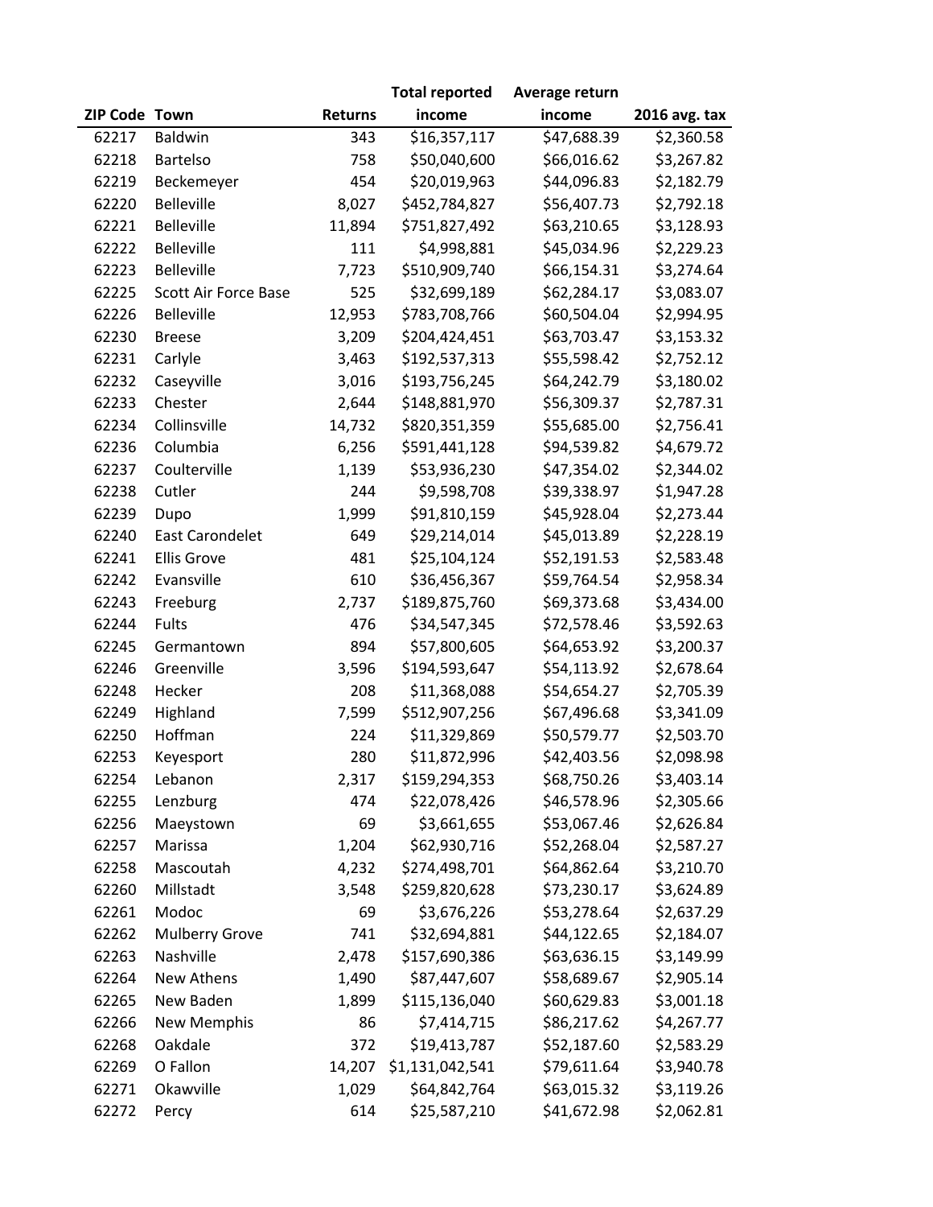| ZIP Code | Town | Returns | Total reported income | Average return income | 2016 avg. tax |
|---|---|---|---|---|---|
| 62217 | Baldwin | 343 | $16,357,117 | $47,688.39 | $2,360.58 |
| 62218 | Bartelso | 758 | $50,040,600 | $66,016.62 | $3,267.82 |
| 62219 | Beckemeyer | 454 | $20,019,963 | $44,096.83 | $2,182.79 |
| 62220 | Belleville | 8,027 | $452,784,827 | $56,407.73 | $2,792.18 |
| 62221 | Belleville | 11,894 | $751,827,492 | $63,210.65 | $3,128.93 |
| 62222 | Belleville | 111 | $4,998,881 | $45,034.96 | $2,229.23 |
| 62223 | Belleville | 7,723 | $510,909,740 | $66,154.31 | $3,274.64 |
| 62225 | Scott Air Force Base | 525 | $32,699,189 | $62,284.17 | $3,083.07 |
| 62226 | Belleville | 12,953 | $783,708,766 | $60,504.04 | $2,994.95 |
| 62230 | Breese | 3,209 | $204,424,451 | $63,703.47 | $3,153.32 |
| 62231 | Carlyle | 3,463 | $192,537,313 | $55,598.42 | $2,752.12 |
| 62232 | Caseyville | 3,016 | $193,756,245 | $64,242.79 | $3,180.02 |
| 62233 | Chester | 2,644 | $148,881,970 | $56,309.37 | $2,787.31 |
| 62234 | Collinsville | 14,732 | $820,351,359 | $55,685.00 | $2,756.41 |
| 62236 | Columbia | 6,256 | $591,441,128 | $94,539.82 | $4,679.72 |
| 62237 | Coulterville | 1,139 | $53,936,230 | $47,354.02 | $2,344.02 |
| 62238 | Cutler | 244 | $9,598,708 | $39,338.97 | $1,947.28 |
| 62239 | Dupo | 1,999 | $91,810,159 | $45,928.04 | $2,273.44 |
| 62240 | East Carondelet | 649 | $29,214,014 | $45,013.89 | $2,228.19 |
| 62241 | Ellis Grove | 481 | $25,104,124 | $52,191.53 | $2,583.48 |
| 62242 | Evansville | 610 | $36,456,367 | $59,764.54 | $2,958.34 |
| 62243 | Freeburg | 2,737 | $189,875,760 | $69,373.68 | $3,434.00 |
| 62244 | Fults | 476 | $34,547,345 | $72,578.46 | $3,592.63 |
| 62245 | Germantown | 894 | $57,800,605 | $64,653.92 | $3,200.37 |
| 62246 | Greenville | 3,596 | $194,593,647 | $54,113.92 | $2,678.64 |
| 62248 | Hecker | 208 | $11,368,088 | $54,654.27 | $2,705.39 |
| 62249 | Highland | 7,599 | $512,907,256 | $67,496.68 | $3,341.09 |
| 62250 | Hoffman | 224 | $11,329,869 | $50,579.77 | $2,503.70 |
| 62253 | Keyesport | 280 | $11,872,996 | $42,403.56 | $2,098.98 |
| 62254 | Lebanon | 2,317 | $159,294,353 | $68,750.26 | $3,403.14 |
| 62255 | Lenzburg | 474 | $22,078,426 | $46,578.96 | $2,305.66 |
| 62256 | Maeystown | 69 | $3,661,655 | $53,067.46 | $2,626.84 |
| 62257 | Marissa | 1,204 | $62,930,716 | $52,268.04 | $2,587.27 |
| 62258 | Mascoutah | 4,232 | $274,498,701 | $64,862.64 | $3,210.70 |
| 62260 | Millstadt | 3,548 | $259,820,628 | $73,230.17 | $3,624.89 |
| 62261 | Modoc | 69 | $3,676,226 | $53,278.64 | $2,637.29 |
| 62262 | Mulberry Grove | 741 | $32,694,881 | $44,122.65 | $2,184.07 |
| 62263 | Nashville | 2,478 | $157,690,386 | $63,636.15 | $3,149.99 |
| 62264 | New Athens | 1,490 | $87,447,607 | $58,689.67 | $2,905.14 |
| 62265 | New Baden | 1,899 | $115,136,040 | $60,629.83 | $3,001.18 |
| 62266 | New Memphis | 86 | $7,414,715 | $86,217.62 | $4,267.77 |
| 62268 | Oakdale | 372 | $19,413,787 | $52,187.60 | $2,583.29 |
| 62269 | O Fallon | 14,207 | $1,131,042,541 | $79,611.64 | $3,940.78 |
| 62271 | Okawville | 1,029 | $64,842,764 | $63,015.32 | $3,119.26 |
| 62272 | Percy | 614 | $25,587,210 | $41,672.98 | $2,062.81 |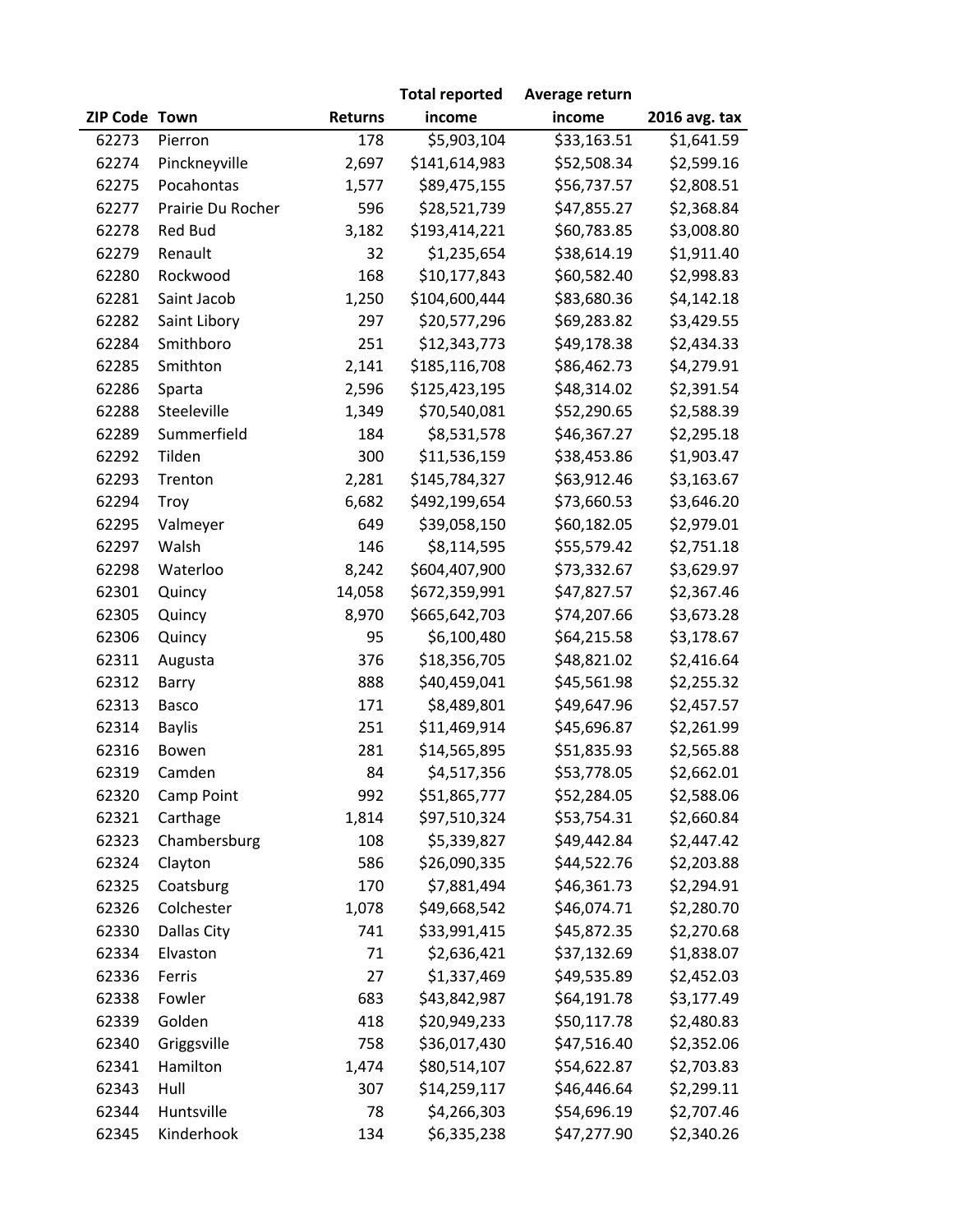| ZIP Code | Town | Returns | Total reported income | Average return income | 2016 avg. tax |
|---|---|---|---|---|---|
| 62273 | Pierron | 178 | $5,903,104 | $33,163.51 | $1,641.59 |
| 62274 | Pinckneyville | 2,697 | $141,614,983 | $52,508.34 | $2,599.16 |
| 62275 | Pocahontas | 1,577 | $89,475,155 | $56,737.57 | $2,808.51 |
| 62277 | Prairie Du Rocher | 596 | $28,521,739 | $47,855.27 | $2,368.84 |
| 62278 | Red Bud | 3,182 | $193,414,221 | $60,783.85 | $3,008.80 |
| 62279 | Renault | 32 | $1,235,654 | $38,614.19 | $1,911.40 |
| 62280 | Rockwood | 168 | $10,177,843 | $60,582.40 | $2,998.83 |
| 62281 | Saint Jacob | 1,250 | $104,600,444 | $83,680.36 | $4,142.18 |
| 62282 | Saint Libory | 297 | $20,577,296 | $69,283.82 | $3,429.55 |
| 62284 | Smithboro | 251 | $12,343,773 | $49,178.38 | $2,434.33 |
| 62285 | Smithton | 2,141 | $185,116,708 | $86,462.73 | $4,279.91 |
| 62286 | Sparta | 2,596 | $125,423,195 | $48,314.02 | $2,391.54 |
| 62288 | Steeleville | 1,349 | $70,540,081 | $52,290.65 | $2,588.39 |
| 62289 | Summerfield | 184 | $8,531,578 | $46,367.27 | $2,295.18 |
| 62292 | Tilden | 300 | $11,536,159 | $38,453.86 | $1,903.47 |
| 62293 | Trenton | 2,281 | $145,784,327 | $63,912.46 | $3,163.67 |
| 62294 | Troy | 6,682 | $492,199,654 | $73,660.53 | $3,646.20 |
| 62295 | Valmeyer | 649 | $39,058,150 | $60,182.05 | $2,979.01 |
| 62297 | Walsh | 146 | $8,114,595 | $55,579.42 | $2,751.18 |
| 62298 | Waterloo | 8,242 | $604,407,900 | $73,332.67 | $3,629.97 |
| 62301 | Quincy | 14,058 | $672,359,991 | $47,827.57 | $2,367.46 |
| 62305 | Quincy | 8,970 | $665,642,703 | $74,207.66 | $3,673.28 |
| 62306 | Quincy | 95 | $6,100,480 | $64,215.58 | $3,178.67 |
| 62311 | Augusta | 376 | $18,356,705 | $48,821.02 | $2,416.64 |
| 62312 | Barry | 888 | $40,459,041 | $45,561.98 | $2,255.32 |
| 62313 | Basco | 171 | $8,489,801 | $49,647.96 | $2,457.57 |
| 62314 | Baylis | 251 | $11,469,914 | $45,696.87 | $2,261.99 |
| 62316 | Bowen | 281 | $14,565,895 | $51,835.93 | $2,565.88 |
| 62319 | Camden | 84 | $4,517,356 | $53,778.05 | $2,662.01 |
| 62320 | Camp Point | 992 | $51,865,777 | $52,284.05 | $2,588.06 |
| 62321 | Carthage | 1,814 | $97,510,324 | $53,754.31 | $2,660.84 |
| 62323 | Chambersburg | 108 | $5,339,827 | $49,442.84 | $2,447.42 |
| 62324 | Clayton | 586 | $26,090,335 | $44,522.76 | $2,203.88 |
| 62325 | Coatsburg | 170 | $7,881,494 | $46,361.73 | $2,294.91 |
| 62326 | Colchester | 1,078 | $49,668,542 | $46,074.71 | $2,280.70 |
| 62330 | Dallas City | 741 | $33,991,415 | $45,872.35 | $2,270.68 |
| 62334 | Elvaston | 71 | $2,636,421 | $37,132.69 | $1,838.07 |
| 62336 | Ferris | 27 | $1,337,469 | $49,535.89 | $2,452.03 |
| 62338 | Fowler | 683 | $43,842,987 | $64,191.78 | $3,177.49 |
| 62339 | Golden | 418 | $20,949,233 | $50,117.78 | $2,480.83 |
| 62340 | Griggsville | 758 | $36,017,430 | $47,516.40 | $2,352.06 |
| 62341 | Hamilton | 1,474 | $80,514,107 | $54,622.87 | $2,703.83 |
| 62343 | Hull | 307 | $14,259,117 | $46,446.64 | $2,299.11 |
| 62344 | Huntsville | 78 | $4,266,303 | $54,696.19 | $2,707.46 |
| 62345 | Kinderhook | 134 | $6,335,238 | $47,277.90 | $2,340.26 |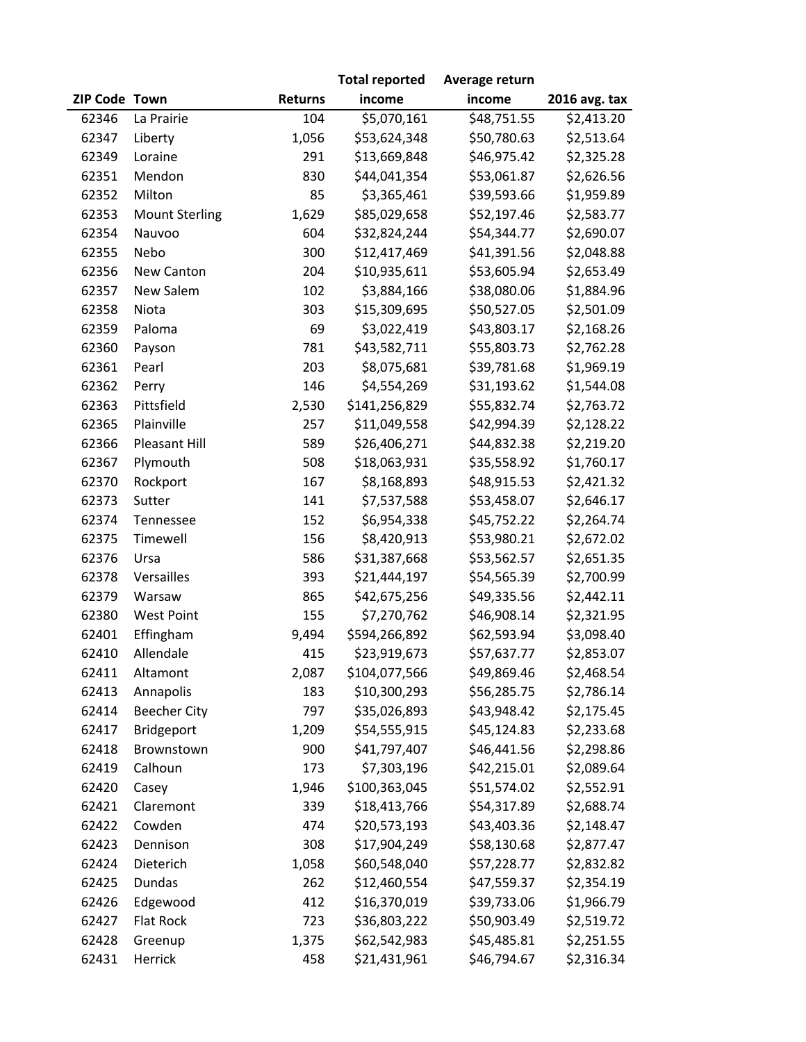| ZIP Code | Town | Returns | Total reported income | Average return income | 2016 avg. tax |
|---|---|---|---|---|---|
| 62346 | La Prairie | 104 | $5,070,161 | $48,751.55 | $2,413.20 |
| 62347 | Liberty | 1,056 | $53,624,348 | $50,780.63 | $2,513.64 |
| 62349 | Loraine | 291 | $13,669,848 | $46,975.42 | $2,325.28 |
| 62351 | Mendon | 830 | $44,041,354 | $53,061.87 | $2,626.56 |
| 62352 | Milton | 85 | $3,365,461 | $39,593.66 | $1,959.89 |
| 62353 | Mount Sterling | 1,629 | $85,029,658 | $52,197.46 | $2,583.77 |
| 62354 | Nauvoo | 604 | $32,824,244 | $54,344.77 | $2,690.07 |
| 62355 | Nebo | 300 | $12,417,469 | $41,391.56 | $2,048.88 |
| 62356 | New Canton | 204 | $10,935,611 | $53,605.94 | $2,653.49 |
| 62357 | New Salem | 102 | $3,884,166 | $38,080.06 | $1,884.96 |
| 62358 | Niota | 303 | $15,309,695 | $50,527.05 | $2,501.09 |
| 62359 | Paloma | 69 | $3,022,419 | $43,803.17 | $2,168.26 |
| 62360 | Payson | 781 | $43,582,711 | $55,803.73 | $2,762.28 |
| 62361 | Pearl | 203 | $8,075,681 | $39,781.68 | $1,969.19 |
| 62362 | Perry | 146 | $4,554,269 | $31,193.62 | $1,544.08 |
| 62363 | Pittsfield | 2,530 | $141,256,829 | $55,832.74 | $2,763.72 |
| 62365 | Plainville | 257 | $11,049,558 | $42,994.39 | $2,128.22 |
| 62366 | Pleasant Hill | 589 | $26,406,271 | $44,832.38 | $2,219.20 |
| 62367 | Plymouth | 508 | $18,063,931 | $35,558.92 | $1,760.17 |
| 62370 | Rockport | 167 | $8,168,893 | $48,915.53 | $2,421.32 |
| 62373 | Sutter | 141 | $7,537,588 | $53,458.07 | $2,646.17 |
| 62374 | Tennessee | 152 | $6,954,338 | $45,752.22 | $2,264.74 |
| 62375 | Timewell | 156 | $8,420,913 | $53,980.21 | $2,672.02 |
| 62376 | Ursa | 586 | $31,387,668 | $53,562.57 | $2,651.35 |
| 62378 | Versailles | 393 | $21,444,197 | $54,565.39 | $2,700.99 |
| 62379 | Warsaw | 865 | $42,675,256 | $49,335.56 | $2,442.11 |
| 62380 | West Point | 155 | $7,270,762 | $46,908.14 | $2,321.95 |
| 62401 | Effingham | 9,494 | $594,266,892 | $62,593.94 | $3,098.40 |
| 62410 | Allendale | 415 | $23,919,673 | $57,637.77 | $2,853.07 |
| 62411 | Altamont | 2,087 | $104,077,566 | $49,869.46 | $2,468.54 |
| 62413 | Annapolis | 183 | $10,300,293 | $56,285.75 | $2,786.14 |
| 62414 | Beecher City | 797 | $35,026,893 | $43,948.42 | $2,175.45 |
| 62417 | Bridgeport | 1,209 | $54,555,915 | $45,124.83 | $2,233.68 |
| 62418 | Brownstown | 900 | $41,797,407 | $46,441.56 | $2,298.86 |
| 62419 | Calhoun | 173 | $7,303,196 | $42,215.01 | $2,089.64 |
| 62420 | Casey | 1,946 | $100,363,045 | $51,574.02 | $2,552.91 |
| 62421 | Claremont | 339 | $18,413,766 | $54,317.89 | $2,688.74 |
| 62422 | Cowden | 474 | $20,573,193 | $43,403.36 | $2,148.47 |
| 62423 | Dennison | 308 | $17,904,249 | $58,130.68 | $2,877.47 |
| 62424 | Dieterich | 1,058 | $60,548,040 | $57,228.77 | $2,832.82 |
| 62425 | Dundas | 262 | $12,460,554 | $47,559.37 | $2,354.19 |
| 62426 | Edgewood | 412 | $16,370,019 | $39,733.06 | $1,966.79 |
| 62427 | Flat Rock | 723 | $36,803,222 | $50,903.49 | $2,519.72 |
| 62428 | Greenup | 1,375 | $62,542,983 | $45,485.81 | $2,251.55 |
| 62431 | Herrick | 458 | $21,431,961 | $46,794.67 | $2,316.34 |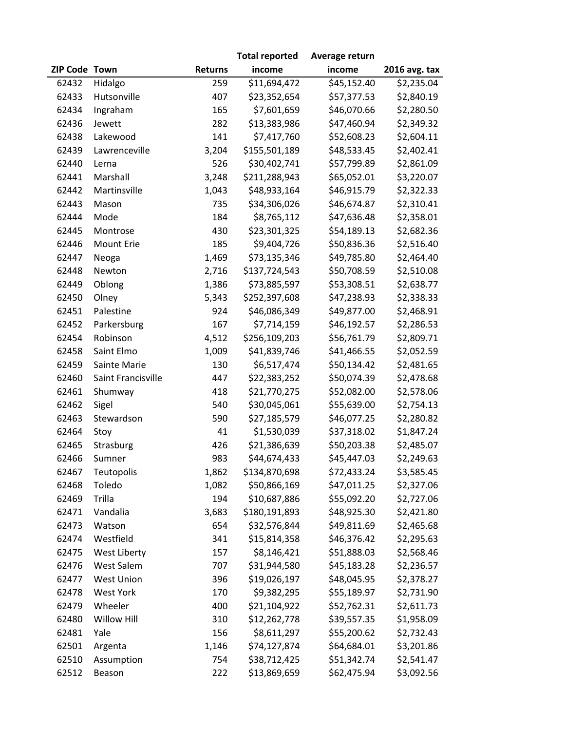| ZIP Code | Town | Returns | Total reported income | Average return income | 2016 avg. tax |
|---|---|---|---|---|---|
| 62432 | Hidalgo | 259 | $11,694,472 | $45,152.40 | $2,235.04 |
| 62433 | Hutsonville | 407 | $23,352,654 | $57,377.53 | $2,840.19 |
| 62434 | Ingraham | 165 | $7,601,659 | $46,070.66 | $2,280.50 |
| 62436 | Jewett | 282 | $13,383,986 | $47,460.94 | $2,349.32 |
| 62438 | Lakewood | 141 | $7,417,760 | $52,608.23 | $2,604.11 |
| 62439 | Lawrenceville | 3,204 | $155,501,189 | $48,533.45 | $2,402.41 |
| 62440 | Lerna | 526 | $30,402,741 | $57,799.89 | $2,861.09 |
| 62441 | Marshall | 3,248 | $211,288,943 | $65,052.01 | $3,220.07 |
| 62442 | Martinsville | 1,043 | $48,933,164 | $46,915.79 | $2,322.33 |
| 62443 | Mason | 735 | $34,306,026 | $46,674.87 | $2,310.41 |
| 62444 | Mode | 184 | $8,765,112 | $47,636.48 | $2,358.01 |
| 62445 | Montrose | 430 | $23,301,325 | $54,189.13 | $2,682.36 |
| 62446 | Mount Erie | 185 | $9,404,726 | $50,836.36 | $2,516.40 |
| 62447 | Neoga | 1,469 | $73,135,346 | $49,785.80 | $2,464.40 |
| 62448 | Newton | 2,716 | $137,724,543 | $50,708.59 | $2,510.08 |
| 62449 | Oblong | 1,386 | $73,885,597 | $53,308.51 | $2,638.77 |
| 62450 | Olney | 5,343 | $252,397,608 | $47,238.93 | $2,338.33 |
| 62451 | Palestine | 924 | $46,086,349 | $49,877.00 | $2,468.91 |
| 62452 | Parkersburg | 167 | $7,714,159 | $46,192.57 | $2,286.53 |
| 62454 | Robinson | 4,512 | $256,109,203 | $56,761.79 | $2,809.71 |
| 62458 | Saint Elmo | 1,009 | $41,839,746 | $41,466.55 | $2,052.59 |
| 62459 | Sainte Marie | 130 | $6,517,474 | $50,134.42 | $2,481.65 |
| 62460 | Saint Francisville | 447 | $22,383,252 | $50,074.39 | $2,478.68 |
| 62461 | Shumway | 418 | $21,770,275 | $52,082.00 | $2,578.06 |
| 62462 | Sigel | 540 | $30,045,061 | $55,639.00 | $2,754.13 |
| 62463 | Stewardson | 590 | $27,185,579 | $46,077.25 | $2,280.82 |
| 62464 | Stoy | 41 | $1,530,039 | $37,318.02 | $1,847.24 |
| 62465 | Strasburg | 426 | $21,386,639 | $50,203.38 | $2,485.07 |
| 62466 | Sumner | 983 | $44,674,433 | $45,447.03 | $2,249.63 |
| 62467 | Teutopolis | 1,862 | $134,870,698 | $72,433.24 | $3,585.45 |
| 62468 | Toledo | 1,082 | $50,866,169 | $47,011.25 | $2,327.06 |
| 62469 | Trilla | 194 | $10,687,886 | $55,092.20 | $2,727.06 |
| 62471 | Vandalia | 3,683 | $180,191,893 | $48,925.30 | $2,421.80 |
| 62473 | Watson | 654 | $32,576,844 | $49,811.69 | $2,465.68 |
| 62474 | Westfield | 341 | $15,814,358 | $46,376.42 | $2,295.63 |
| 62475 | West Liberty | 157 | $8,146,421 | $51,888.03 | $2,568.46 |
| 62476 | West Salem | 707 | $31,944,580 | $45,183.28 | $2,236.57 |
| 62477 | West Union | 396 | $19,026,197 | $48,045.95 | $2,378.27 |
| 62478 | West York | 170 | $9,382,295 | $55,189.97 | $2,731.90 |
| 62479 | Wheeler | 400 | $21,104,922 | $52,762.31 | $2,611.73 |
| 62480 | Willow Hill | 310 | $12,262,778 | $39,557.35 | $1,958.09 |
| 62481 | Yale | 156 | $8,611,297 | $55,200.62 | $2,732.43 |
| 62501 | Argenta | 1,146 | $74,127,874 | $64,684.01 | $3,201.86 |
| 62510 | Assumption | 754 | $38,712,425 | $51,342.74 | $2,541.47 |
| 62512 | Beason | 222 | $13,869,659 | $62,475.94 | $3,092.56 |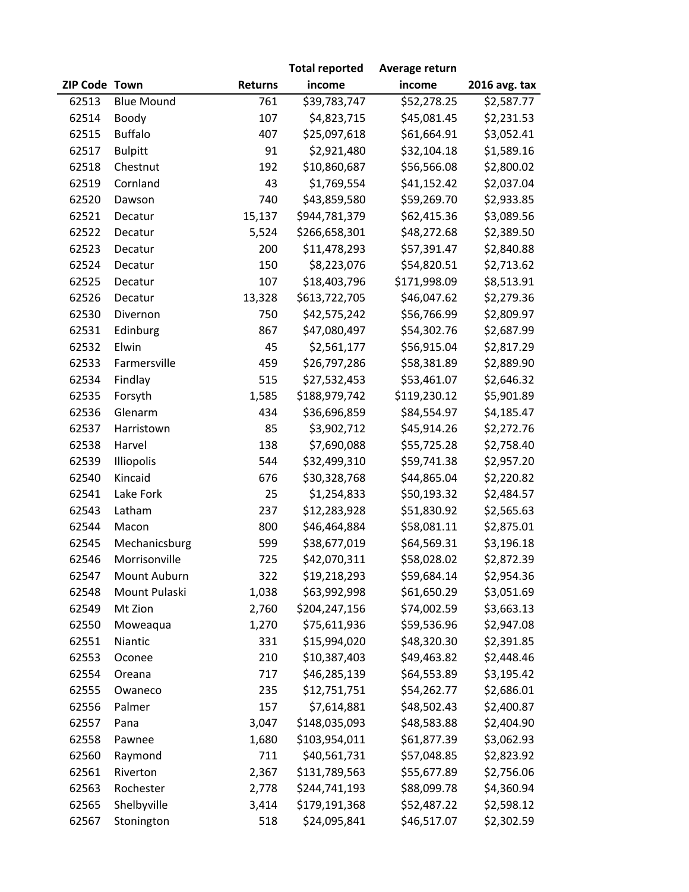| ZIP Code | Town | Returns | Total reported income | Average return income | 2016 avg. tax |
|---|---|---|---|---|---|
| 62513 | Blue Mound | 761 | $39,783,747 | $52,278.25 | $2,587.77 |
| 62514 | Boody | 107 | $4,823,715 | $45,081.45 | $2,231.53 |
| 62515 | Buffalo | 407 | $25,097,618 | $61,664.91 | $3,052.41 |
| 62517 | Bulpitt | 91 | $2,921,480 | $32,104.18 | $1,589.16 |
| 62518 | Chestnut | 192 | $10,860,687 | $56,566.08 | $2,800.02 |
| 62519 | Cornland | 43 | $1,769,554 | $41,152.42 | $2,037.04 |
| 62520 | Dawson | 740 | $43,859,580 | $59,269.70 | $2,933.85 |
| 62521 | Decatur | 15,137 | $944,781,379 | $62,415.36 | $3,089.56 |
| 62522 | Decatur | 5,524 | $266,658,301 | $48,272.68 | $2,389.50 |
| 62523 | Decatur | 200 | $11,478,293 | $57,391.47 | $2,840.88 |
| 62524 | Decatur | 150 | $8,223,076 | $54,820.51 | $2,713.62 |
| 62525 | Decatur | 107 | $18,403,796 | $171,998.09 | $8,513.91 |
| 62526 | Decatur | 13,328 | $613,722,705 | $46,047.62 | $2,279.36 |
| 62530 | Divernon | 750 | $42,575,242 | $56,766.99 | $2,809.97 |
| 62531 | Edinburg | 867 | $47,080,497 | $54,302.76 | $2,687.99 |
| 62532 | Elwin | 45 | $2,561,177 | $56,915.04 | $2,817.29 |
| 62533 | Farmersville | 459 | $26,797,286 | $58,381.89 | $2,889.90 |
| 62534 | Findlay | 515 | $27,532,453 | $53,461.07 | $2,646.32 |
| 62535 | Forsyth | 1,585 | $188,979,742 | $119,230.12 | $5,901.89 |
| 62536 | Glenarm | 434 | $36,696,859 | $84,554.97 | $4,185.47 |
| 62537 | Harristown | 85 | $3,902,712 | $45,914.26 | $2,272.76 |
| 62538 | Harvel | 138 | $7,690,088 | $55,725.28 | $2,758.40 |
| 62539 | Illiopolis | 544 | $32,499,310 | $59,741.38 | $2,957.20 |
| 62540 | Kincaid | 676 | $30,328,768 | $44,865.04 | $2,220.82 |
| 62541 | Lake Fork | 25 | $1,254,833 | $50,193.32 | $2,484.57 |
| 62543 | Latham | 237 | $12,283,928 | $51,830.92 | $2,565.63 |
| 62544 | Macon | 800 | $46,464,884 | $58,081.11 | $2,875.01 |
| 62545 | Mechanicsburg | 599 | $38,677,019 | $64,569.31 | $3,196.18 |
| 62546 | Morrisonville | 725 | $42,070,311 | $58,028.02 | $2,872.39 |
| 62547 | Mount Auburn | 322 | $19,218,293 | $59,684.14 | $2,954.36 |
| 62548 | Mount Pulaski | 1,038 | $63,992,998 | $61,650.29 | $3,051.69 |
| 62549 | Mt Zion | 2,760 | $204,247,156 | $74,002.59 | $3,663.13 |
| 62550 | Moweaqua | 1,270 | $75,611,936 | $59,536.96 | $2,947.08 |
| 62551 | Niantic | 331 | $15,994,020 | $48,320.30 | $2,391.85 |
| 62553 | Oconee | 210 | $10,387,403 | $49,463.82 | $2,448.46 |
| 62554 | Oreana | 717 | $46,285,139 | $64,553.89 | $3,195.42 |
| 62555 | Owaneco | 235 | $12,751,751 | $54,262.77 | $2,686.01 |
| 62556 | Palmer | 157 | $7,614,881 | $48,502.43 | $2,400.87 |
| 62557 | Pana | 3,047 | $148,035,093 | $48,583.88 | $2,404.90 |
| 62558 | Pawnee | 1,680 | $103,954,011 | $61,877.39 | $3,062.93 |
| 62560 | Raymond | 711 | $40,561,731 | $57,048.85 | $2,823.92 |
| 62561 | Riverton | 2,367 | $131,789,563 | $55,677.89 | $2,756.06 |
| 62563 | Rochester | 2,778 | $244,741,193 | $88,099.78 | $4,360.94 |
| 62565 | Shelbyville | 3,414 | $179,191,368 | $52,487.22 | $2,598.12 |
| 62567 | Stonington | 518 | $24,095,841 | $46,517.07 | $2,302.59 |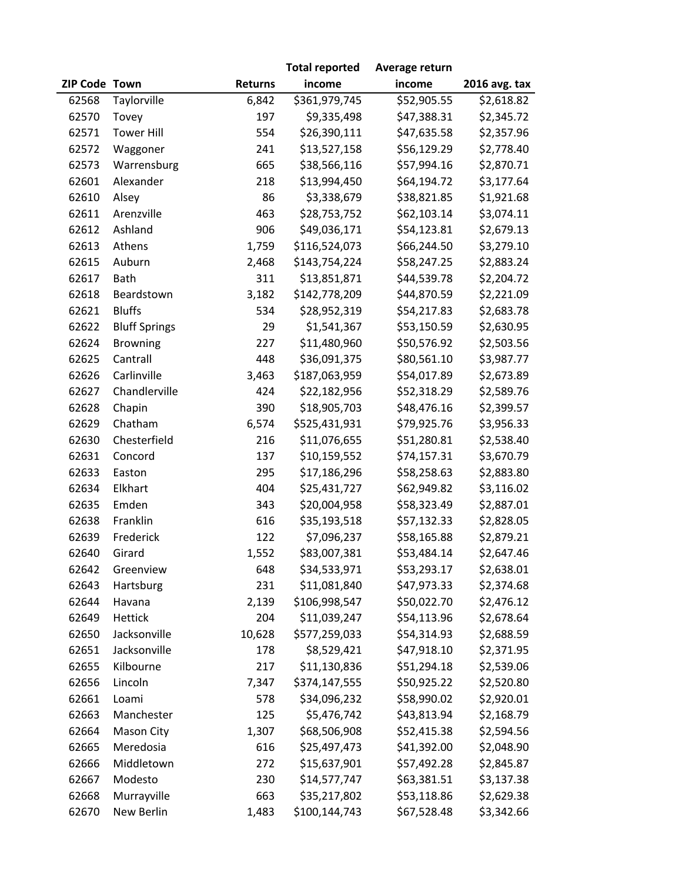| ZIP Code | Town | Returns | Total reported income | Average return income | 2016 avg. tax |
|---|---|---|---|---|---|
| 62568 | Taylorville | 6,842 | $361,979,745 | $52,905.55 | $2,618.82 |
| 62570 | Tovey | 197 | $9,335,498 | $47,388.31 | $2,345.72 |
| 62571 | Tower Hill | 554 | $26,390,111 | $47,635.58 | $2,357.96 |
| 62572 | Waggoner | 241 | $13,527,158 | $56,129.29 | $2,778.40 |
| 62573 | Warrensburg | 665 | $38,566,116 | $57,994.16 | $2,870.71 |
| 62601 | Alexander | 218 | $13,994,450 | $64,194.72 | $3,177.64 |
| 62610 | Alsey | 86 | $3,338,679 | $38,821.85 | $1,921.68 |
| 62611 | Arenzville | 463 | $28,753,752 | $62,103.14 | $3,074.11 |
| 62612 | Ashland | 906 | $49,036,171 | $54,123.81 | $2,679.13 |
| 62613 | Athens | 1,759 | $116,524,073 | $66,244.50 | $3,279.10 |
| 62615 | Auburn | 2,468 | $143,754,224 | $58,247.25 | $2,883.24 |
| 62617 | Bath | 311 | $13,851,871 | $44,539.78 | $2,204.72 |
| 62618 | Beardstown | 3,182 | $142,778,209 | $44,870.59 | $2,221.09 |
| 62621 | Bluffs | 534 | $28,952,319 | $54,217.83 | $2,683.78 |
| 62622 | Bluff Springs | 29 | $1,541,367 | $53,150.59 | $2,630.95 |
| 62624 | Browning | 227 | $11,480,960 | $50,576.92 | $2,503.56 |
| 62625 | Cantrall | 448 | $36,091,375 | $80,561.10 | $3,987.77 |
| 62626 | Carlinville | 3,463 | $187,063,959 | $54,017.89 | $2,673.89 |
| 62627 | Chandlerville | 424 | $22,182,956 | $52,318.29 | $2,589.76 |
| 62628 | Chapin | 390 | $18,905,703 | $48,476.16 | $2,399.57 |
| 62629 | Chatham | 6,574 | $525,431,931 | $79,925.76 | $3,956.33 |
| 62630 | Chesterfield | 216 | $11,076,655 | $51,280.81 | $2,538.40 |
| 62631 | Concord | 137 | $10,159,552 | $74,157.31 | $3,670.79 |
| 62633 | Easton | 295 | $17,186,296 | $58,258.63 | $2,883.80 |
| 62634 | Elkhart | 404 | $25,431,727 | $62,949.82 | $3,116.02 |
| 62635 | Emden | 343 | $20,004,958 | $58,323.49 | $2,887.01 |
| 62638 | Franklin | 616 | $35,193,518 | $57,132.33 | $2,828.05 |
| 62639 | Frederick | 122 | $7,096,237 | $58,165.88 | $2,879.21 |
| 62640 | Girard | 1,552 | $83,007,381 | $53,484.14 | $2,647.46 |
| 62642 | Greenview | 648 | $34,533,971 | $53,293.17 | $2,638.01 |
| 62643 | Hartsburg | 231 | $11,081,840 | $47,973.33 | $2,374.68 |
| 62644 | Havana | 2,139 | $106,998,547 | $50,022.70 | $2,476.12 |
| 62649 | Hettick | 204 | $11,039,247 | $54,113.96 | $2,678.64 |
| 62650 | Jacksonville | 10,628 | $577,259,033 | $54,314.93 | $2,688.59 |
| 62651 | Jacksonville | 178 | $8,529,421 | $47,918.10 | $2,371.95 |
| 62655 | Kilbourne | 217 | $11,130,836 | $51,294.18 | $2,539.06 |
| 62656 | Lincoln | 7,347 | $374,147,555 | $50,925.22 | $2,520.80 |
| 62661 | Loami | 578 | $34,096,232 | $58,990.02 | $2,920.01 |
| 62663 | Manchester | 125 | $5,476,742 | $43,813.94 | $2,168.79 |
| 62664 | Mason City | 1,307 | $68,506,908 | $52,415.38 | $2,594.56 |
| 62665 | Meredosia | 616 | $25,497,473 | $41,392.00 | $2,048.90 |
| 62666 | Middletown | 272 | $15,637,901 | $57,492.28 | $2,845.87 |
| 62667 | Modesto | 230 | $14,577,747 | $63,381.51 | $3,137.38 |
| 62668 | Murrayville | 663 | $35,217,802 | $53,118.86 | $2,629.38 |
| 62670 | New Berlin | 1,483 | $100,144,743 | $67,528.48 | $3,342.66 |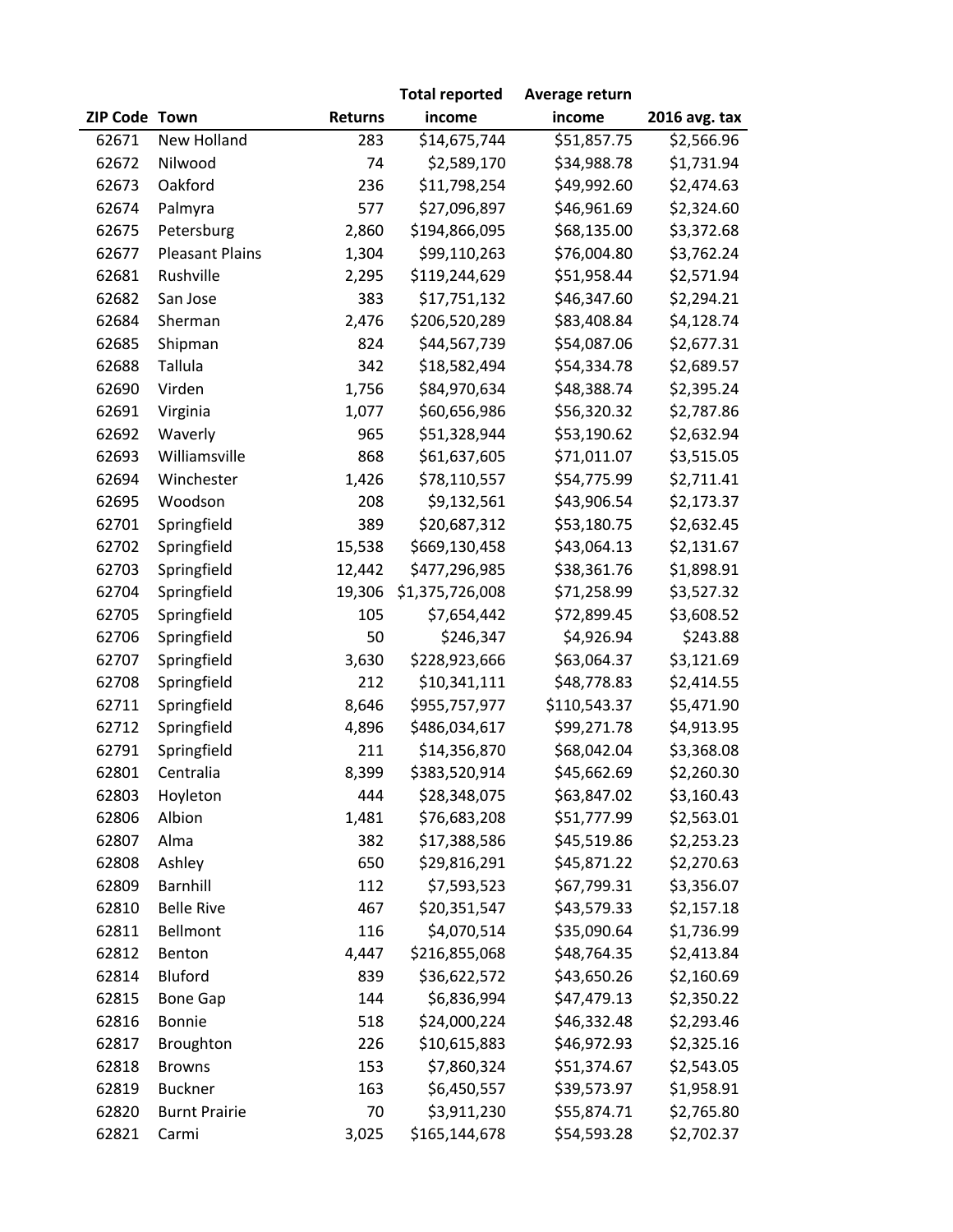| ZIP Code | Town | Returns | Total reported income | Average return income | 2016 avg. tax |
|---|---|---|---|---|---|
| 62671 | New Holland | 283 | $14,675,744 | $51,857.75 | $2,566.96 |
| 62672 | Nilwood | 74 | $2,589,170 | $34,988.78 | $1,731.94 |
| 62673 | Oakford | 236 | $11,798,254 | $49,992.60 | $2,474.63 |
| 62674 | Palmyra | 577 | $27,096,897 | $46,961.69 | $2,324.60 |
| 62675 | Petersburg | 2,860 | $194,866,095 | $68,135.00 | $3,372.68 |
| 62677 | Pleasant Plains | 1,304 | $99,110,263 | $76,004.80 | $3,762.24 |
| 62681 | Rushville | 2,295 | $119,244,629 | $51,958.44 | $2,571.94 |
| 62682 | San Jose | 383 | $17,751,132 | $46,347.60 | $2,294.21 |
| 62684 | Sherman | 2,476 | $206,520,289 | $83,408.84 | $4,128.74 |
| 62685 | Shipman | 824 | $44,567,739 | $54,087.06 | $2,677.31 |
| 62688 | Tallula | 342 | $18,582,494 | $54,334.78 | $2,689.57 |
| 62690 | Virden | 1,756 | $84,970,634 | $48,388.74 | $2,395.24 |
| 62691 | Virginia | 1,077 | $60,656,986 | $56,320.32 | $2,787.86 |
| 62692 | Waverly | 965 | $51,328,944 | $53,190.62 | $2,632.94 |
| 62693 | Williamsville | 868 | $61,637,605 | $71,011.07 | $3,515.05 |
| 62694 | Winchester | 1,426 | $78,110,557 | $54,775.99 | $2,711.41 |
| 62695 | Woodson | 208 | $9,132,561 | $43,906.54 | $2,173.37 |
| 62701 | Springfield | 389 | $20,687,312 | $53,180.75 | $2,632.45 |
| 62702 | Springfield | 15,538 | $669,130,458 | $43,064.13 | $2,131.67 |
| 62703 | Springfield | 12,442 | $477,296,985 | $38,361.76 | $1,898.91 |
| 62704 | Springfield | 19,306 | $1,375,726,008 | $71,258.99 | $3,527.32 |
| 62705 | Springfield | 105 | $7,654,442 | $72,899.45 | $3,608.52 |
| 62706 | Springfield | 50 | $246,347 | $4,926.94 | $243.88 |
| 62707 | Springfield | 3,630 | $228,923,666 | $63,064.37 | $3,121.69 |
| 62708 | Springfield | 212 | $10,341,111 | $48,778.83 | $2,414.55 |
| 62711 | Springfield | 8,646 | $955,757,977 | $110,543.37 | $5,471.90 |
| 62712 | Springfield | 4,896 | $486,034,617 | $99,271.78 | $4,913.95 |
| 62791 | Springfield | 211 | $14,356,870 | $68,042.04 | $3,368.08 |
| 62801 | Centralia | 8,399 | $383,520,914 | $45,662.69 | $2,260.30 |
| 62803 | Hoyleton | 444 | $28,348,075 | $63,847.02 | $3,160.43 |
| 62806 | Albion | 1,481 | $76,683,208 | $51,777.99 | $2,563.01 |
| 62807 | Alma | 382 | $17,388,586 | $45,519.86 | $2,253.23 |
| 62808 | Ashley | 650 | $29,816,291 | $45,871.22 | $2,270.63 |
| 62809 | Barnhill | 112 | $7,593,523 | $67,799.31 | $3,356.07 |
| 62810 | Belle Rive | 467 | $20,351,547 | $43,579.33 | $2,157.18 |
| 62811 | Bellmont | 116 | $4,070,514 | $35,090.64 | $1,736.99 |
| 62812 | Benton | 4,447 | $216,855,068 | $48,764.35 | $2,413.84 |
| 62814 | Bluford | 839 | $36,622,572 | $43,650.26 | $2,160.69 |
| 62815 | Bone Gap | 144 | $6,836,994 | $47,479.13 | $2,350.22 |
| 62816 | Bonnie | 518 | $24,000,224 | $46,332.48 | $2,293.46 |
| 62817 | Broughton | 226 | $10,615,883 | $46,972.93 | $2,325.16 |
| 62818 | Browns | 153 | $7,860,324 | $51,374.67 | $2,543.05 |
| 62819 | Buckner | 163 | $6,450,557 | $39,573.97 | $1,958.91 |
| 62820 | Burnt Prairie | 70 | $3,911,230 | $55,874.71 | $2,765.80 |
| 62821 | Carmi | 3,025 | $165,144,678 | $54,593.28 | $2,702.37 |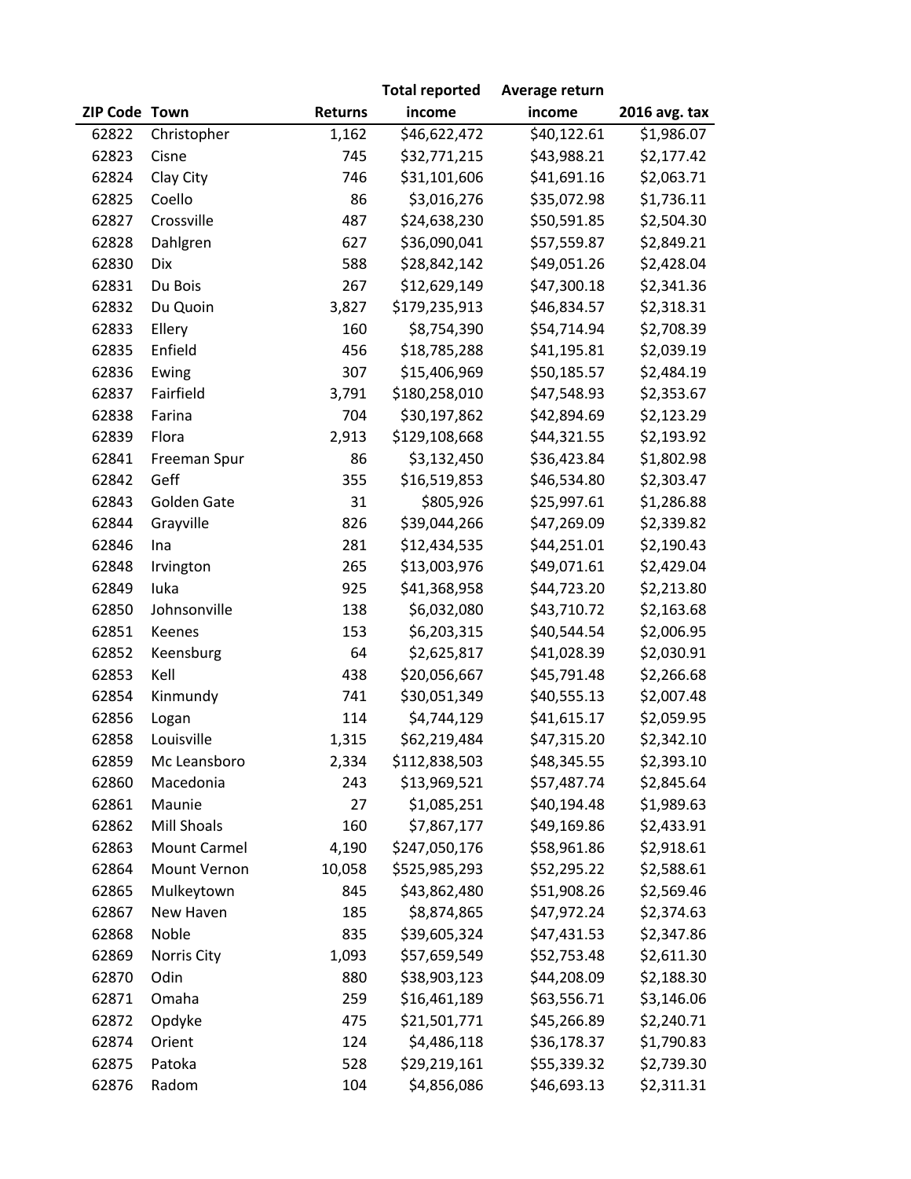| ZIP Code | Town | Returns | Total reported income | Average return income | 2016 avg. tax |
|---|---|---|---|---|---|
| 62822 | Christopher | 1,162 | $46,622,472 | $40,122.61 | $1,986.07 |
| 62823 | Cisne | 745 | $32,771,215 | $43,988.21 | $2,177.42 |
| 62824 | Clay City | 746 | $31,101,606 | $41,691.16 | $2,063.71 |
| 62825 | Coello | 86 | $3,016,276 | $35,072.98 | $1,736.11 |
| 62827 | Crossville | 487 | $24,638,230 | $50,591.85 | $2,504.30 |
| 62828 | Dahlgren | 627 | $36,090,041 | $57,559.87 | $2,849.21 |
| 62830 | Dix | 588 | $28,842,142 | $49,051.26 | $2,428.04 |
| 62831 | Du Bois | 267 | $12,629,149 | $47,300.18 | $2,341.36 |
| 62832 | Du Quoin | 3,827 | $179,235,913 | $46,834.57 | $2,318.31 |
| 62833 | Ellery | 160 | $8,754,390 | $54,714.94 | $2,708.39 |
| 62835 | Enfield | 456 | $18,785,288 | $41,195.81 | $2,039.19 |
| 62836 | Ewing | 307 | $15,406,969 | $50,185.57 | $2,484.19 |
| 62837 | Fairfield | 3,791 | $180,258,010 | $47,548.93 | $2,353.67 |
| 62838 | Farina | 704 | $30,197,862 | $42,894.69 | $2,123.29 |
| 62839 | Flora | 2,913 | $129,108,668 | $44,321.55 | $2,193.92 |
| 62841 | Freeman Spur | 86 | $3,132,450 | $36,423.84 | $1,802.98 |
| 62842 | Geff | 355 | $16,519,853 | $46,534.80 | $2,303.47 |
| 62843 | Golden Gate | 31 | $805,926 | $25,997.61 | $1,286.88 |
| 62844 | Grayville | 826 | $39,044,266 | $47,269.09 | $2,339.82 |
| 62846 | Ina | 281 | $12,434,535 | $44,251.01 | $2,190.43 |
| 62848 | Irvington | 265 | $13,003,976 | $49,071.61 | $2,429.04 |
| 62849 | Iuka | 925 | $41,368,958 | $44,723.20 | $2,213.80 |
| 62850 | Johnsonville | 138 | $6,032,080 | $43,710.72 | $2,163.68 |
| 62851 | Keenes | 153 | $6,203,315 | $40,544.54 | $2,006.95 |
| 62852 | Keensburg | 64 | $2,625,817 | $41,028.39 | $2,030.91 |
| 62853 | Kell | 438 | $20,056,667 | $45,791.48 | $2,266.68 |
| 62854 | Kinmundy | 741 | $30,051,349 | $40,555.13 | $2,007.48 |
| 62856 | Logan | 114 | $4,744,129 | $41,615.17 | $2,059.95 |
| 62858 | Louisville | 1,315 | $62,219,484 | $47,315.20 | $2,342.10 |
| 62859 | Mc Leansboro | 2,334 | $112,838,503 | $48,345.55 | $2,393.10 |
| 62860 | Macedonia | 243 | $13,969,521 | $57,487.74 | $2,845.64 |
| 62861 | Maunie | 27 | $1,085,251 | $40,194.48 | $1,989.63 |
| 62862 | Mill Shoals | 160 | $7,867,177 | $49,169.86 | $2,433.91 |
| 62863 | Mount Carmel | 4,190 | $247,050,176 | $58,961.86 | $2,918.61 |
| 62864 | Mount Vernon | 10,058 | $525,985,293 | $52,295.22 | $2,588.61 |
| 62865 | Mulkeytown | 845 | $43,862,480 | $51,908.26 | $2,569.46 |
| 62867 | New Haven | 185 | $8,874,865 | $47,972.24 | $2,374.63 |
| 62868 | Noble | 835 | $39,605,324 | $47,431.53 | $2,347.86 |
| 62869 | Norris City | 1,093 | $57,659,549 | $52,753.48 | $2,611.30 |
| 62870 | Odin | 880 | $38,903,123 | $44,208.09 | $2,188.30 |
| 62871 | Omaha | 259 | $16,461,189 | $63,556.71 | $3,146.06 |
| 62872 | Opdyke | 475 | $21,501,771 | $45,266.89 | $2,240.71 |
| 62874 | Orient | 124 | $4,486,118 | $36,178.37 | $1,790.83 |
| 62875 | Patoka | 528 | $29,219,161 | $55,339.32 | $2,739.30 |
| 62876 | Radom | 104 | $4,856,086 | $46,693.13 | $2,311.31 |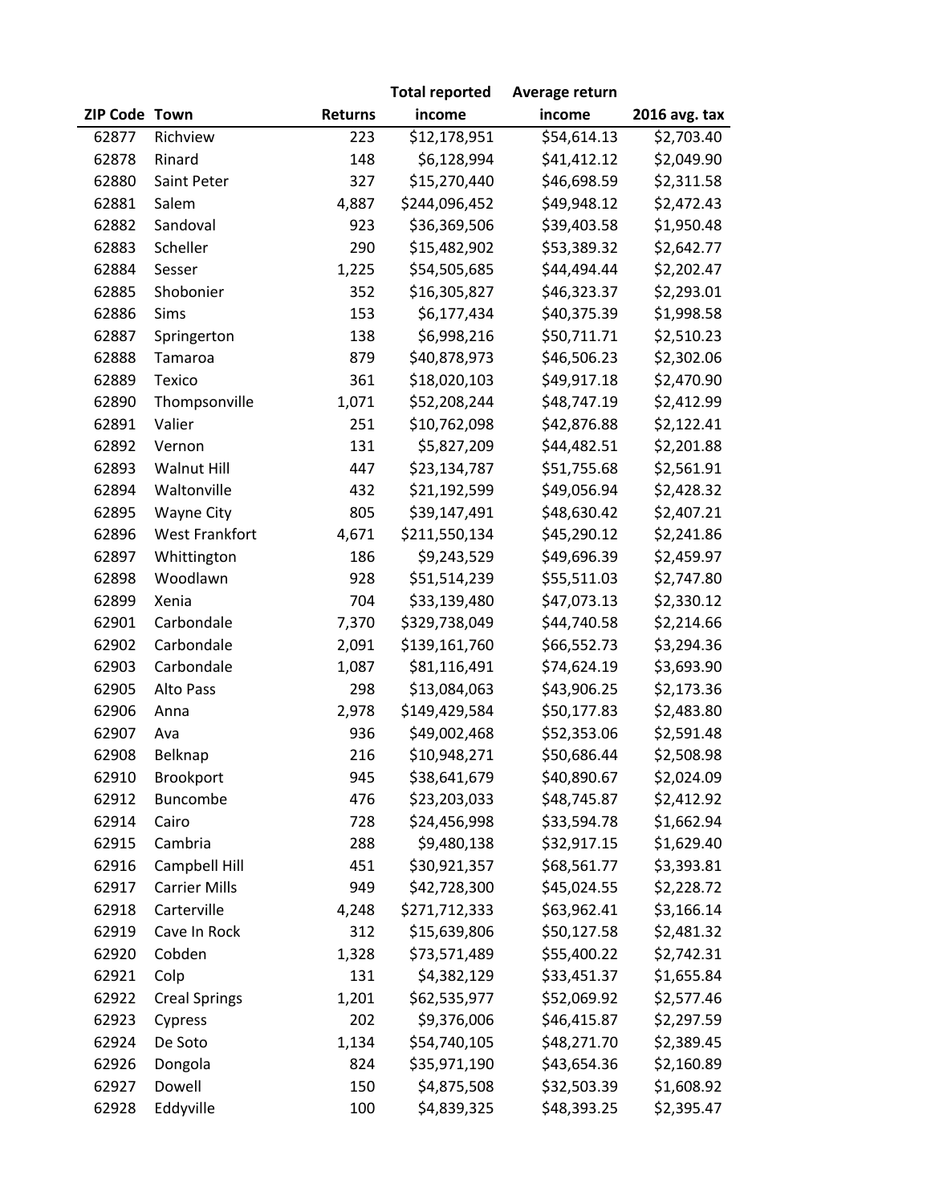| ZIP Code | Town | Returns | Total reported income | Average return income | 2016 avg. tax |
|---|---|---|---|---|---|
| 62877 | Richview | 223 | $12,178,951 | $54,614.13 | $2,703.40 |
| 62878 | Rinard | 148 | $6,128,994 | $41,412.12 | $2,049.90 |
| 62880 | Saint Peter | 327 | $15,270,440 | $46,698.59 | $2,311.58 |
| 62881 | Salem | 4,887 | $244,096,452 | $49,948.12 | $2,472.43 |
| 62882 | Sandoval | 923 | $36,369,506 | $39,403.58 | $1,950.48 |
| 62883 | Scheller | 290 | $15,482,902 | $53,389.32 | $2,642.77 |
| 62884 | Sesser | 1,225 | $54,505,685 | $44,494.44 | $2,202.47 |
| 62885 | Shobonier | 352 | $16,305,827 | $46,323.37 | $2,293.01 |
| 62886 | Sims | 153 | $6,177,434 | $40,375.39 | $1,998.58 |
| 62887 | Springerton | 138 | $6,998,216 | $50,711.71 | $2,510.23 |
| 62888 | Tamaroa | 879 | $40,878,973 | $46,506.23 | $2,302.06 |
| 62889 | Texico | 361 | $18,020,103 | $49,917.18 | $2,470.90 |
| 62890 | Thompsonville | 1,071 | $52,208,244 | $48,747.19 | $2,412.99 |
| 62891 | Valier | 251 | $10,762,098 | $42,876.88 | $2,122.41 |
| 62892 | Vernon | 131 | $5,827,209 | $44,482.51 | $2,201.88 |
| 62893 | Walnut Hill | 447 | $23,134,787 | $51,755.68 | $2,561.91 |
| 62894 | Waltonville | 432 | $21,192,599 | $49,056.94 | $2,428.32 |
| 62895 | Wayne City | 805 | $39,147,491 | $48,630.42 | $2,407.21 |
| 62896 | West Frankfort | 4,671 | $211,550,134 | $45,290.12 | $2,241.86 |
| 62897 | Whittington | 186 | $9,243,529 | $49,696.39 | $2,459.97 |
| 62898 | Woodlawn | 928 | $51,514,239 | $55,511.03 | $2,747.80 |
| 62899 | Xenia | 704 | $33,139,480 | $47,073.13 | $2,330.12 |
| 62901 | Carbondale | 7,370 | $329,738,049 | $44,740.58 | $2,214.66 |
| 62902 | Carbondale | 2,091 | $139,161,760 | $66,552.73 | $3,294.36 |
| 62903 | Carbondale | 1,087 | $81,116,491 | $74,624.19 | $3,693.90 |
| 62905 | Alto Pass | 298 | $13,084,063 | $43,906.25 | $2,173.36 |
| 62906 | Anna | 2,978 | $149,429,584 | $50,177.83 | $2,483.80 |
| 62907 | Ava | 936 | $49,002,468 | $52,353.06 | $2,591.48 |
| 62908 | Belknap | 216 | $10,948,271 | $50,686.44 | $2,508.98 |
| 62910 | Brookport | 945 | $38,641,679 | $40,890.67 | $2,024.09 |
| 62912 | Buncombe | 476 | $23,203,033 | $48,745.87 | $2,412.92 |
| 62914 | Cairo | 728 | $24,456,998 | $33,594.78 | $1,662.94 |
| 62915 | Cambria | 288 | $9,480,138 | $32,917.15 | $1,629.40 |
| 62916 | Campbell Hill | 451 | $30,921,357 | $68,561.77 | $3,393.81 |
| 62917 | Carrier Mills | 949 | $42,728,300 | $45,024.55 | $2,228.72 |
| 62918 | Carterville | 4,248 | $271,712,333 | $63,962.41 | $3,166.14 |
| 62919 | Cave In Rock | 312 | $15,639,806 | $50,127.58 | $2,481.32 |
| 62920 | Cobden | 1,328 | $73,571,489 | $55,400.22 | $2,742.31 |
| 62921 | Colp | 131 | $4,382,129 | $33,451.37 | $1,655.84 |
| 62922 | Creal Springs | 1,201 | $62,535,977 | $52,069.92 | $2,577.46 |
| 62923 | Cypress | 202 | $9,376,006 | $46,415.87 | $2,297.59 |
| 62924 | De Soto | 1,134 | $54,740,105 | $48,271.70 | $2,389.45 |
| 62926 | Dongola | 824 | $35,971,190 | $43,654.36 | $2,160.89 |
| 62927 | Dowell | 150 | $4,875,508 | $32,503.39 | $1,608.92 |
| 62928 | Eddyville | 100 | $4,839,325 | $48,393.25 | $2,395.47 |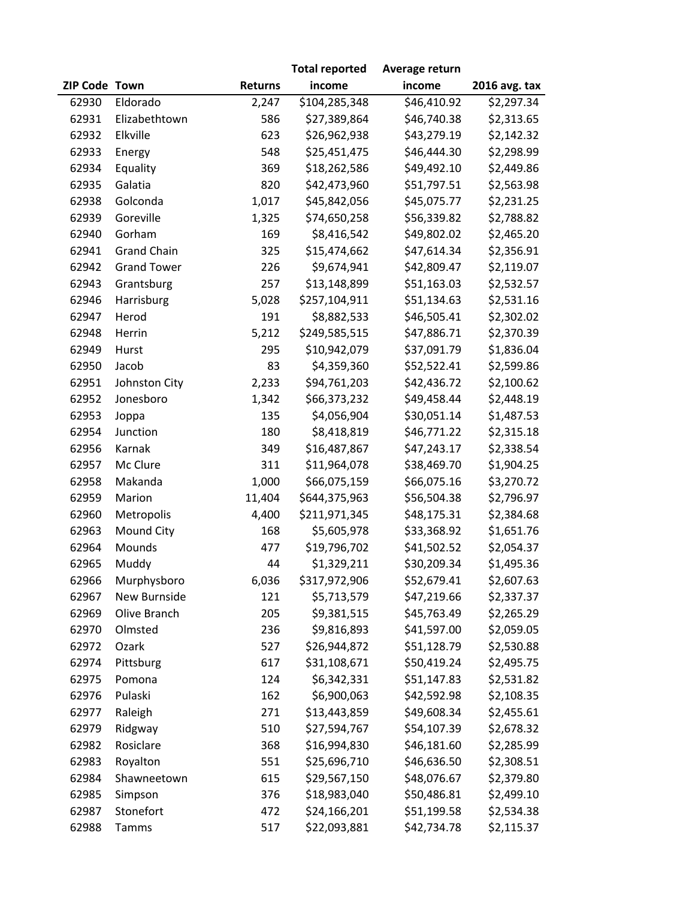| ZIP Code | Town | Returns | Total reported income | Average return income | 2016 avg. tax |
|---|---|---|---|---|---|
| 62930 | Eldorado | 2,247 | $104,285,348 | $46,410.92 | $2,297.34 |
| 62931 | Elizabethtown | 586 | $27,389,864 | $46,740.38 | $2,313.65 |
| 62932 | Elkville | 623 | $26,962,938 | $43,279.19 | $2,142.32 |
| 62933 | Energy | 548 | $25,451,475 | $46,444.30 | $2,298.99 |
| 62934 | Equality | 369 | $18,262,586 | $49,492.10 | $2,449.86 |
| 62935 | Galatia | 820 | $42,473,960 | $51,797.51 | $2,563.98 |
| 62938 | Golconda | 1,017 | $45,842,056 | $45,075.77 | $2,231.25 |
| 62939 | Goreville | 1,325 | $74,650,258 | $56,339.82 | $2,788.82 |
| 62940 | Gorham | 169 | $8,416,542 | $49,802.02 | $2,465.20 |
| 62941 | Grand Chain | 325 | $15,474,662 | $47,614.34 | $2,356.91 |
| 62942 | Grand Tower | 226 | $9,674,941 | $42,809.47 | $2,119.07 |
| 62943 | Grantsburg | 257 | $13,148,899 | $51,163.03 | $2,532.57 |
| 62946 | Harrisburg | 5,028 | $257,104,911 | $51,134.63 | $2,531.16 |
| 62947 | Herod | 191 | $8,882,533 | $46,505.41 | $2,302.02 |
| 62948 | Herrin | 5,212 | $249,585,515 | $47,886.71 | $2,370.39 |
| 62949 | Hurst | 295 | $10,942,079 | $37,091.79 | $1,836.04 |
| 62950 | Jacob | 83 | $4,359,360 | $52,522.41 | $2,599.86 |
| 62951 | Johnston City | 2,233 | $94,761,203 | $42,436.72 | $2,100.62 |
| 62952 | Jonesboro | 1,342 | $66,373,232 | $49,458.44 | $2,448.19 |
| 62953 | Joppa | 135 | $4,056,904 | $30,051.14 | $1,487.53 |
| 62954 | Junction | 180 | $8,418,819 | $46,771.22 | $2,315.18 |
| 62956 | Karnak | 349 | $16,487,867 | $47,243.17 | $2,338.54 |
| 62957 | Mc Clure | 311 | $11,964,078 | $38,469.70 | $1,904.25 |
| 62958 | Makanda | 1,000 | $66,075,159 | $66,075.16 | $3,270.72 |
| 62959 | Marion | 11,404 | $644,375,963 | $56,504.38 | $2,796.97 |
| 62960 | Metropolis | 4,400 | $211,971,345 | $48,175.31 | $2,384.68 |
| 62963 | Mound City | 168 | $5,605,978 | $33,368.92 | $1,651.76 |
| 62964 | Mounds | 477 | $19,796,702 | $41,502.52 | $2,054.37 |
| 62965 | Muddy | 44 | $1,329,211 | $30,209.34 | $1,495.36 |
| 62966 | Murphysboro | 6,036 | $317,972,906 | $52,679.41 | $2,607.63 |
| 62967 | New Burnside | 121 | $5,713,579 | $47,219.66 | $2,337.37 |
| 62969 | Olive Branch | 205 | $9,381,515 | $45,763.49 | $2,265.29 |
| 62970 | Olmsted | 236 | $9,816,893 | $41,597.00 | $2,059.05 |
| 62972 | Ozark | 527 | $26,944,872 | $51,128.79 | $2,530.88 |
| 62974 | Pittsburg | 617 | $31,108,671 | $50,419.24 | $2,495.75 |
| 62975 | Pomona | 124 | $6,342,331 | $51,147.83 | $2,531.82 |
| 62976 | Pulaski | 162 | $6,900,063 | $42,592.98 | $2,108.35 |
| 62977 | Raleigh | 271 | $13,443,859 | $49,608.34 | $2,455.61 |
| 62979 | Ridgway | 510 | $27,594,767 | $54,107.39 | $2,678.32 |
| 62982 | Rosiclare | 368 | $16,994,830 | $46,181.60 | $2,285.99 |
| 62983 | Royalton | 551 | $25,696,710 | $46,636.50 | $2,308.51 |
| 62984 | Shawneetown | 615 | $29,567,150 | $48,076.67 | $2,379.80 |
| 62985 | Simpson | 376 | $18,983,040 | $50,486.81 | $2,499.10 |
| 62987 | Stonefort | 472 | $24,166,201 | $51,199.58 | $2,534.38 |
| 62988 | Tamms | 517 | $22,093,881 | $42,734.78 | $2,115.37 |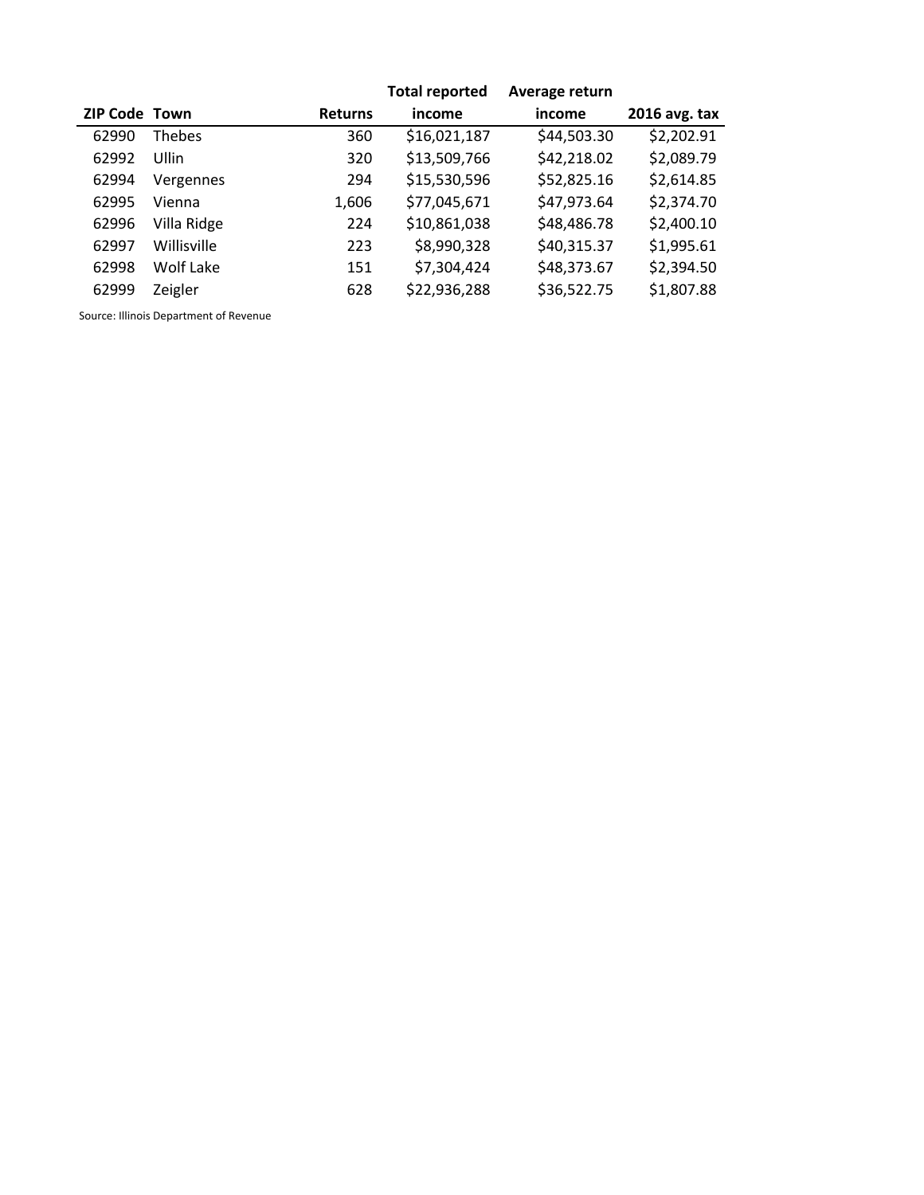| ZIP Code | Town | Returns | Total reported income | Average return income | 2016 avg. tax |
|---|---|---|---|---|---|
| 62990 | Thebes | 360 | $16,021,187 | $44,503.30 | $2,202.91 |
| 62992 | Ullin | 320 | $13,509,766 | $42,218.02 | $2,089.79 |
| 62994 | Vergennes | 294 | $15,530,596 | $52,825.16 | $2,614.85 |
| 62995 | Vienna | 1,606 | $77,045,671 | $47,973.64 | $2,374.70 |
| 62996 | Villa Ridge | 224 | $10,861,038 | $48,486.78 | $2,400.10 |
| 62997 | Willisville | 223 | $8,990,328 | $40,315.37 | $1,995.61 |
| 62998 | Wolf Lake | 151 | $7,304,424 | $48,373.67 | $2,394.50 |
| 62999 | Zeigler | 628 | $22,936,288 | $36,522.75 | $1,807.88 |

Source: Illinois Department of Revenue